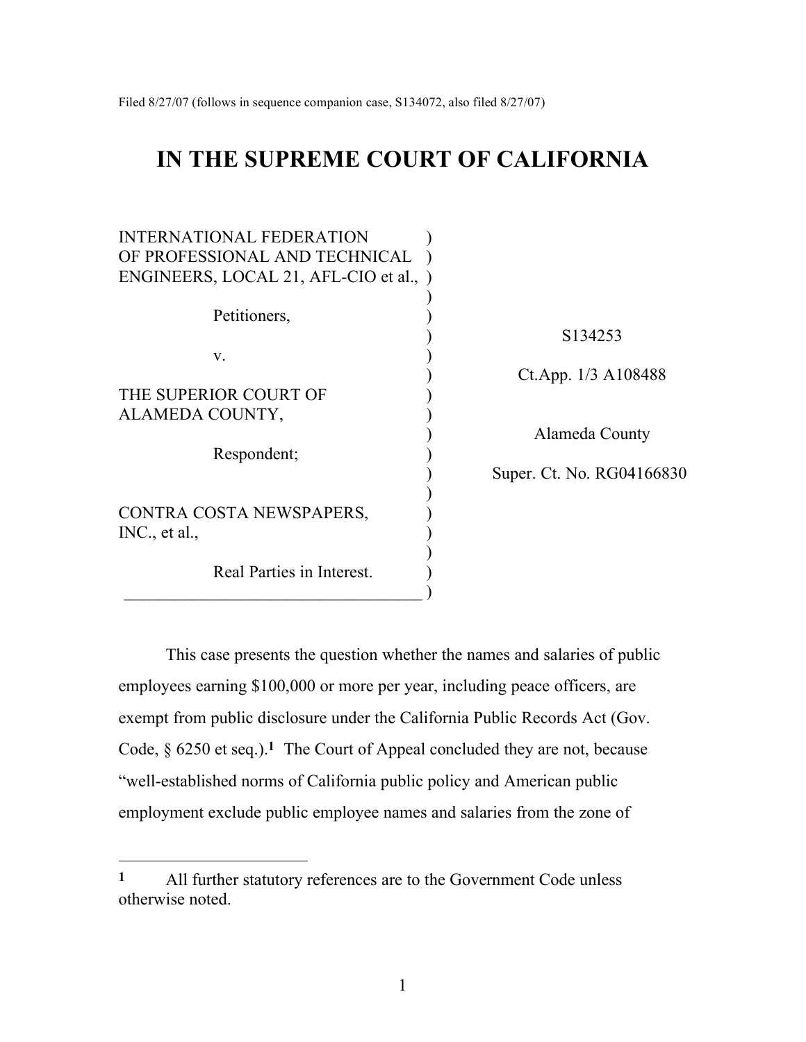Filed 8/27/07 (follows in sequence companion case, S134072, also filed 8/27/07)

# IN THE SUPREME COURT OF CALIFORNIA

| | |
|---|---|
| INTERNATIONAL FEDERATION OF PROFESSIONAL AND TECHNICAL ENGINEERS, LOCAL 21, AFL-CIO et al., | |
| Petitioners, | S134253 |
| v. | Ct.App. 1/3 A108488 |
| THE SUPERIOR COURT OF ALAMEDA COUNTY, | |
| Respondent; | Alameda County |
| | Super. Ct. No. RG04166830 |
| CONTRA COSTA NEWSPAPERS, INC., et al., | |
| Real Parties in Interest. | |

This case presents the question whether the names and salaries of public employees earning $100,000 or more per year, including peace officers, are exempt from public disclosure under the California Public Records Act (Gov. Code, § 6250 et seq.).[1] The Court of Appeal concluded they are not, because "well-established norms of California public policy and American public employment exclude public employee names and salaries from the zone of

---

[1] All further statutory references are to the Government Code unless otherwise noted.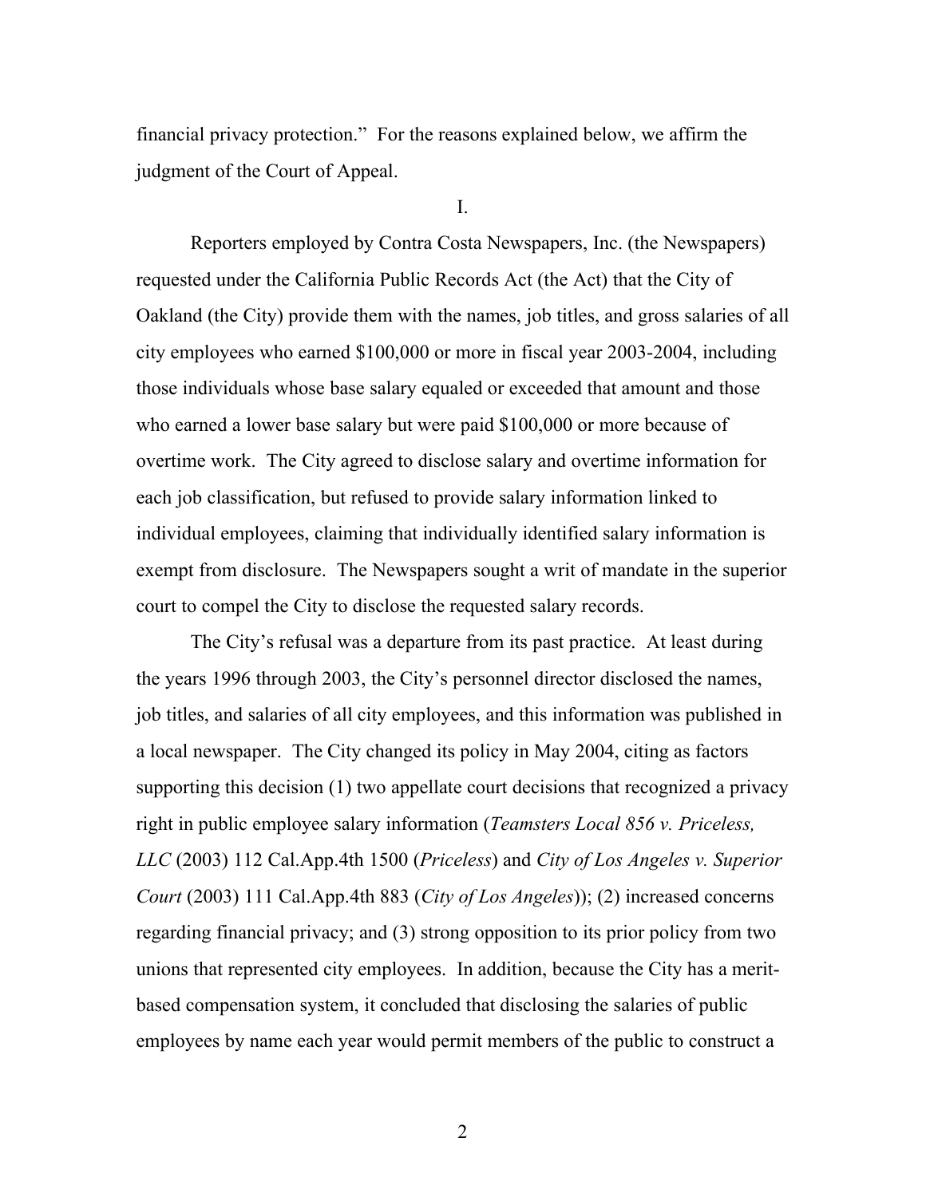financial privacy protection." For the reasons explained below, we affirm the judgment of the Court of Appeal.

I.

Reporters employed by Contra Costa Newspapers, Inc. (the Newspapers) requested under the California Public Records Act (the Act) that the City of Oakland (the City) provide them with the names, job titles, and gross salaries of all city employees who earned $100,000 or more in fiscal year 2003-2004, including those individuals whose base salary equaled or exceeded that amount and those who earned a lower base salary but were paid $100,000 or more because of overtime work. The City agreed to disclose salary and overtime information for each job classification, but refused to provide salary information linked to individual employees, claiming that individually identified salary information is exempt from disclosure. The Newspapers sought a writ of mandate in the superior court to compel the City to disclose the requested salary records.

The City's refusal was a departure from its past practice. At least during the years 1996 through 2003, the City's personnel director disclosed the names, job titles, and salaries of all city employees, and this information was published in a local newspaper. The City changed its policy in May 2004, citing as factors supporting this decision (1) two appellate court decisions that recognized a privacy right in public employee salary information (*Teamsters Local 856 v. Priceless, LLC* (2003) 112 Cal.App.4th 1500 (*Priceless*) and *City of Los Angeles v. Superior Court* (2003) 111 Cal.App.4th 883 (*City of Los Angeles*)); (2) increased concerns regarding financial privacy; and (3) strong opposition to its prior policy from two unions that represented city employees. In addition, because the City has a merit-based compensation system, it concluded that disclosing the salaries of public employees by name each year would permit members of the public to construct a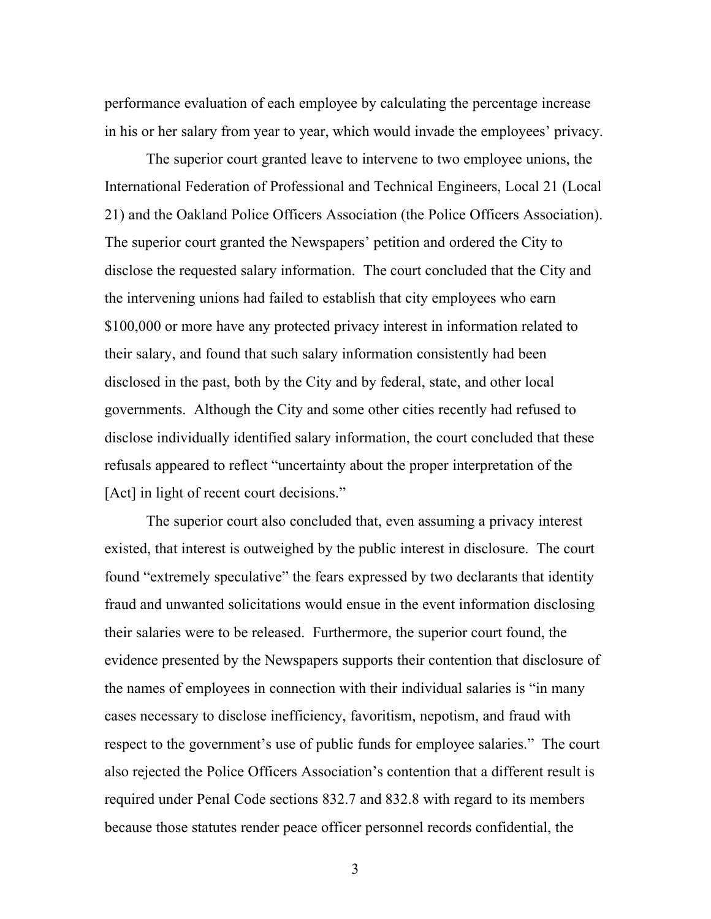performance evaluation of each employee by calculating the percentage increase in his or her salary from year to year, which would invade the employees' privacy.

The superior court granted leave to intervene to two employee unions, the International Federation of Professional and Technical Engineers, Local 21 (Local 21) and the Oakland Police Officers Association (the Police Officers Association). The superior court granted the Newspapers' petition and ordered the City to disclose the requested salary information. The court concluded that the City and the intervening unions had failed to establish that city employees who earn $100,000 or more have any protected privacy interest in information related to their salary, and found that such salary information consistently had been disclosed in the past, both by the City and by federal, state, and other local governments. Although the City and some other cities recently had refused to disclose individually identified salary information, the court concluded that these refusals appeared to reflect "uncertainty about the proper interpretation of the [Act] in light of recent court decisions."

The superior court also concluded that, even assuming a privacy interest existed, that interest is outweighed by the public interest in disclosure. The court found "extremely speculative" the fears expressed by two declarants that identity fraud and unwanted solicitations would ensue in the event information disclosing their salaries were to be released. Furthermore, the superior court found, the evidence presented by the Newspapers supports their contention that disclosure of the names of employees in connection with their individual salaries is "in many cases necessary to disclose inefficiency, favoritism, nepotism, and fraud with respect to the government's use of public funds for employee salaries." The court also rejected the Police Officers Association's contention that a different result is required under Penal Code sections 832.7 and 832.8 with regard to its members because those statutes render peace officer personnel records confidential, the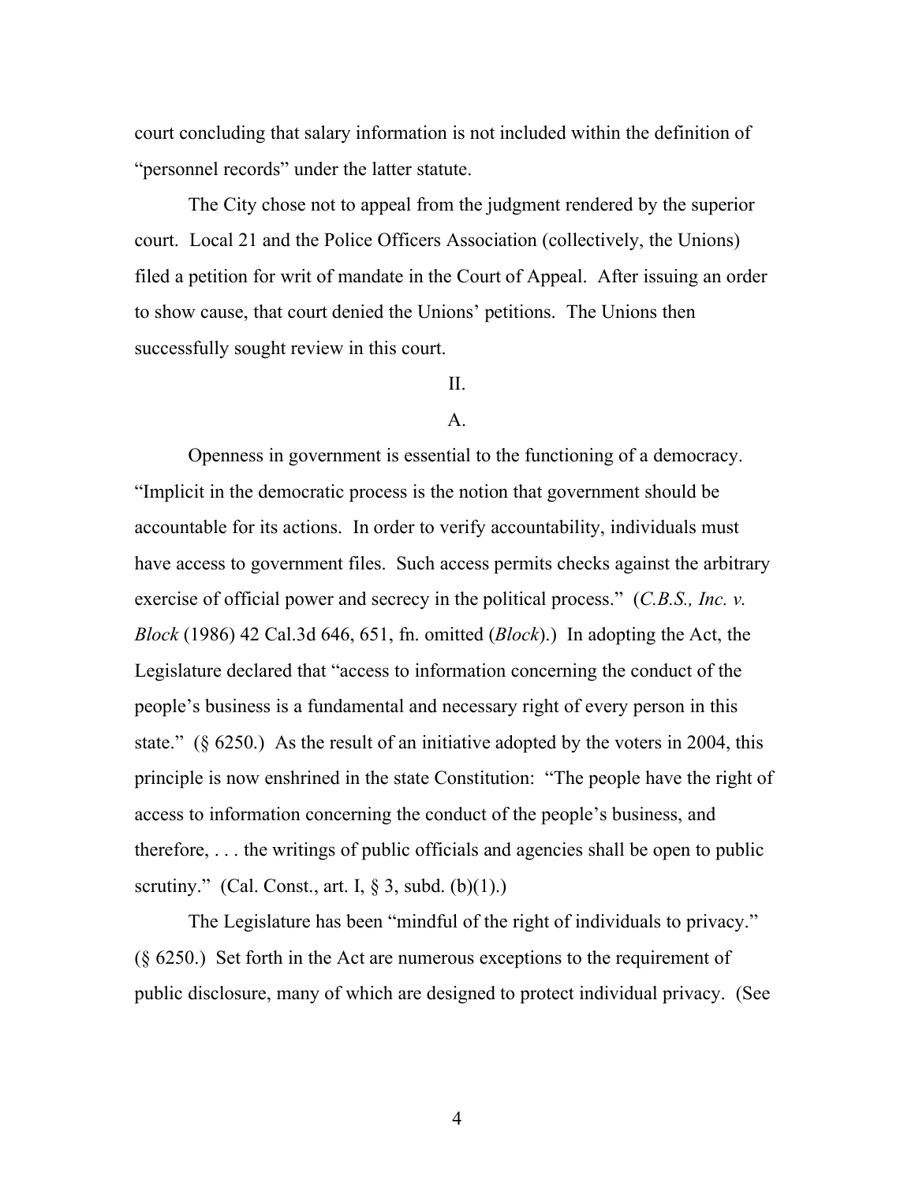court concluding that salary information is not included within the definition of "personnel records" under the latter statute.

The City chose not to appeal from the judgment rendered by the superior court. Local 21 and the Police Officers Association (collectively, the Unions) filed a petition for writ of mandate in the Court of Appeal. After issuing an order to show cause, that court denied the Unions' petitions. The Unions then successfully sought review in this court.

## II.

### A.

Openness in government is essential to the functioning of a democracy. "Implicit in the democratic process is the notion that government should be accountable for its actions. In order to verify accountability, individuals must have access to government files. Such access permits checks against the arbitrary exercise of official power and secrecy in the political process." (*C.B.S., Inc. v. Block* (1986) 42 Cal.3d 646, 651, fn. omitted (*Block*).) In adopting the Act, the Legislature declared that "access to information concerning the conduct of the people's business is a fundamental and necessary right of every person in this state." (§ 6250.) As the result of an initiative adopted by the voters in 2004, this principle is now enshrined in the state Constitution: "The people have the right of access to information concerning the conduct of the people's business, and therefore, . . . the writings of public officials and agencies shall be open to public scrutiny." (Cal. Const., art. I, § 3, subd. (b)(1).)

The Legislature has been "mindful of the right of individuals to privacy." (§ 6250.) Set forth in the Act are numerous exceptions to the requirement of public disclosure, many of which are designed to protect individual privacy. (See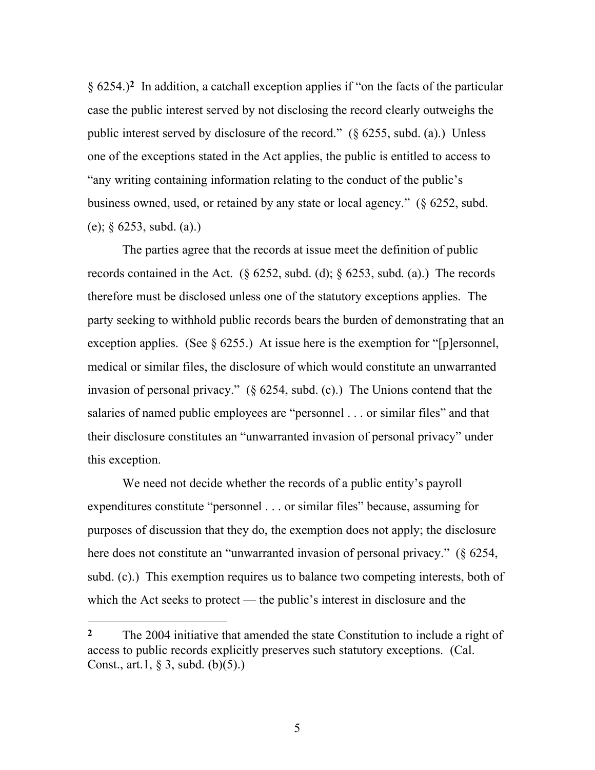§ 6254.)[2] In addition, a catchall exception applies if "on the facts of the particular case the public interest served by not disclosing the record clearly outweighs the public interest served by disclosure of the record." (§ 6255, subd. (a).) Unless one of the exceptions stated in the Act applies, the public is entitled to access to "any writing containing information relating to the conduct of the public's business owned, used, or retained by any state or local agency." (§ 6252, subd. (e); § 6253, subd. (a).)

The parties agree that the records at issue meet the definition of public records contained in the Act. (§ 6252, subd. (d); § 6253, subd. (a).) The records therefore must be disclosed unless one of the statutory exceptions applies. The party seeking to withhold public records bears the burden of demonstrating that an exception applies. (See § 6255.) At issue here is the exemption for "[p]ersonnel, medical or similar files, the disclosure of which would constitute an unwarranted invasion of personal privacy." (§ 6254, subd. (c).) The Unions contend that the salaries of named public employees are "personnel . . . or similar files" and that their disclosure constitutes an "unwarranted invasion of personal privacy" under this exception.

We need not decide whether the records of a public entity's payroll expenditures constitute "personnel . . . or similar files" because, assuming for purposes of discussion that they do, the exemption does not apply; the disclosure here does not constitute an "unwarranted invasion of personal privacy." (§ 6254, subd. (c).) This exemption requires us to balance two competing interests, both of which the Act seeks to protect — the public's interest in disclosure and the

---

[2] The 2004 initiative that amended the state Constitution to include a right of access to public records explicitly preserves such statutory exceptions. (Cal. Const., art.1, § 3, subd. (b)(5).)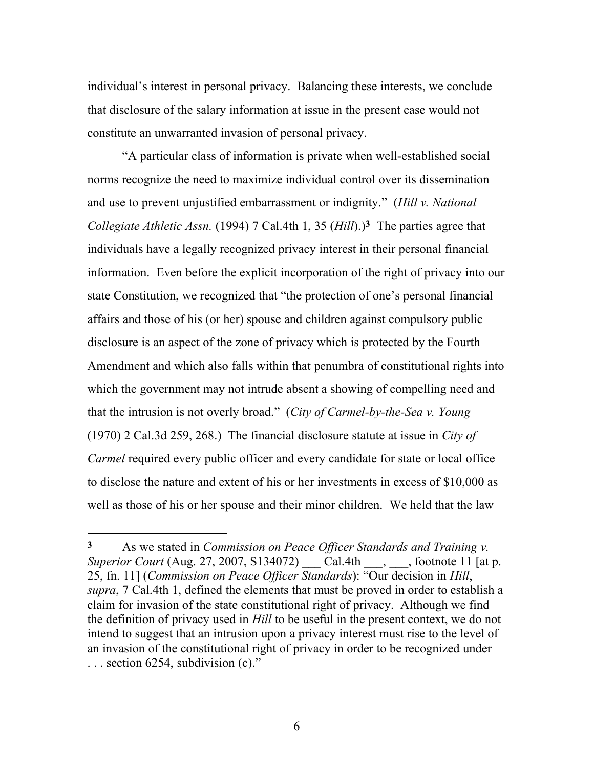individual's interest in personal privacy. Balancing these interests, we conclude that disclosure of the salary information at issue in the present case would not constitute an unwarranted invasion of personal privacy.

"A particular class of information is private when well-established social norms recognize the need to maximize individual control over its dissemination and use to prevent unjustified embarrassment or indignity." (*Hill v. National Collegiate Athletic Assn.* (1994) 7 Cal.4th 1, 35 (*Hill*).)[3] The parties agree that individuals have a legally recognized privacy interest in their personal financial information. Even before the explicit incorporation of the right of privacy into our state Constitution, we recognized that "the protection of one's personal financial affairs and those of his (or her) spouse and children against compulsory public disclosure is an aspect of the zone of privacy which is protected by the Fourth Amendment and which also falls within that penumbra of constitutional rights into which the government may not intrude absent a showing of compelling need and that the intrusion is not overly broad." (*City of Carmel-by-the-Sea v. Young* (1970) 2 Cal.3d 259, 268.) The financial disclosure statute at issue in *City of Carmel* required every public officer and every candidate for state or local office to disclose the nature and extent of his or her investments in excess of $10,000 as well as those of his or her spouse and their minor children. We held that the law

---

[3] As we stated in *Commission on Peace Officer Standards and Training v. Superior Court* (Aug. 27, 2007, S134072) ___ Cal.4th ___, ___, footnote 11 [at p. 25, fn. 11] (*Commission on Peace Officer Standards*): "Our decision in *Hill*, *supra*, 7 Cal.4th 1, defined the elements that must be proved in order to establish a claim for invasion of the state constitutional right of privacy. Although we find the definition of privacy used in *Hill* to be useful in the present context, we do not intend to suggest that an intrusion upon a privacy interest must rise to the level of an invasion of the constitutional right of privacy in order to be recognized under . . . section 6254, subdivision (c)."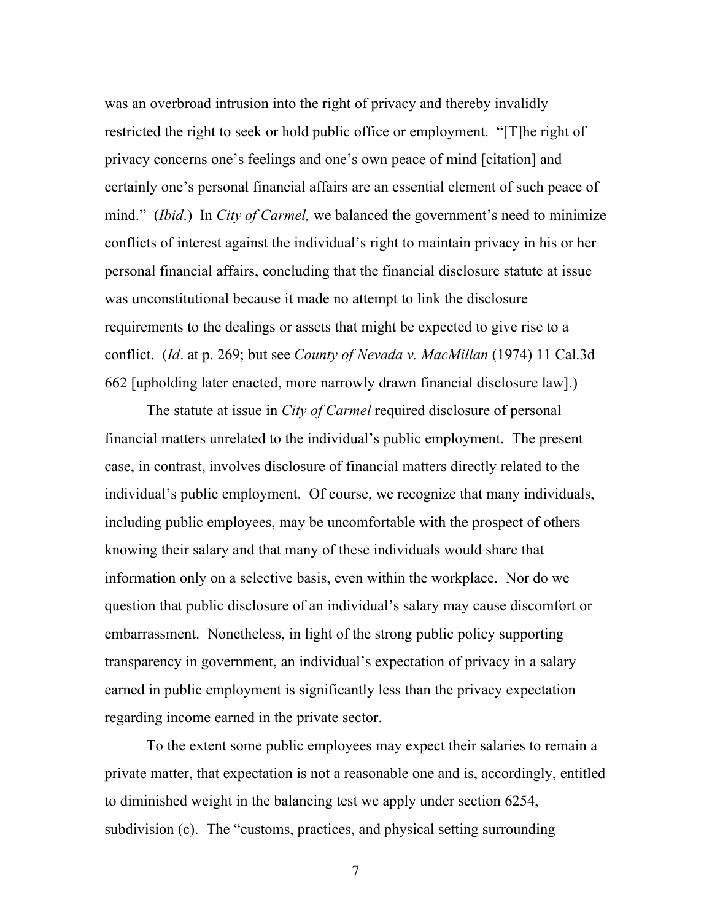was an overbroad intrusion into the right of privacy and thereby invalidly restricted the right to seek or hold public office or employment. "[T]he right of privacy concerns one's feelings and one's own peace of mind [citation] and certainly one's personal financial affairs are an essential element of such peace of mind." (*Ibid*.) In *City of Carmel,* we balanced the government's need to minimize conflicts of interest against the individual's right to maintain privacy in his or her personal financial affairs, concluding that the financial disclosure statute at issue was unconstitutional because it made no attempt to link the disclosure requirements to the dealings or assets that might be expected to give rise to a conflict. (*Id*. at p. 269; but see *County of Nevada v. MacMillan* (1974) 11 Cal.3d 662 [upholding later enacted, more narrowly drawn financial disclosure law].)

The statute at issue in *City of Carmel* required disclosure of personal financial matters unrelated to the individual's public employment. The present case, in contrast, involves disclosure of financial matters directly related to the individual's public employment. Of course, we recognize that many individuals, including public employees, may be uncomfortable with the prospect of others knowing their salary and that many of these individuals would share that information only on a selective basis, even within the workplace. Nor do we question that public disclosure of an individual's salary may cause discomfort or embarrassment. Nonetheless, in light of the strong public policy supporting transparency in government, an individual's expectation of privacy in a salary earned in public employment is significantly less than the privacy expectation regarding income earned in the private sector.

To the extent some public employees may expect their salaries to remain a private matter, that expectation is not a reasonable one and is, accordingly, entitled to diminished weight in the balancing test we apply under section 6254, subdivision (c). The "customs, practices, and physical setting surrounding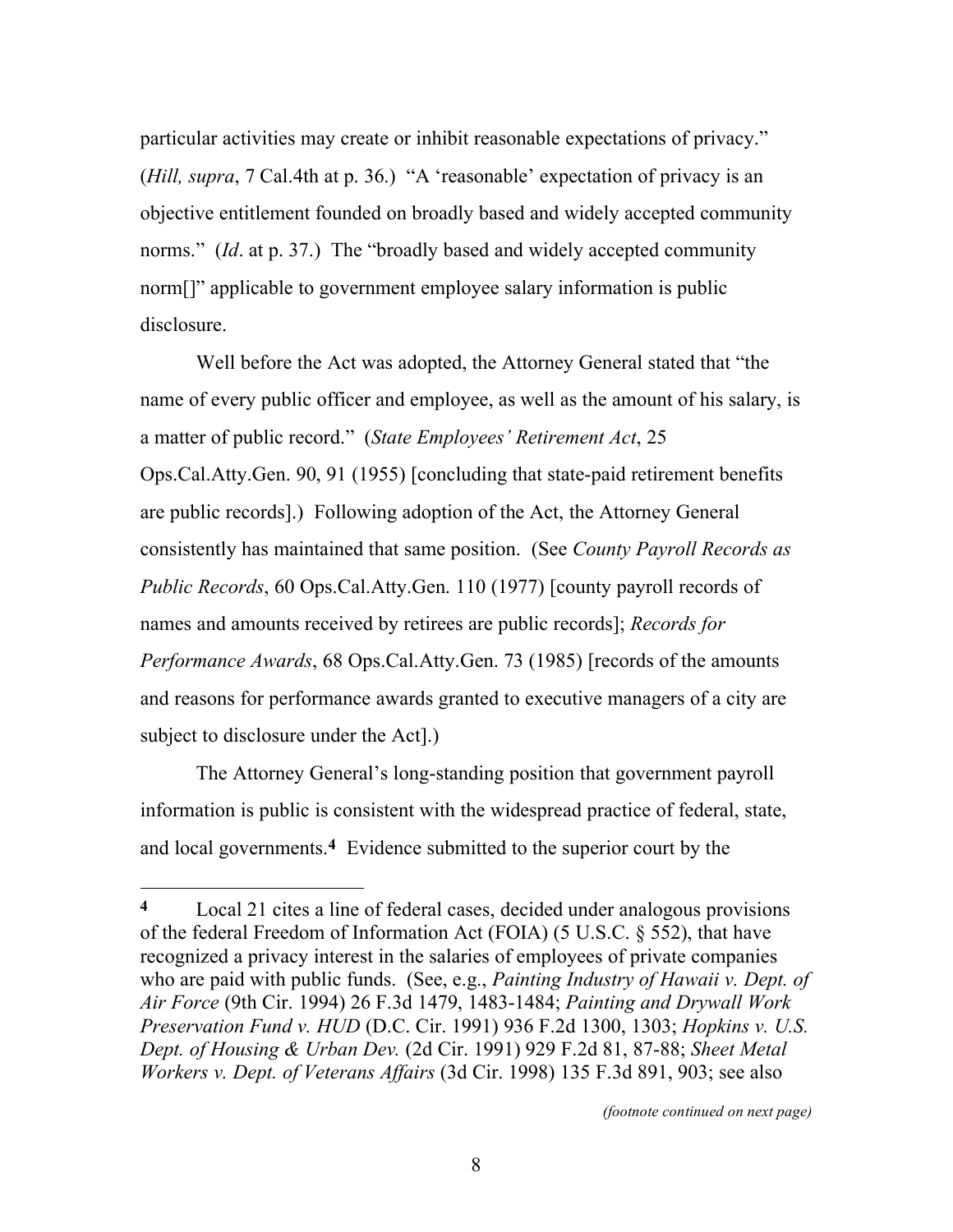particular activities may create or inhibit reasonable expectations of privacy." (*Hill, supra*, 7 Cal.4th at p. 36.) "A 'reasonable' expectation of privacy is an objective entitlement founded on broadly based and widely accepted community norms." (*Id*. at p. 37.) The "broadly based and widely accepted community norm[]" applicable to government employee salary information is public disclosure.

Well before the Act was adopted, the Attorney General stated that "the name of every public officer and employee, as well as the amount of his salary, is a matter of public record." (*State Employees' Retirement Act*, 25 Ops.Cal.Atty.Gen. 90, 91 (1955) [concluding that state-paid retirement benefits are public records].) Following adoption of the Act, the Attorney General consistently has maintained that same position. (See *County Payroll Records as Public Records*, 60 Ops.Cal.Atty.Gen. 110 (1977) [county payroll records of names and amounts received by retirees are public records]; *Records for Performance Awards*, 68 Ops.Cal.Atty.Gen. 73 (1985) [records of the amounts and reasons for performance awards granted to executive managers of a city are subject to disclosure under the Act].)

The Attorney General's long-standing position that government payroll information is public is consistent with the widespread practice of federal, state, and local governments.[4] Evidence submitted to the superior court by the

---

[4] Local 21 cites a line of federal cases, decided under analogous provisions of the federal Freedom of Information Act (FOIA) (5 U.S.C. § 552), that have recognized a privacy interest in the salaries of employees of private companies who are paid with public funds. (See, e.g., *Painting Industry of Hawaii v. Dept. of Air Force* (9th Cir. 1994) 26 F.3d 1479, 1483-1484; *Painting and Drywall Work Preservation Fund v. HUD* (D.C. Cir. 1991) 936 F.2d 1300, 1303; *Hopkins v. U.S. Dept. of Housing & Urban Dev.* (2d Cir. 1991) 929 F.2d 81, 87-88; *Sheet Metal Workers v. Dept. of Veterans Affairs* (3d Cir. 1998) 135 F.3d 891, 903; see also

*(footnote continued on next page)*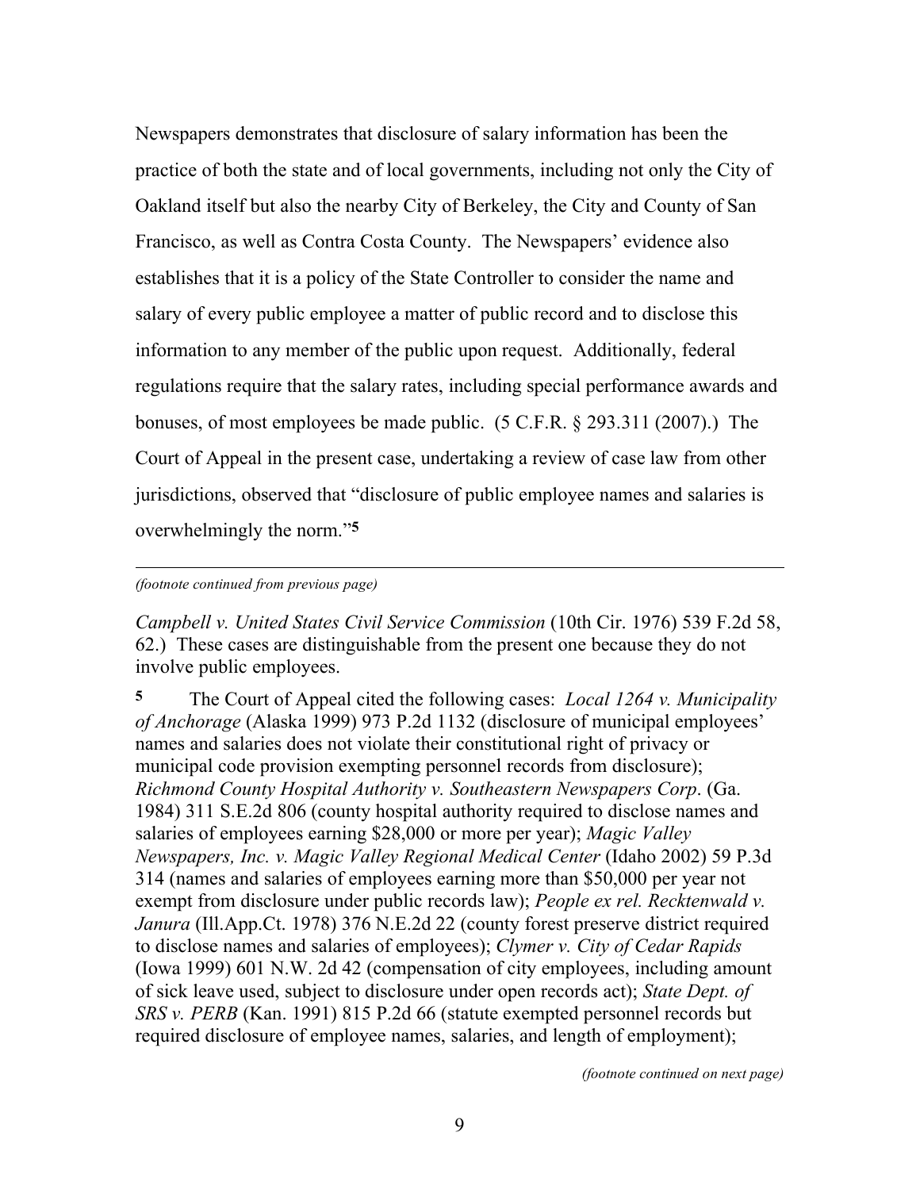Newspapers demonstrates that disclosure of salary information has been the practice of both the state and of local governments, including not only the City of Oakland itself but also the nearby City of Berkeley, the City and County of San Francisco, as well as Contra Costa County. The Newspapers' evidence also establishes that it is a policy of the State Controller to consider the name and salary of every public employee a matter of public record and to disclose this information to any member of the public upon request. Additionally, federal regulations require that the salary rates, including special performance awards and bonuses, of most employees be made public. (5 C.F.R. § 293.311 (2007).) The Court of Appeal in the present case, undertaking a review of case law from other jurisdictions, observed that "disclosure of public employee names and salaries is overwhelmingly the norm."[5]

---

*(footnote continued from previous page)*

*Campbell v. United States Civil Service Commission* (10th Cir. 1976) 539 F.2d 58, 62.) These cases are distinguishable from the present one because they do not involve public employees.

**5** The Court of Appeal cited the following cases: *Local 1264 v. Municipality of Anchorage* (Alaska 1999) 973 P.2d 1132 (disclosure of municipal employees' names and salaries does not violate their constitutional right of privacy or municipal code provision exempting personnel records from disclosure); *Richmond County Hospital Authority v. Southeastern Newspapers Corp*. (Ga. 1984) 311 S.E.2d 806 (county hospital authority required to disclose names and salaries of employees earning $28,000 or more per year); *Magic Valley Newspapers, Inc. v. Magic Valley Regional Medical Center* (Idaho 2002) 59 P.3d 314 (names and salaries of employees earning more than $50,000 per year not exempt from disclosure under public records law); *People ex rel. Recktenwald v. Janura* (Ill.App.Ct. 1978) 376 N.E.2d 22 (county forest preserve district required to disclose names and salaries of employees); *Clymer v. City of Cedar Rapids* (Iowa 1999) 601 N.W. 2d 42 (compensation of city employees, including amount of sick leave used, subject to disclosure under open records act); *State Dept. of SRS v. PERB* (Kan. 1991) 815 P.2d 66 (statute exempted personnel records but required disclosure of employee names, salaries, and length of employment);

*(footnote continued on next page)*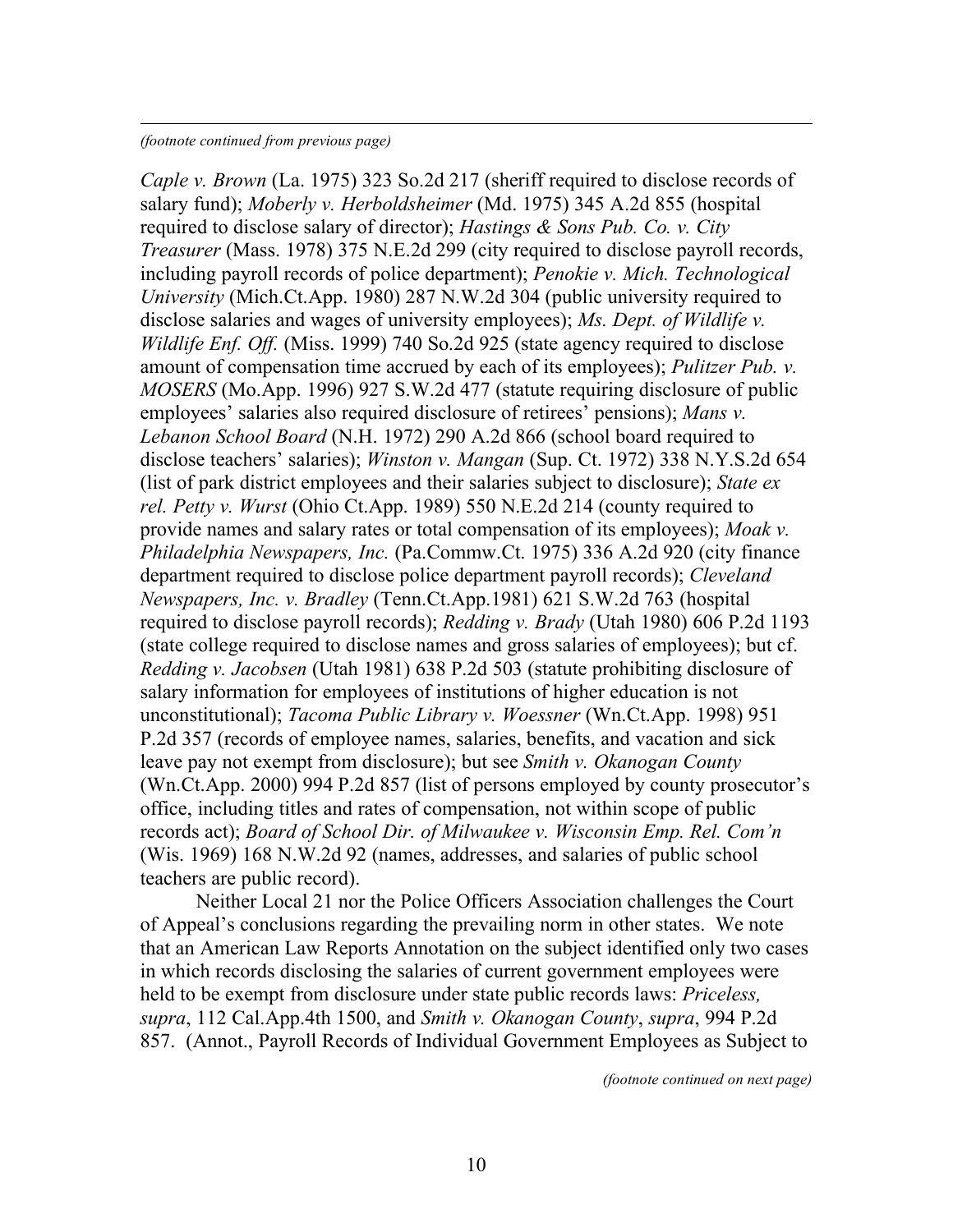*(footnote continued from previous page)*

*Caple v. Brown* (La. 1975) 323 So.2d 217 (sheriff required to disclose records of salary fund); *Moberly v. Herboldsheimer* (Md. 1975) 345 A.2d 855 (hospital required to disclose salary of director); *Hastings & Sons Pub. Co. v. City Treasurer* (Mass. 1978) 375 N.E.2d 299 (city required to disclose payroll records, including payroll records of police department); *Penokie v. Mich. Technological University* (Mich.Ct.App. 1980) 287 N.W.2d 304 (public university required to disclose salaries and wages of university employees); *Ms. Dept. of Wildlife v. Wildlife Enf. Off.* (Miss. 1999) 740 So.2d 925 (state agency required to disclose amount of compensation time accrued by each of its employees); *Pulitzer Pub. v. MOSERS* (Mo.App. 1996) 927 S.W.2d 477 (statute requiring disclosure of public employees' salaries also required disclosure of retirees' pensions); *Mans v. Lebanon School Board* (N.H. 1972) 290 A.2d 866 (school board required to disclose teachers' salaries); *Winston v. Mangan* (Sup. Ct. 1972) 338 N.Y.S.2d 654 (list of park district employees and their salaries subject to disclosure); *State ex rel. Petty v. Wurst* (Ohio Ct.App. 1989) 550 N.E.2d 214 (county required to provide names and salary rates or total compensation of its employees); *Moak v. Philadelphia Newspapers, Inc.* (Pa.Commw.Ct. 1975) 336 A.2d 920 (city finance department required to disclose police department payroll records); *Cleveland Newspapers, Inc. v. Bradley* (Tenn.Ct.App.1981) 621 S.W.2d 763 (hospital required to disclose payroll records); *Redding v. Brady* (Utah 1980) 606 P.2d 1193 (state college required to disclose names and gross salaries of employees); but cf. *Redding v. Jacobsen* (Utah 1981) 638 P.2d 503 (statute prohibiting disclosure of salary information for employees of institutions of higher education is not unconstitutional); *Tacoma Public Library v. Woessner* (Wn.Ct.App. 1998) 951 P.2d 357 (records of employee names, salaries, benefits, and vacation and sick leave pay not exempt from disclosure); but see *Smith v. Okanogan County* (Wn.Ct.App. 2000) 994 P.2d 857 (list of persons employed by county prosecutor's office, including titles and rates of compensation, not within scope of public records act); *Board of School Dir. of Milwaukee v. Wisconsin Emp. Rel. Com'n* (Wis. 1969) 168 N.W.2d 92 (names, addresses, and salaries of public school teachers are public record).

Neither Local 21 nor the Police Officers Association challenges the Court of Appeal's conclusions regarding the prevailing norm in other states. We note that an American Law Reports Annotation on the subject identified only two cases in which records disclosing the salaries of current government employees were held to be exempt from disclosure under state public records laws: *Priceless, supra*, 112 Cal.App.4th 1500, and *Smith v. Okanogan County*, *supra*, 994 P.2d 857. (Annot., Payroll Records of Individual Government Employees as Subject to

*(footnote continued on next page)*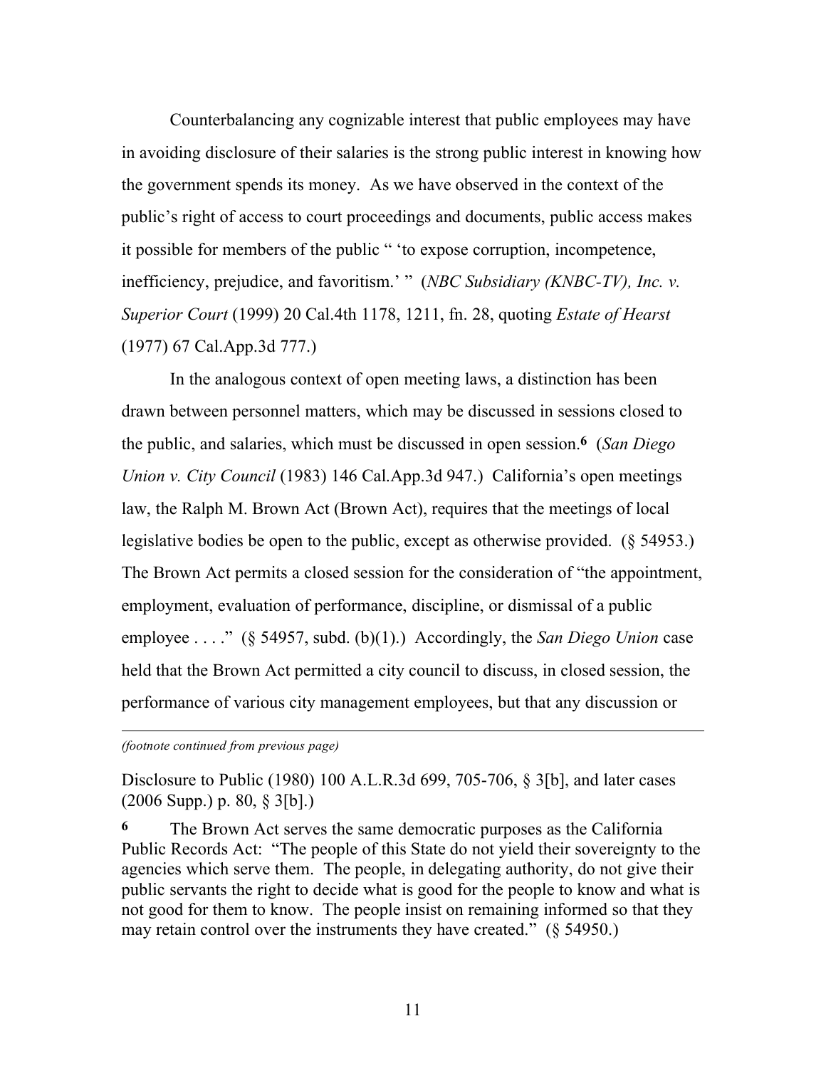Counterbalancing any cognizable interest that public employees may have in avoiding disclosure of their salaries is the strong public interest in knowing how the government spends its money. As we have observed in the context of the public's right of access to court proceedings and documents, public access makes it possible for members of the public " 'to expose corruption, incompetence, inefficiency, prejudice, and favoritism.' " (*NBC Subsidiary (KNBC-TV), Inc. v. Superior Court* (1999) 20 Cal.4th 1178, 1211, fn. 28, quoting *Estate of Hearst* (1977) 67 Cal.App.3d 777.)

In the analogous context of open meeting laws, a distinction has been drawn between personnel matters, which may be discussed in sessions closed to the public, and salaries, which must be discussed in open session.[6] (*San Diego Union v. City Council* (1983) 146 Cal.App.3d 947.) California's open meetings law, the Ralph M. Brown Act (Brown Act), requires that the meetings of local legislative bodies be open to the public, except as otherwise provided. (§ 54953.) The Brown Act permits a closed session for the consideration of "the appointment, employment, evaluation of performance, discipline, or dismissal of a public employee . . . ." (§ 54957, subd. (b)(1).) Accordingly, the *San Diego Union* case held that the Brown Act permitted a city council to discuss, in closed session, the performance of various city management employees, but that any discussion or

---

*(footnote continued from previous page)*

Disclosure to Public (1980) 100 A.L.R.3d 699, 705-706, § 3[b], and later cases (2006 Supp.) p. 80, § 3[b].)

**6** The Brown Act serves the same democratic purposes as the California Public Records Act: "The people of this State do not yield their sovereignty to the agencies which serve them. The people, in delegating authority, do not give their public servants the right to decide what is good for the people to know and what is not good for them to know. The people insist on remaining informed so that they may retain control over the instruments they have created." (§ 54950.)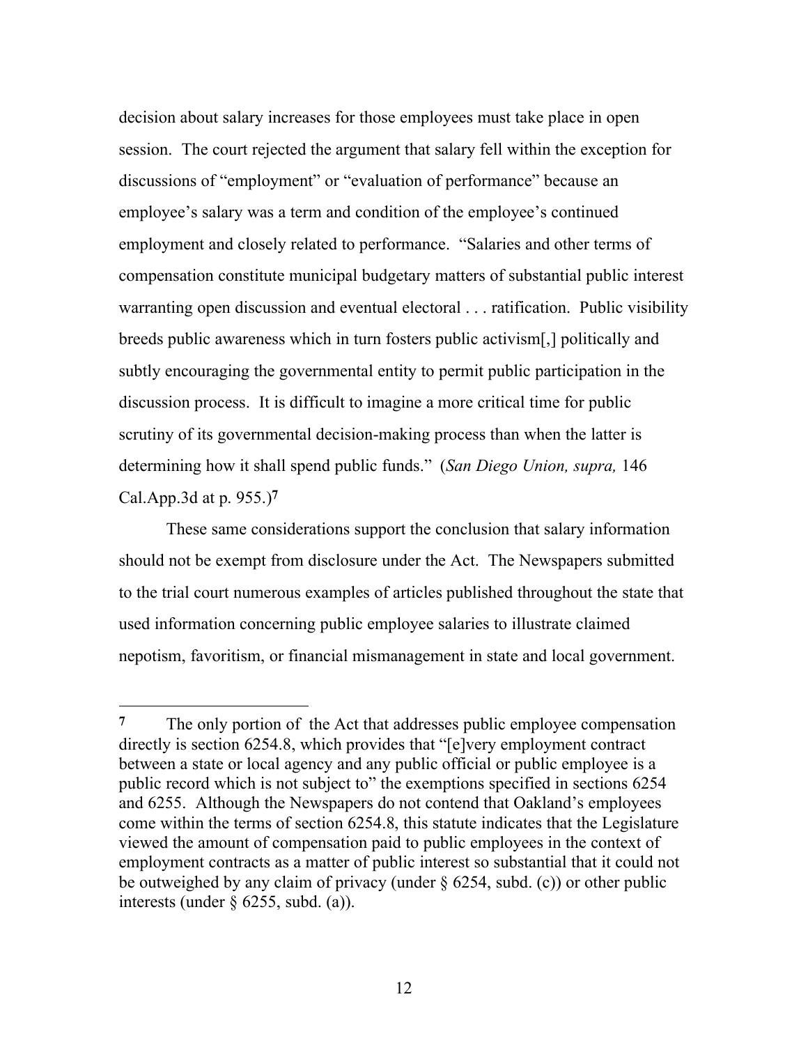decision about salary increases for those employees must take place in open session. The court rejected the argument that salary fell within the exception for discussions of "employment" or "evaluation of performance" because an employee's salary was a term and condition of the employee's continued employment and closely related to performance. "Salaries and other terms of compensation constitute municipal budgetary matters of substantial public interest warranting open discussion and eventual electoral . . . ratification. Public visibility breeds public awareness which in turn fosters public activism[,] politically and subtly encouraging the governmental entity to permit public participation in the discussion process. It is difficult to imagine a more critical time for public scrutiny of its governmental decision-making process than when the latter is determining how it shall spend public funds." (*San Diego Union, supra,* 146 Cal.App.3d at p. 955.)[7]

These same considerations support the conclusion that salary information should not be exempt from disclosure under the Act. The Newspapers submitted to the trial court numerous examples of articles published throughout the state that used information concerning public employee salaries to illustrate claimed nepotism, favoritism, or financial mismanagement in state and local government.

---

**7** The only portion of the Act that addresses public employee compensation directly is section 6254.8, which provides that "[e]very employment contract between a state or local agency and any public official or public employee is a public record which is not subject to" the exemptions specified in sections 6254 and 6255. Although the Newspapers do not contend that Oakland's employees come within the terms of section 6254.8, this statute indicates that the Legislature viewed the amount of compensation paid to public employees in the context of employment contracts as a matter of public interest so substantial that it could not be outweighed by any claim of privacy (under § 6254, subd. (c)) or other public interests (under § 6255, subd. (a)).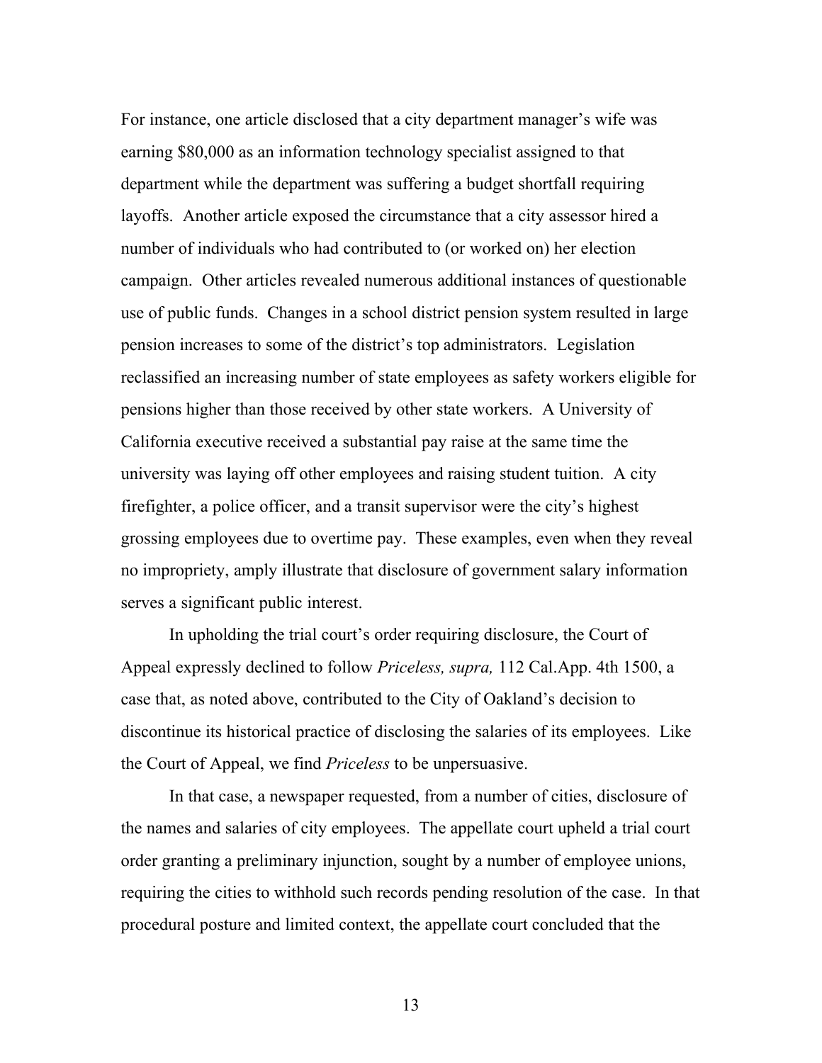For instance, one article disclosed that a city department manager's wife was earning $80,000 as an information technology specialist assigned to that department while the department was suffering a budget shortfall requiring layoffs. Another article exposed the circumstance that a city assessor hired a number of individuals who had contributed to (or worked on) her election campaign. Other articles revealed numerous additional instances of questionable use of public funds. Changes in a school district pension system resulted in large pension increases to some of the district's top administrators. Legislation reclassified an increasing number of state employees as safety workers eligible for pensions higher than those received by other state workers. A University of California executive received a substantial pay raise at the same time the university was laying off other employees and raising student tuition. A city firefighter, a police officer, and a transit supervisor were the city's highest grossing employees due to overtime pay. These examples, even when they reveal no impropriety, amply illustrate that disclosure of government salary information serves a significant public interest.

In upholding the trial court's order requiring disclosure, the Court of Appeal expressly declined to follow *Priceless, supra,* 112 Cal.App. 4th 1500, a case that, as noted above, contributed to the City of Oakland's decision to discontinue its historical practice of disclosing the salaries of its employees. Like the Court of Appeal, we find *Priceless* to be unpersuasive.

In that case, a newspaper requested, from a number of cities, disclosure of the names and salaries of city employees. The appellate court upheld a trial court order granting a preliminary injunction, sought by a number of employee unions, requiring the cities to withhold such records pending resolution of the case. In that procedural posture and limited context, the appellate court concluded that the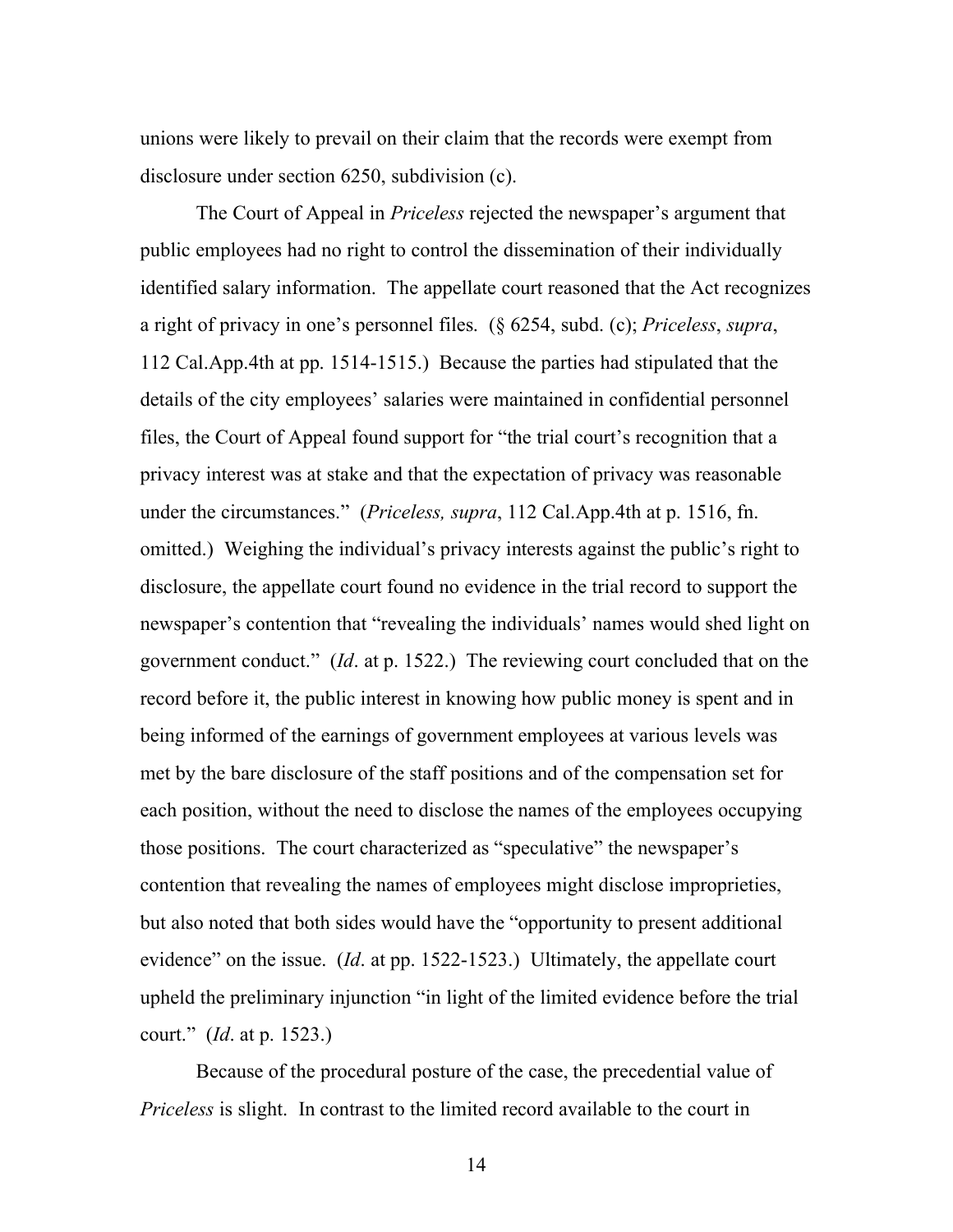unions were likely to prevail on their claim that the records were exempt from disclosure under section 6250, subdivision (c).

The Court of Appeal in *Priceless* rejected the newspaper's argument that public employees had no right to control the dissemination of their individually identified salary information. The appellate court reasoned that the Act recognizes a right of privacy in one's personnel files. (§ 6254, subd. (c); *Priceless*, *supra*, 112 Cal.App.4th at pp. 1514-1515.) Because the parties had stipulated that the details of the city employees' salaries were maintained in confidential personnel files, the Court of Appeal found support for "the trial court's recognition that a privacy interest was at stake and that the expectation of privacy was reasonable under the circumstances." (*Priceless, supra*, 112 Cal.App.4th at p. 1516, fn. omitted.) Weighing the individual's privacy interests against the public's right to disclosure, the appellate court found no evidence in the trial record to support the newspaper's contention that "revealing the individuals' names would shed light on government conduct." (*Id*. at p. 1522.) The reviewing court concluded that on the record before it, the public interest in knowing how public money is spent and in being informed of the earnings of government employees at various levels was met by the bare disclosure of the staff positions and of the compensation set for each position, without the need to disclose the names of the employees occupying those positions. The court characterized as "speculative" the newspaper's contention that revealing the names of employees might disclose improprieties, but also noted that both sides would have the "opportunity to present additional evidence" on the issue. (*Id*. at pp. 1522-1523.) Ultimately, the appellate court upheld the preliminary injunction "in light of the limited evidence before the trial court." (*Id*. at p. 1523.)

Because of the procedural posture of the case, the precedential value of *Priceless* is slight. In contrast to the limited record available to the court in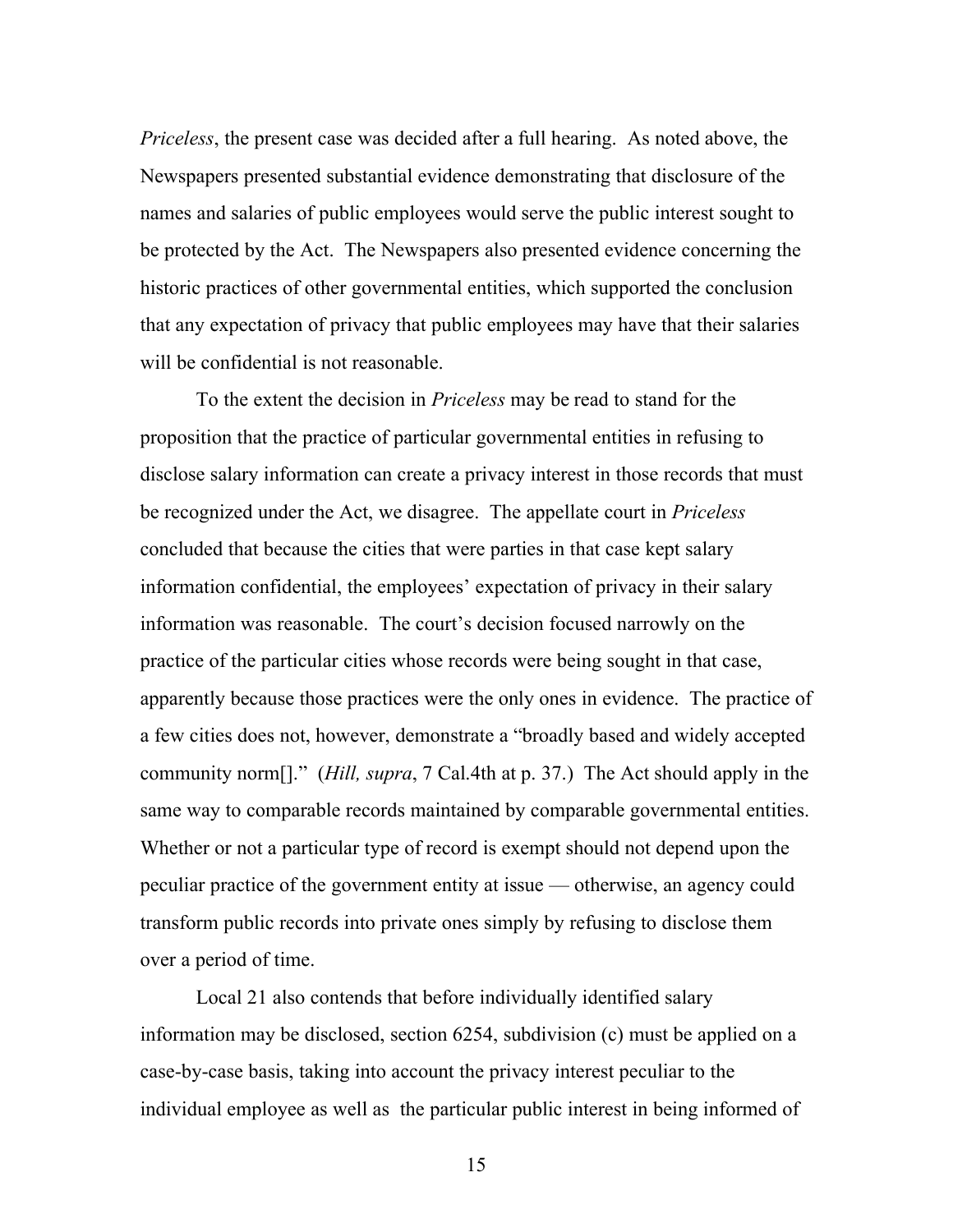*Priceless*, the present case was decided after a full hearing. As noted above, the Newspapers presented substantial evidence demonstrating that disclosure of the names and salaries of public employees would serve the public interest sought to be protected by the Act. The Newspapers also presented evidence concerning the historic practices of other governmental entities, which supported the conclusion that any expectation of privacy that public employees may have that their salaries will be confidential is not reasonable.

To the extent the decision in *Priceless* may be read to stand for the proposition that the practice of particular governmental entities in refusing to disclose salary information can create a privacy interest in those records that must be recognized under the Act, we disagree. The appellate court in *Priceless* concluded that because the cities that were parties in that case kept salary information confidential, the employees' expectation of privacy in their salary information was reasonable. The court's decision focused narrowly on the practice of the particular cities whose records were being sought in that case, apparently because those practices were the only ones in evidence. The practice of a few cities does not, however, demonstrate a "broadly based and widely accepted community norm[]." (*Hill, supra*, 7 Cal.4th at p. 37.) The Act should apply in the same way to comparable records maintained by comparable governmental entities. Whether or not a particular type of record is exempt should not depend upon the peculiar practice of the government entity at issue — otherwise, an agency could transform public records into private ones simply by refusing to disclose them over a period of time.

Local 21 also contends that before individually identified salary information may be disclosed, section 6254, subdivision (c) must be applied on a case-by-case basis, taking into account the privacy interest peculiar to the individual employee as well as the particular public interest in being informed of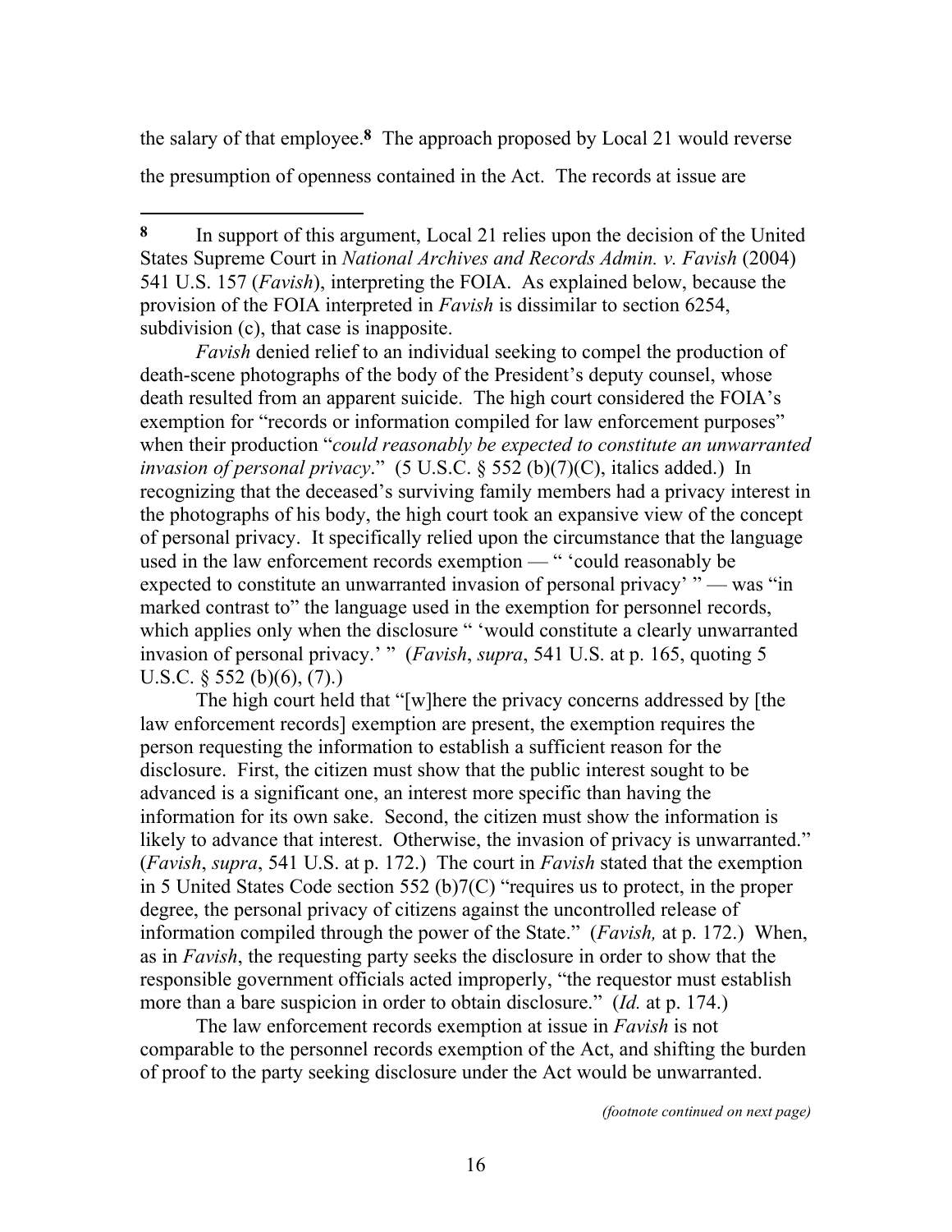the salary of that employee.[8] The approach proposed by Local 21 would reverse the presumption of openness contained in the Act. The records at issue are

---

[8] In support of this argument, Local 21 relies upon the decision of the United States Supreme Court in *National Archives and Records Admin. v. Favish* (2004) 541 U.S. 157 (*Favish*), interpreting the FOIA. As explained below, because the provision of the FOIA interpreted in *Favish* is dissimilar to section 6254, subdivision (c), that case is inapposite.

*Favish* denied relief to an individual seeking to compel the production of death-scene photographs of the body of the President's deputy counsel, whose death resulted from an apparent suicide. The high court considered the FOIA's exemption for "records or information compiled for law enforcement purposes" when their production "*could reasonably be expected to constitute an unwarranted invasion of personal privacy*." (5 U.S.C. § 552 (b)(7)(C), italics added.) In recognizing that the deceased's surviving family members had a privacy interest in the photographs of his body, the high court took an expansive view of the concept of personal privacy. It specifically relied upon the circumstance that the language used in the law enforcement records exemption — " 'could reasonably be expected to constitute an unwarranted invasion of personal privacy' " — was "in marked contrast to" the language used in the exemption for personnel records, which applies only when the disclosure " 'would constitute a clearly unwarranted invasion of personal privacy.' " (*Favish*, *supra*, 541 U.S. at p. 165, quoting 5 U.S.C. § 552 (b)(6), (7).)

The high court held that "[w]here the privacy concerns addressed by [the law enforcement records] exemption are present, the exemption requires the person requesting the information to establish a sufficient reason for the disclosure. First, the citizen must show that the public interest sought to be advanced is a significant one, an interest more specific than having the information for its own sake. Second, the citizen must show the information is likely to advance that interest. Otherwise, the invasion of privacy is unwarranted." (*Favish*, *supra*, 541 U.S. at p. 172.) The court in *Favish* stated that the exemption in 5 United States Code section 552 (b)7(C) "requires us to protect, in the proper degree, the personal privacy of citizens against the uncontrolled release of information compiled through the power of the State." (*Favish,* at p. 172.) When, as in *Favish*, the requesting party seeks the disclosure in order to show that the responsible government officials acted improperly, "the requestor must establish more than a bare suspicion in order to obtain disclosure." (*Id.* at p. 174.)

The law enforcement records exemption at issue in *Favish* is not comparable to the personnel records exemption of the Act, and shifting the burden of proof to the party seeking disclosure under the Act would be unwarranted.

*(footnote continued on next page)*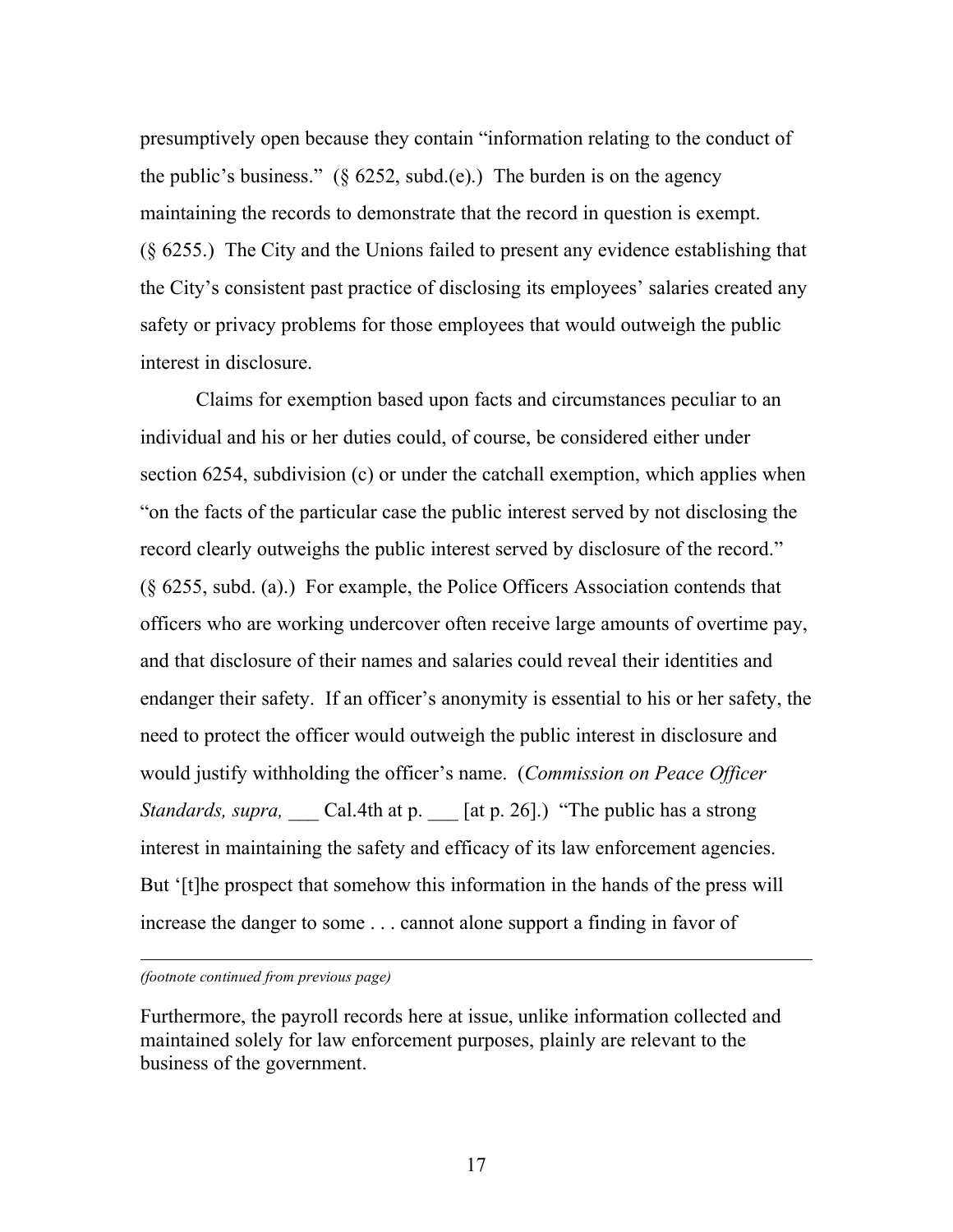presumptively open because they contain "information relating to the conduct of the public's business." (§ 6252, subd.(e).) The burden is on the agency maintaining the records to demonstrate that the record in question is exempt. (§ 6255.) The City and the Unions failed to present any evidence establishing that the City's consistent past practice of disclosing its employees' salaries created any safety or privacy problems for those employees that would outweigh the public interest in disclosure.

Claims for exemption based upon facts and circumstances peculiar to an individual and his or her duties could, of course, be considered either under section 6254, subdivision (c) or under the catchall exemption, which applies when "on the facts of the particular case the public interest served by not disclosing the record clearly outweighs the public interest served by disclosure of the record." (§ 6255, subd. (a).) For example, the Police Officers Association contends that officers who are working undercover often receive large amounts of overtime pay, and that disclosure of their names and salaries could reveal their identities and endanger their safety. If an officer's anonymity is essential to his or her safety, the need to protect the officer would outweigh the public interest in disclosure and would justify withholding the officer's name. (*Commission on Peace Officer Standards, supra,* ___ Cal.4th at p. ___ [at p. 26].) "The public has a strong interest in maintaining the safety and efficacy of its law enforcement agencies. But '[t]he prospect that somehow this information in the hands of the press will increase the danger to some . . . cannot alone support a finding in favor of

---

*(footnote continued from previous page)*

Furthermore, the payroll records here at issue, unlike information collected and maintained solely for law enforcement purposes, plainly are relevant to the business of the government.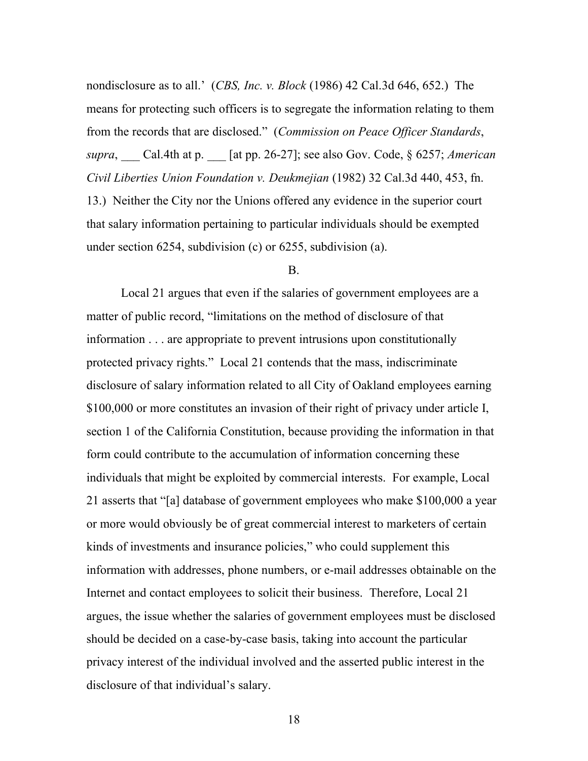nondisclosure as to all.' (*CBS, Inc. v. Block* (1986) 42 Cal.3d 646, 652.) The means for protecting such officers is to segregate the information relating to them from the records that are disclosed." (*Commission on Peace Officer Standards*, *supra*, ___ Cal.4th at p. ___ [at pp. 26-27]; see also Gov. Code, § 6257; *American Civil Liberties Union Foundation v. Deukmejian* (1982) 32 Cal.3d 440, 453, fn. 13.) Neither the City nor the Unions offered any evidence in the superior court that salary information pertaining to particular individuals should be exempted under section 6254, subdivision (c) or 6255, subdivision (a).

B.

Local 21 argues that even if the salaries of government employees are a matter of public record, "limitations on the method of disclosure of that information . . . are appropriate to prevent intrusions upon constitutionally protected privacy rights." Local 21 contends that the mass, indiscriminate disclosure of salary information related to all City of Oakland employees earning $100,000 or more constitutes an invasion of their right of privacy under article I, section 1 of the California Constitution, because providing the information in that form could contribute to the accumulation of information concerning these individuals that might be exploited by commercial interests. For example, Local 21 asserts that "[a] database of government employees who make $100,000 a year or more would obviously be of great commercial interest to marketers of certain kinds of investments and insurance policies," who could supplement this information with addresses, phone numbers, or e-mail addresses obtainable on the Internet and contact employees to solicit their business. Therefore, Local 21 argues, the issue whether the salaries of government employees must be disclosed should be decided on a case-by-case basis, taking into account the particular privacy interest of the individual involved and the asserted public interest in the disclosure of that individual's salary.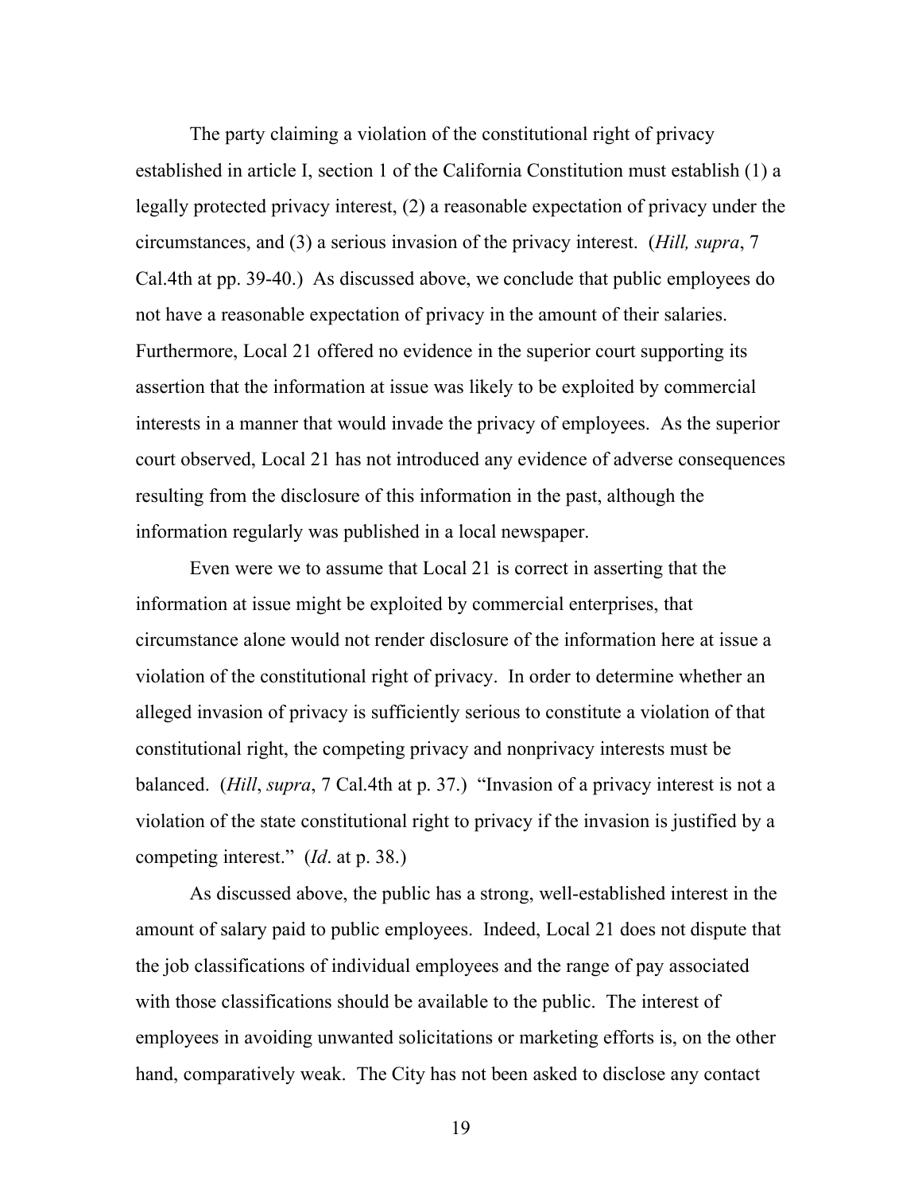The party claiming a violation of the constitutional right of privacy established in article I, section 1 of the California Constitution must establish (1) a legally protected privacy interest, (2) a reasonable expectation of privacy under the circumstances, and (3) a serious invasion of the privacy interest. (*Hill, supra*, 7 Cal.4th at pp. 39-40.) As discussed above, we conclude that public employees do not have a reasonable expectation of privacy in the amount of their salaries. Furthermore, Local 21 offered no evidence in the superior court supporting its assertion that the information at issue was likely to be exploited by commercial interests in a manner that would invade the privacy of employees. As the superior court observed, Local 21 has not introduced any evidence of adverse consequences resulting from the disclosure of this information in the past, although the information regularly was published in a local newspaper.

Even were we to assume that Local 21 is correct in asserting that the information at issue might be exploited by commercial enterprises, that circumstance alone would not render disclosure of the information here at issue a violation of the constitutional right of privacy. In order to determine whether an alleged invasion of privacy is sufficiently serious to constitute a violation of that constitutional right, the competing privacy and nonprivacy interests must be balanced. (*Hill*, *supra*, 7 Cal.4th at p. 37.) "Invasion of a privacy interest is not a violation of the state constitutional right to privacy if the invasion is justified by a competing interest." (*Id*. at p. 38.)

As discussed above, the public has a strong, well-established interest in the amount of salary paid to public employees. Indeed, Local 21 does not dispute that the job classifications of individual employees and the range of pay associated with those classifications should be available to the public. The interest of employees in avoiding unwanted solicitations or marketing efforts is, on the other hand, comparatively weak. The City has not been asked to disclose any contact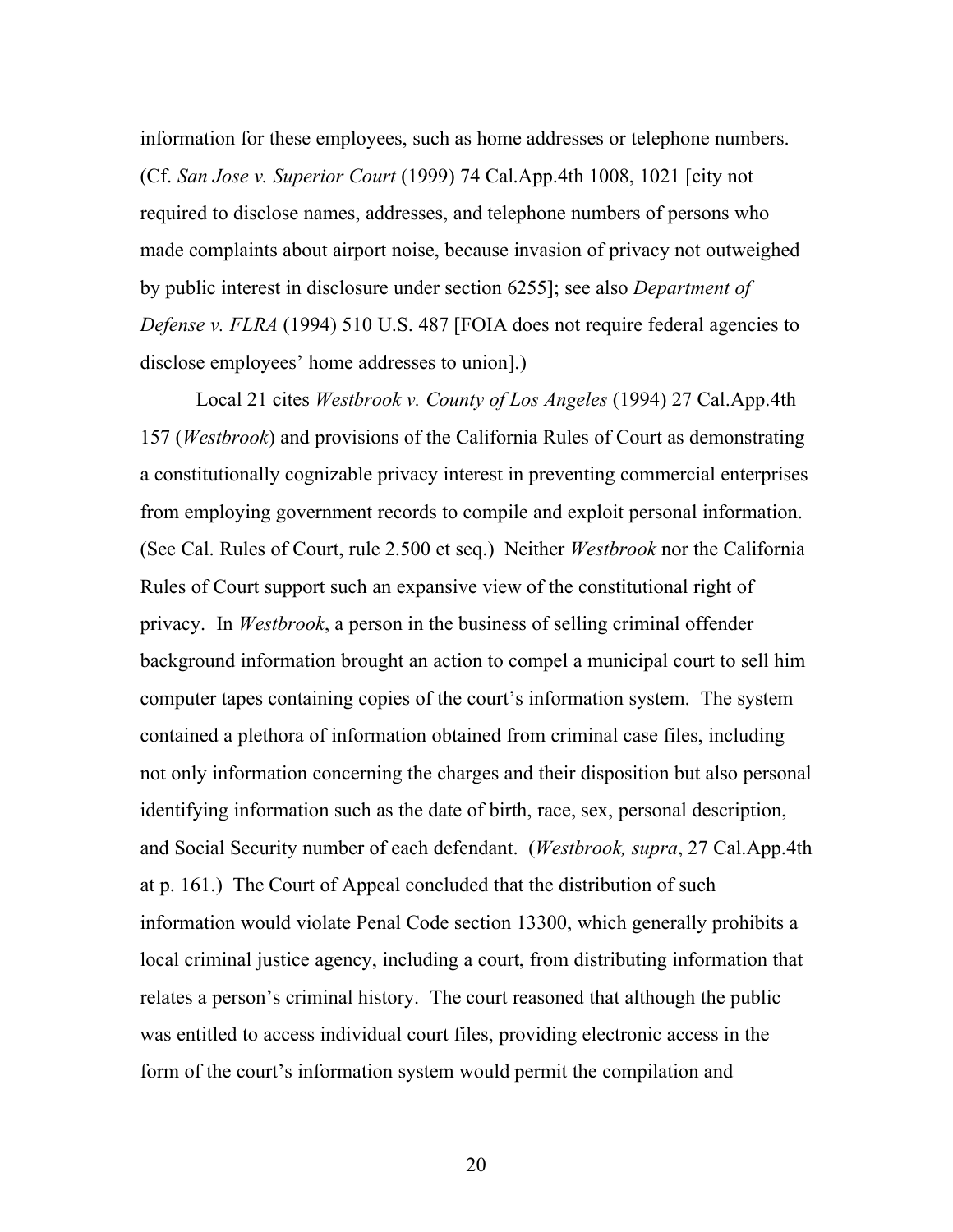information for these employees, such as home addresses or telephone numbers. (Cf. *San Jose v. Superior Court* (1999) 74 Cal.App.4th 1008, 1021 [city not required to disclose names, addresses, and telephone numbers of persons who made complaints about airport noise, because invasion of privacy not outweighed by public interest in disclosure under section 6255]; see also *Department of Defense v. FLRA* (1994) 510 U.S. 487 [FOIA does not require federal agencies to disclose employees' home addresses to union].)

Local 21 cites *Westbrook v. County of Los Angeles* (1994) 27 Cal.App.4th 157 (*Westbrook*) and provisions of the California Rules of Court as demonstrating a constitutionally cognizable privacy interest in preventing commercial enterprises from employing government records to compile and exploit personal information. (See Cal. Rules of Court, rule 2.500 et seq.) Neither *Westbrook* nor the California Rules of Court support such an expansive view of the constitutional right of privacy. In *Westbrook*, a person in the business of selling criminal offender background information brought an action to compel a municipal court to sell him computer tapes containing copies of the court's information system. The system contained a plethora of information obtained from criminal case files, including not only information concerning the charges and their disposition but also personal identifying information such as the date of birth, race, sex, personal description, and Social Security number of each defendant. (*Westbrook, supra*, 27 Cal.App.4th at p. 161.) The Court of Appeal concluded that the distribution of such information would violate Penal Code section 13300, which generally prohibits a local criminal justice agency, including a court, from distributing information that relates a person's criminal history. The court reasoned that although the public was entitled to access individual court files, providing electronic access in the form of the court's information system would permit the compilation and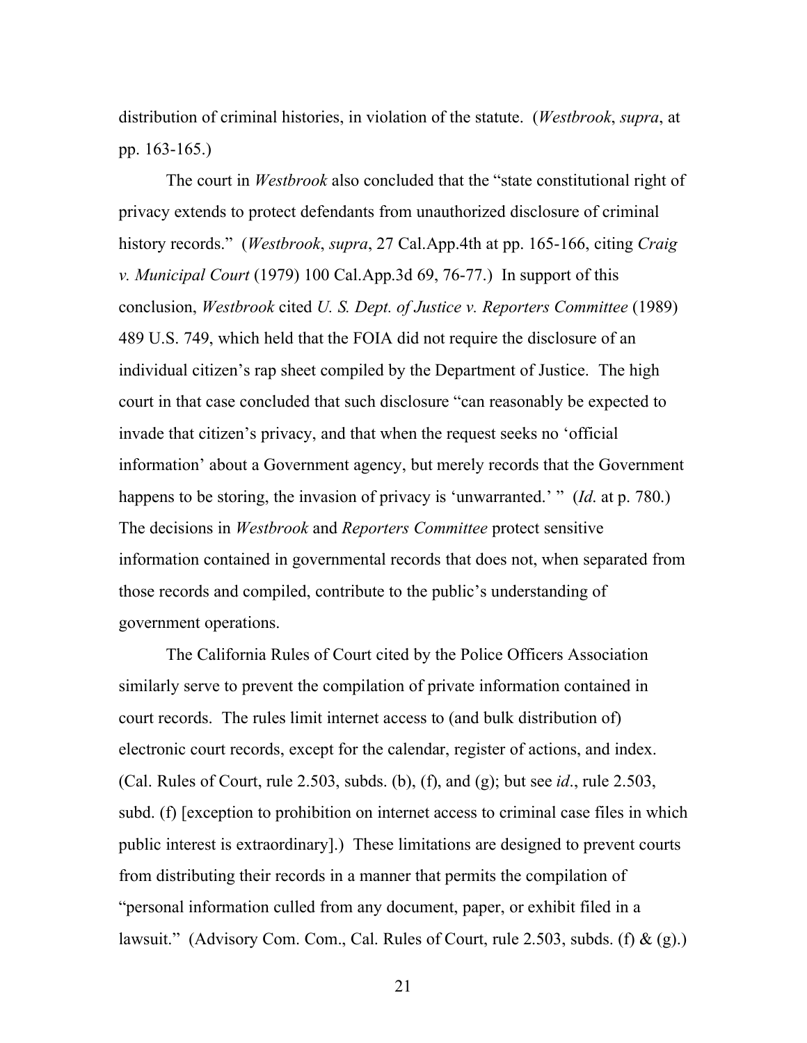distribution of criminal histories, in violation of the statute. (*Westbrook*, *supra*, at pp. 163-165.)

The court in *Westbrook* also concluded that the "state constitutional right of privacy extends to protect defendants from unauthorized disclosure of criminal history records." (*Westbrook*, *supra*, 27 Cal.App.4th at pp. 165-166, citing *Craig v. Municipal Court* (1979) 100 Cal.App.3d 69, 76-77.) In support of this conclusion, *Westbrook* cited *U. S. Dept. of Justice v. Reporters Committee* (1989) 489 U.S. 749, which held that the FOIA did not require the disclosure of an individual citizen's rap sheet compiled by the Department of Justice. The high court in that case concluded that such disclosure "can reasonably be expected to invade that citizen's privacy, and that when the request seeks no 'official information' about a Government agency, but merely records that the Government happens to be storing, the invasion of privacy is 'unwarranted.' " (*Id.* at p. 780.) The decisions in *Westbrook* and *Reporters Committee* protect sensitive information contained in governmental records that does not, when separated from those records and compiled, contribute to the public's understanding of government operations.

The California Rules of Court cited by the Police Officers Association similarly serve to prevent the compilation of private information contained in court records. The rules limit internet access to (and bulk distribution of) electronic court records, except for the calendar, register of actions, and index. (Cal. Rules of Court, rule 2.503, subds. (b), (f), and (g); but see *id*., rule 2.503, subd. (f) [exception to prohibition on internet access to criminal case files in which public interest is extraordinary].) These limitations are designed to prevent courts from distributing their records in a manner that permits the compilation of "personal information culled from any document, paper, or exhibit filed in a lawsuit." (Advisory Com. Com., Cal. Rules of Court, rule 2.503, subds. (f) & (g).)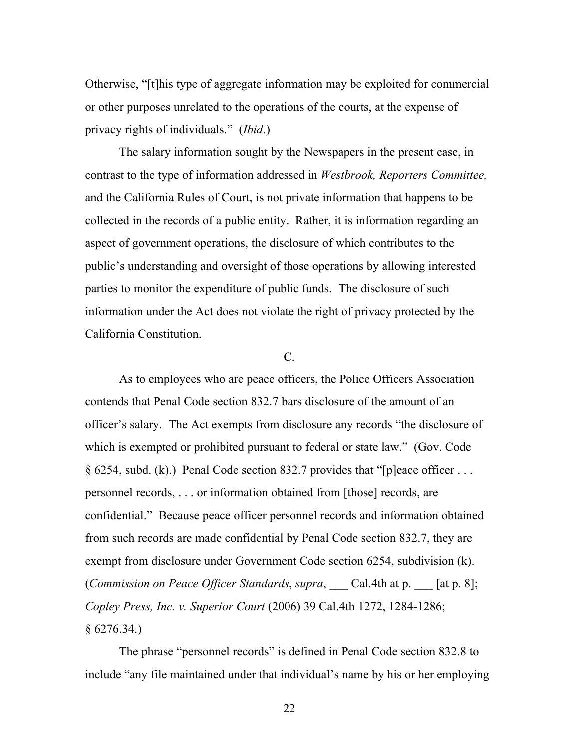Otherwise, "[t]his type of aggregate information may be exploited for commercial or other purposes unrelated to the operations of the courts, at the expense of privacy rights of individuals." (*Ibid*.)

The salary information sought by the Newspapers in the present case, in contrast to the type of information addressed in *Westbrook, Reporters Committee,* and the California Rules of Court, is not private information that happens to be collected in the records of a public entity. Rather, it is information regarding an aspect of government operations, the disclosure of which contributes to the public's understanding and oversight of those operations by allowing interested parties to monitor the expenditure of public funds. The disclosure of such information under the Act does not violate the right of privacy protected by the California Constitution.

C.

As to employees who are peace officers, the Police Officers Association contends that Penal Code section 832.7 bars disclosure of the amount of an officer's salary. The Act exempts from disclosure any records "the disclosure of which is exempted or prohibited pursuant to federal or state law." (Gov. Code § 6254, subd. (k).) Penal Code section 832.7 provides that "[p]eace officer . . . personnel records, . . . or information obtained from [those] records, are confidential." Because peace officer personnel records and information obtained from such records are made confidential by Penal Code section 832.7, they are exempt from disclosure under Government Code section 6254, subdivision (k). (*Commission on Peace Officer Standards*, *supra*, ___ Cal.4th at p. ___ [at p. 8]; *Copley Press, Inc. v. Superior Court* (2006) 39 Cal.4th 1272, 1284-1286; § 6276.34.)

The phrase "personnel records" is defined in Penal Code section 832.8 to include "any file maintained under that individual's name by his or her employing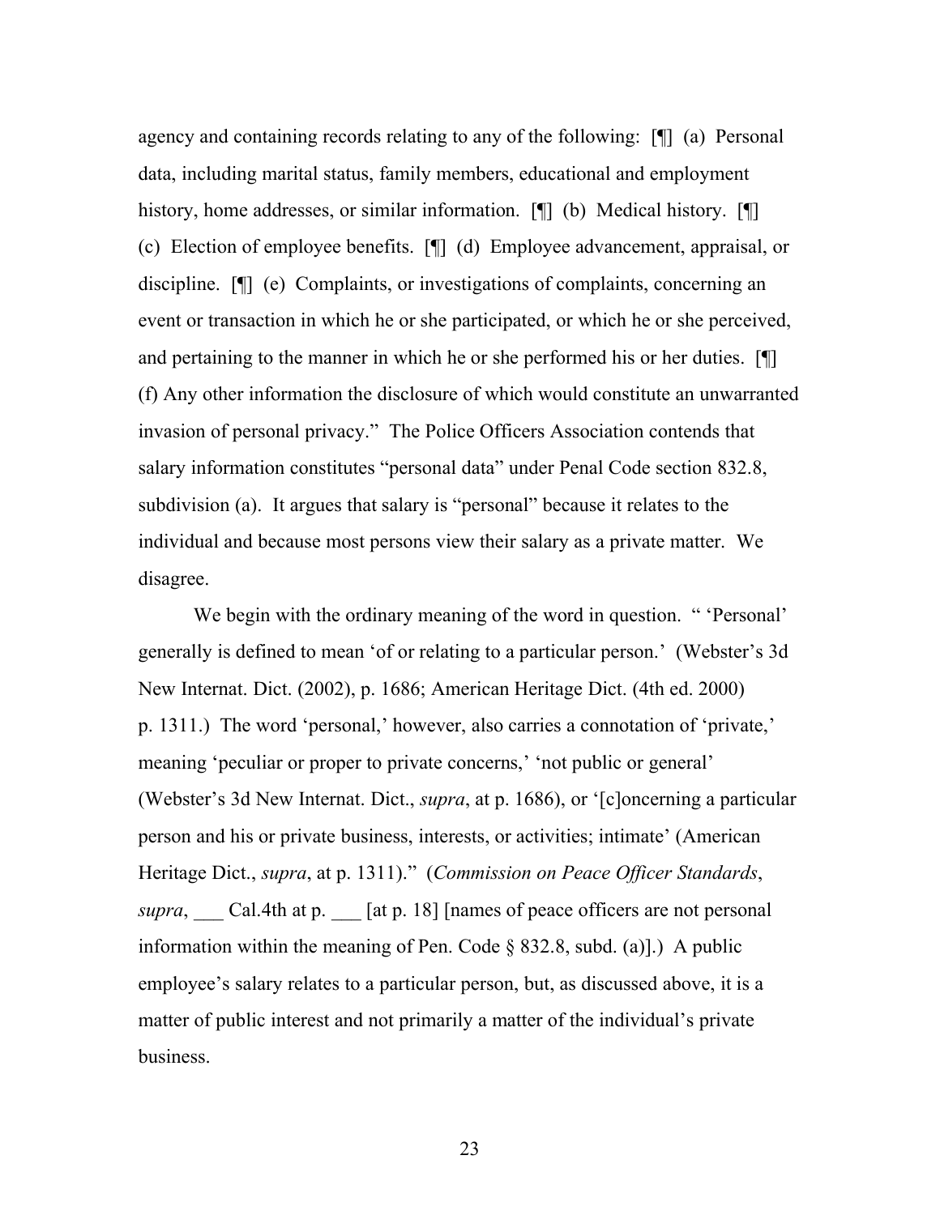agency and containing records relating to any of the following: [¶] (a) Personal data, including marital status, family members, educational and employment history, home addresses, or similar information. [¶] (b) Medical history. [¶] (c) Election of employee benefits. [¶] (d) Employee advancement, appraisal, or discipline. [¶] (e) Complaints, or investigations of complaints, concerning an event or transaction in which he or she participated, or which he or she perceived, and pertaining to the manner in which he or she performed his or her duties. [¶] (f) Any other information the disclosure of which would constitute an unwarranted invasion of personal privacy." The Police Officers Association contends that salary information constitutes "personal data" under Penal Code section 832.8, subdivision (a). It argues that salary is "personal" because it relates to the individual and because most persons view their salary as a private matter. We disagree.

We begin with the ordinary meaning of the word in question. " 'Personal' generally is defined to mean 'of or relating to a particular person.' (Webster's 3d New Internat. Dict. (2002), p. 1686; American Heritage Dict. (4th ed. 2000) p. 1311.) The word 'personal,' however, also carries a connotation of 'private,' meaning 'peculiar or proper to private concerns,' 'not public or general' (Webster's 3d New Internat. Dict., *supra*, at p. 1686), or '[c]oncerning a particular person and his or private business, interests, or activities; intimate' (American Heritage Dict., *supra*, at p. 1311)." (*Commission on Peace Officer Standards*, *supra*, ___ Cal.4th at p. ___ [at p. 18] [names of peace officers are not personal information within the meaning of Pen. Code § 832.8, subd. (a)].) A public employee's salary relates to a particular person, but, as discussed above, it is a matter of public interest and not primarily a matter of the individual's private business.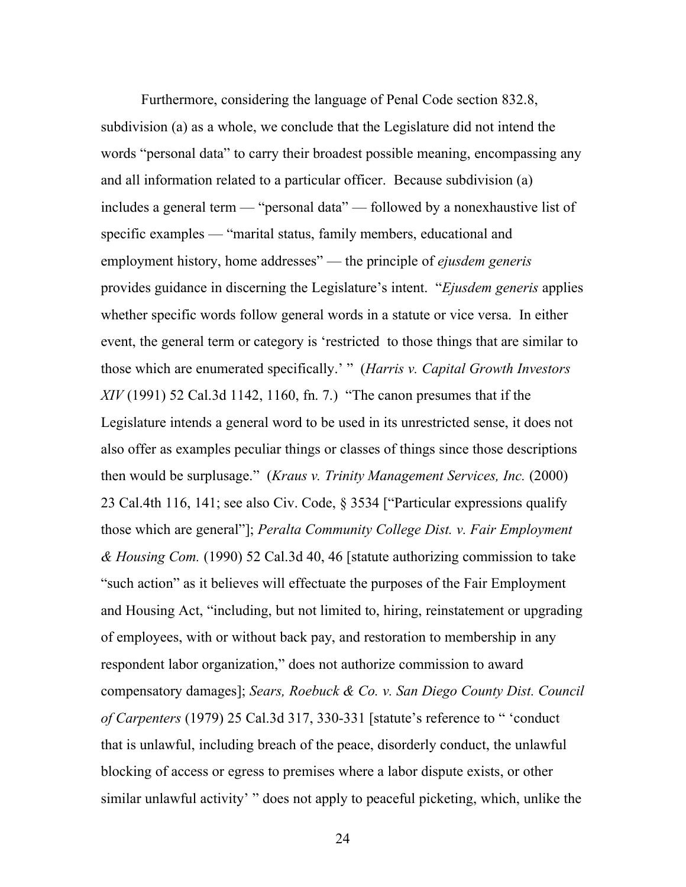Furthermore, considering the language of Penal Code section 832.8, subdivision (a) as a whole, we conclude that the Legislature did not intend the words "personal data" to carry their broadest possible meaning, encompassing any and all information related to a particular officer. Because subdivision (a) includes a general term — "personal data" — followed by a nonexhaustive list of specific examples — "marital status, family members, educational and employment history, home addresses" — the principle of *ejusdem generis* provides guidance in discerning the Legislature's intent. "*Ejusdem generis* applies whether specific words follow general words in a statute or vice versa. In either event, the general term or category is 'restricted to those things that are similar to those which are enumerated specifically.' " (*Harris v. Capital Growth Investors XIV* (1991) 52 Cal.3d 1142, 1160, fn. 7.) "The canon presumes that if the Legislature intends a general word to be used in its unrestricted sense, it does not also offer as examples peculiar things or classes of things since those descriptions then would be surplusage." (*Kraus v. Trinity Management Services, Inc.* (2000) 23 Cal.4th 116, 141; see also Civ. Code, § 3534 ["Particular expressions qualify those which are general"]; *Peralta Community College Dist. v. Fair Employment & Housing Com.* (1990) 52 Cal.3d 40, 46 [statute authorizing commission to take "such action" as it believes will effectuate the purposes of the Fair Employment and Housing Act, "including, but not limited to, hiring, reinstatement or upgrading of employees, with or without back pay, and restoration to membership in any respondent labor organization," does not authorize commission to award compensatory damages]; *Sears, Roebuck & Co. v. San Diego County Dist. Council of Carpenters* (1979) 25 Cal.3d 317, 330-331 [statute's reference to " 'conduct that is unlawful, including breach of the peace, disorderly conduct, the unlawful blocking of access or egress to premises where a labor dispute exists, or other similar unlawful activity' " does not apply to peaceful picketing, which, unlike the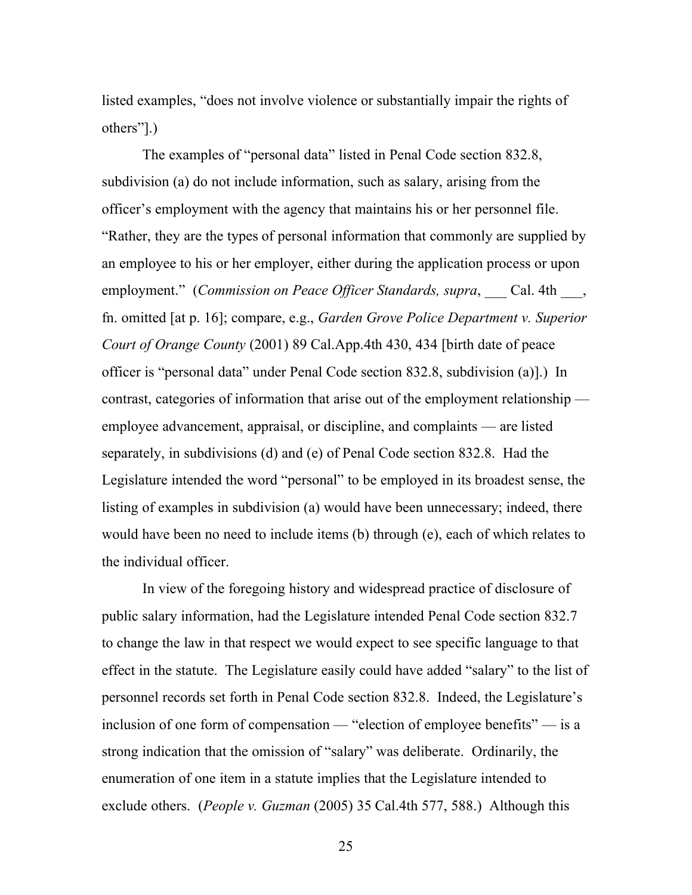listed examples, "does not involve violence or substantially impair the rights of others"].)

The examples of "personal data" listed in Penal Code section 832.8, subdivision (a) do not include information, such as salary, arising from the officer's employment with the agency that maintains his or her personnel file. "Rather, they are the types of personal information that commonly are supplied by an employee to his or her employer, either during the application process or upon employment." (*Commission on Peace Officer Standards, supra*, ___ Cal. 4th ___, fn. omitted [at p. 16]; compare, e.g., *Garden Grove Police Department v. Superior Court of Orange County* (2001) 89 Cal.App.4th 430, 434 [birth date of peace officer is "personal data" under Penal Code section 832.8, subdivision (a)].) In contrast, categories of information that arise out of the employment relationship — employee advancement, appraisal, or discipline, and complaints — are listed separately, in subdivisions (d) and (e) of Penal Code section 832.8. Had the Legislature intended the word "personal" to be employed in its broadest sense, the listing of examples in subdivision (a) would have been unnecessary; indeed, there would have been no need to include items (b) through (e), each of which relates to the individual officer.

In view of the foregoing history and widespread practice of disclosure of public salary information, had the Legislature intended Penal Code section 832.7 to change the law in that respect we would expect to see specific language to that effect in the statute. The Legislature easily could have added "salary" to the list of personnel records set forth in Penal Code section 832.8. Indeed, the Legislature's inclusion of one form of compensation — "election of employee benefits" — is a strong indication that the omission of "salary" was deliberate. Ordinarily, the enumeration of one item in a statute implies that the Legislature intended to exclude others. (*People v. Guzman* (2005) 35 Cal.4th 577, 588.) Although this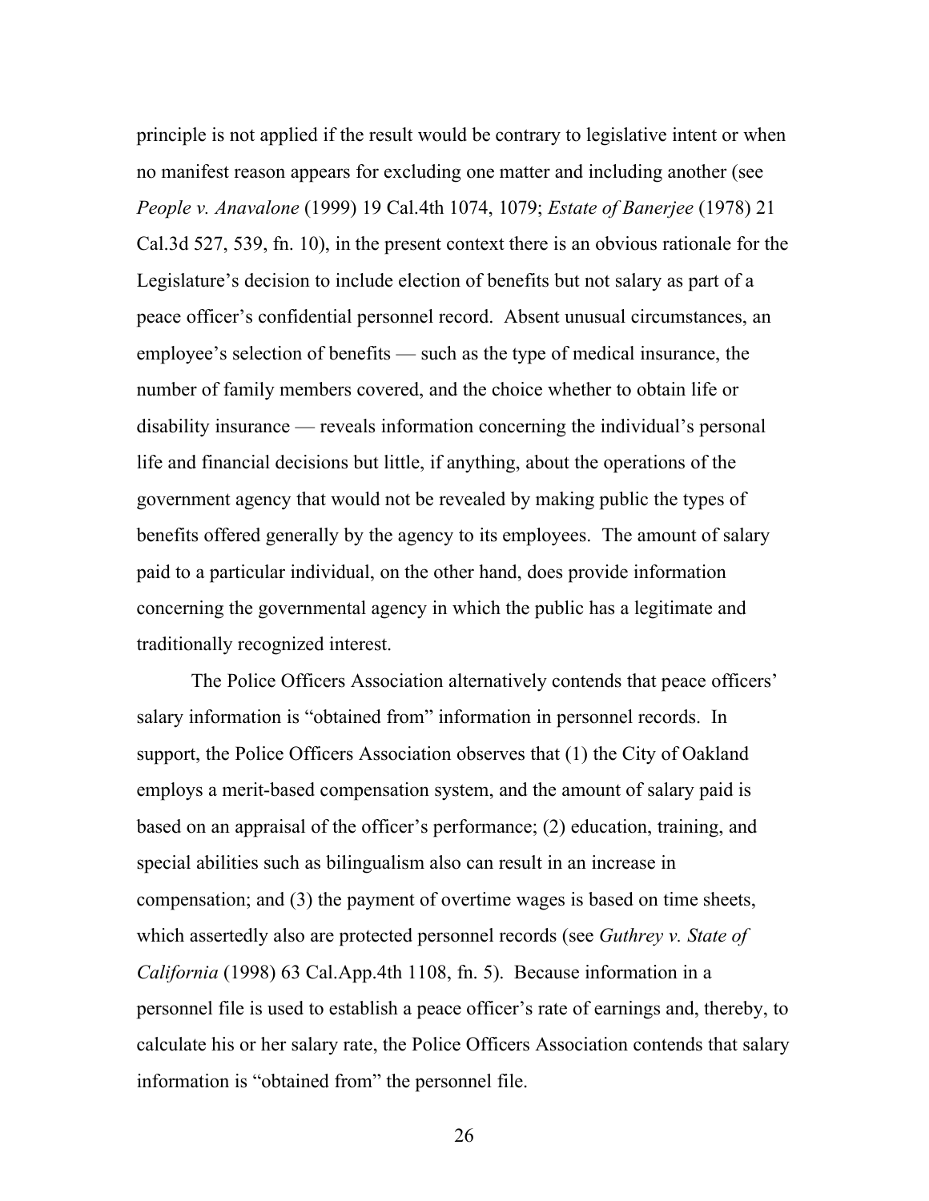principle is not applied if the result would be contrary to legislative intent or when no manifest reason appears for excluding one matter and including another (see *People v. Anavalone* (1999) 19 Cal.4th 1074, 1079; *Estate of Banerjee* (1978) 21 Cal.3d 527, 539, fn. 10), in the present context there is an obvious rationale for the Legislature's decision to include election of benefits but not salary as part of a peace officer's confidential personnel record. Absent unusual circumstances, an employee's selection of benefits — such as the type of medical insurance, the number of family members covered, and the choice whether to obtain life or disability insurance — reveals information concerning the individual's personal life and financial decisions but little, if anything, about the operations of the government agency that would not be revealed by making public the types of benefits offered generally by the agency to its employees. The amount of salary paid to a particular individual, on the other hand, does provide information concerning the governmental agency in which the public has a legitimate and traditionally recognized interest.

The Police Officers Association alternatively contends that peace officers' salary information is "obtained from" information in personnel records. In support, the Police Officers Association observes that (1) the City of Oakland employs a merit-based compensation system, and the amount of salary paid is based on an appraisal of the officer's performance; (2) education, training, and special abilities such as bilingualism also can result in an increase in compensation; and (3) the payment of overtime wages is based on time sheets, which assertedly also are protected personnel records (see *Guthrey v. State of California* (1998) 63 Cal.App.4th 1108, fn. 5). Because information in a personnel file is used to establish a peace officer's rate of earnings and, thereby, to calculate his or her salary rate, the Police Officers Association contends that salary information is "obtained from" the personnel file.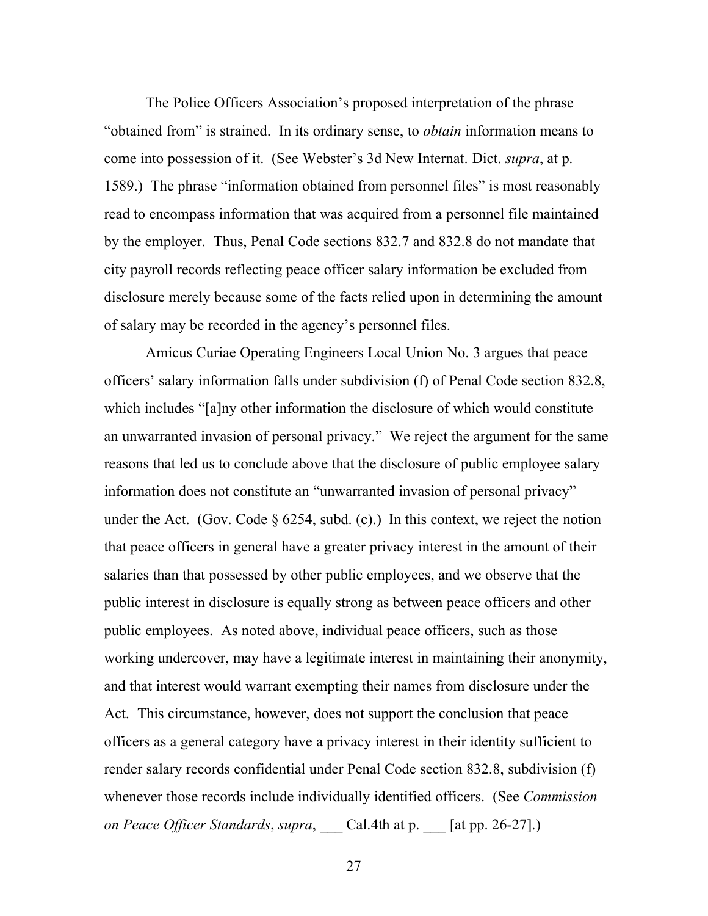The Police Officers Association's proposed interpretation of the phrase "obtained from" is strained. In its ordinary sense, to *obtain* information means to come into possession of it. (See Webster's 3d New Internat. Dict. *supra*, at p. 1589.) The phrase "information obtained from personnel files" is most reasonably read to encompass information that was acquired from a personnel file maintained by the employer. Thus, Penal Code sections 832.7 and 832.8 do not mandate that city payroll records reflecting peace officer salary information be excluded from disclosure merely because some of the facts relied upon in determining the amount of salary may be recorded in the agency's personnel files.

Amicus Curiae Operating Engineers Local Union No. 3 argues that peace officers' salary information falls under subdivision (f) of Penal Code section 832.8, which includes "[a]ny other information the disclosure of which would constitute an unwarranted invasion of personal privacy." We reject the argument for the same reasons that led us to conclude above that the disclosure of public employee salary information does not constitute an "unwarranted invasion of personal privacy" under the Act. (Gov. Code § 6254, subd. (c).) In this context, we reject the notion that peace officers in general have a greater privacy interest in the amount of their salaries than that possessed by other public employees, and we observe that the public interest in disclosure is equally strong as between peace officers and other public employees. As noted above, individual peace officers, such as those working undercover, may have a legitimate interest in maintaining their anonymity, and that interest would warrant exempting their names from disclosure under the Act. This circumstance, however, does not support the conclusion that peace officers as a general category have a privacy interest in their identity sufficient to render salary records confidential under Penal Code section 832.8, subdivision (f) whenever those records include individually identified officers. (See *Commission on Peace Officer Standards*, *supra*, ___ Cal.4th at p. ___ [at pp. 26-27].)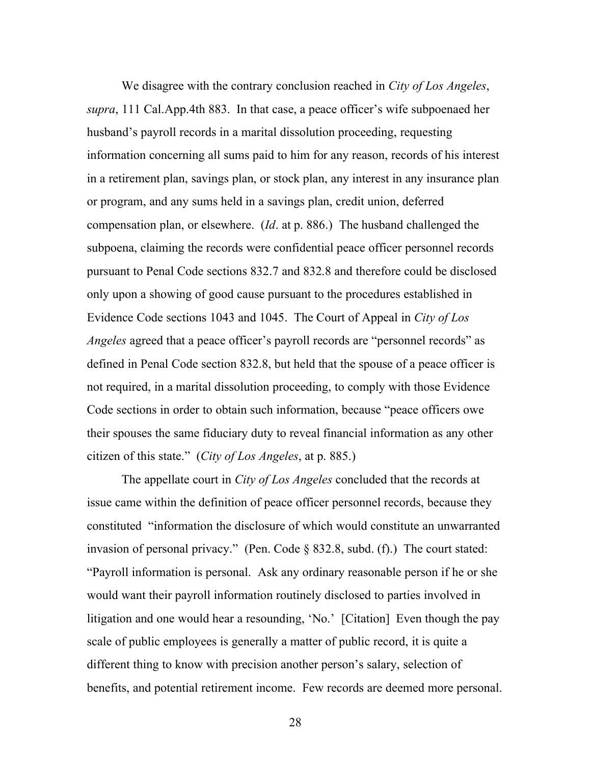We disagree with the contrary conclusion reached in *City of Los Angeles*, *supra*, 111 Cal.App.4th 883. In that case, a peace officer's wife subpoenaed her husband's payroll records in a marital dissolution proceeding, requesting information concerning all sums paid to him for any reason, records of his interest in a retirement plan, savings plan, or stock plan, any interest in any insurance plan or program, and any sums held in a savings plan, credit union, deferred compensation plan, or elsewhere. (*Id*. at p. 886.) The husband challenged the subpoena, claiming the records were confidential peace officer personnel records pursuant to Penal Code sections 832.7 and 832.8 and therefore could be disclosed only upon a showing of good cause pursuant to the procedures established in Evidence Code sections 1043 and 1045. The Court of Appeal in *City of Los Angeles* agreed that a peace officer's payroll records are "personnel records" as defined in Penal Code section 832.8, but held that the spouse of a peace officer is not required, in a marital dissolution proceeding, to comply with those Evidence Code sections in order to obtain such information, because "peace officers owe their spouses the same fiduciary duty to reveal financial information as any other citizen of this state." (*City of Los Angeles*, at p. 885.)

The appellate court in *City of Los Angeles* concluded that the records at issue came within the definition of peace officer personnel records, because they constituted "information the disclosure of which would constitute an unwarranted invasion of personal privacy." (Pen. Code § 832.8, subd. (f).) The court stated: "Payroll information is personal. Ask any ordinary reasonable person if he or she would want their payroll information routinely disclosed to parties involved in litigation and one would hear a resounding, 'No.' [Citation] Even though the pay scale of public employees is generally a matter of public record, it is quite a different thing to know with precision another person's salary, selection of benefits, and potential retirement income. Few records are deemed more personal.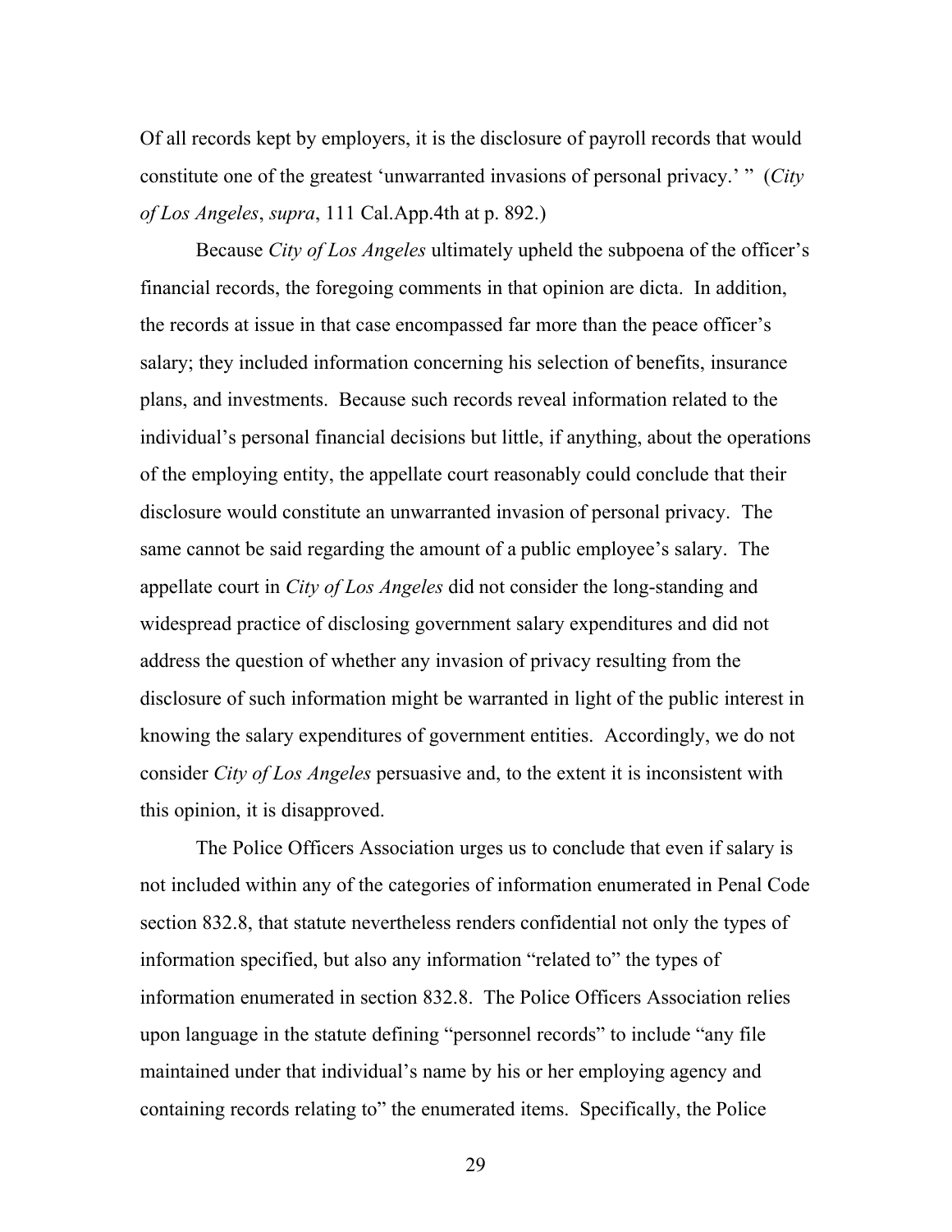Of all records kept by employers, it is the disclosure of payroll records that would constitute one of the greatest 'unwarranted invasions of personal privacy.' " (*City of Los Angeles*, *supra*, 111 Cal.App.4th at p. 892.)

Because *City of Los Angeles* ultimately upheld the subpoena of the officer's financial records, the foregoing comments in that opinion are dicta. In addition, the records at issue in that case encompassed far more than the peace officer's salary; they included information concerning his selection of benefits, insurance plans, and investments. Because such records reveal information related to the individual's personal financial decisions but little, if anything, about the operations of the employing entity, the appellate court reasonably could conclude that their disclosure would constitute an unwarranted invasion of personal privacy. The same cannot be said regarding the amount of a public employee's salary. The appellate court in *City of Los Angeles* did not consider the long-standing and widespread practice of disclosing government salary expenditures and did not address the question of whether any invasion of privacy resulting from the disclosure of such information might be warranted in light of the public interest in knowing the salary expenditures of government entities. Accordingly, we do not consider *City of Los Angeles* persuasive and, to the extent it is inconsistent with this opinion, it is disapproved.

The Police Officers Association urges us to conclude that even if salary is not included within any of the categories of information enumerated in Penal Code section 832.8, that statute nevertheless renders confidential not only the types of information specified, but also any information "related to" the types of information enumerated in section 832.8. The Police Officers Association relies upon language in the statute defining "personnel records" to include "any file maintained under that individual's name by his or her employing agency and containing records relating to" the enumerated items. Specifically, the Police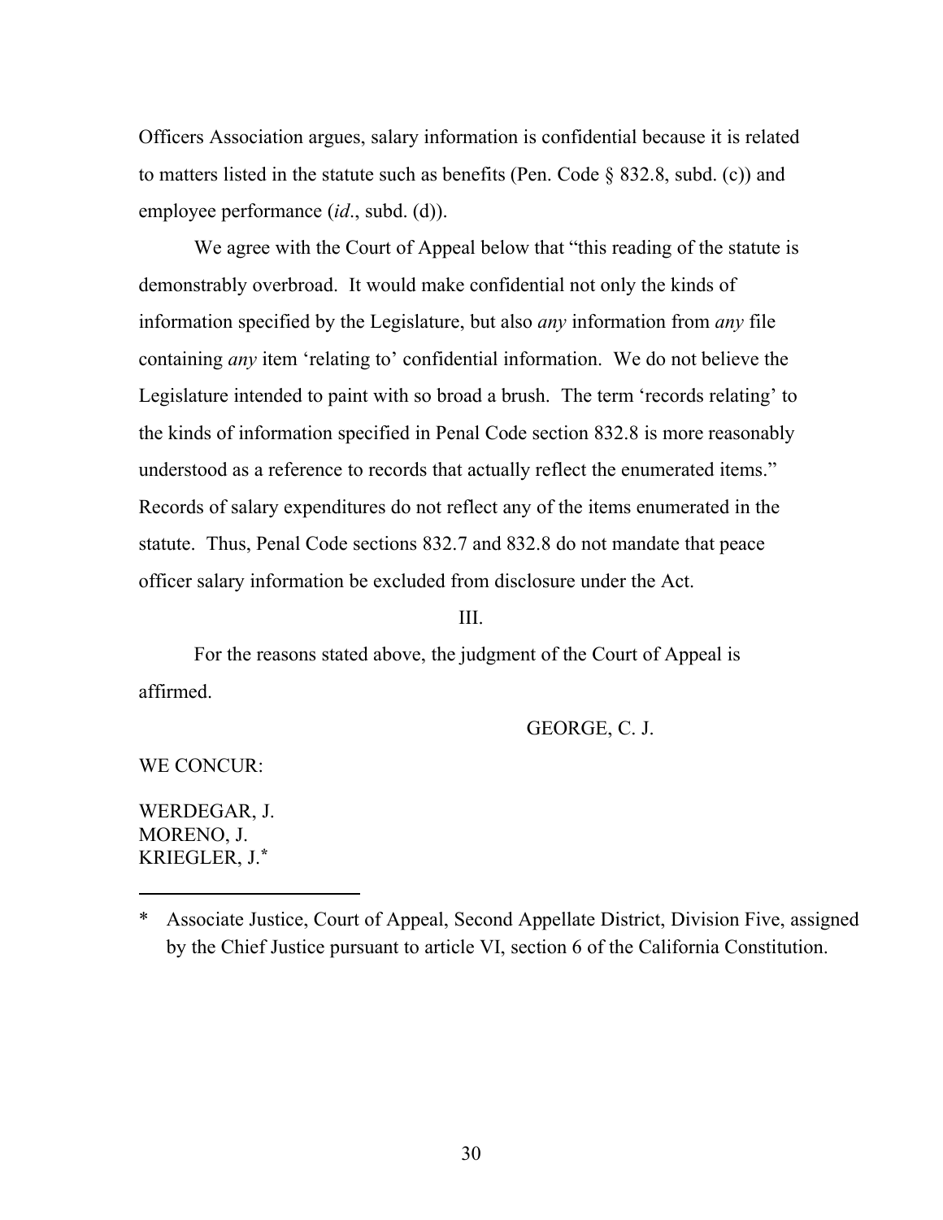Officers Association argues, salary information is confidential because it is related to matters listed in the statute such as benefits (Pen. Code § 832.8, subd. (c)) and employee performance (*id*., subd. (d)).

We agree with the Court of Appeal below that "this reading of the statute is demonstrably overbroad. It would make confidential not only the kinds of information specified by the Legislature, but also *any* information from *any* file containing *any* item 'relating to' confidential information. We do not believe the Legislature intended to paint with so broad a brush. The term 'records relating' to the kinds of information specified in Penal Code section 832.8 is more reasonably understood as a reference to records that actually reflect the enumerated items." Records of salary expenditures do not reflect any of the items enumerated in the statute. Thus, Penal Code sections 832.7 and 832.8 do not mandate that peace officer salary information be excluded from disclosure under the Act.

III.

For the reasons stated above, the judgment of the Court of Appeal is affirmed.

GEORGE, C. J.

WE CONCUR:

WERDEGAR, J.
MORENO, J.
KRIEGLER, J.*

\* Associate Justice, Court of Appeal, Second Appellate District, Division Five, assigned by the Chief Justice pursuant to article VI, section 6 of the California Constitution.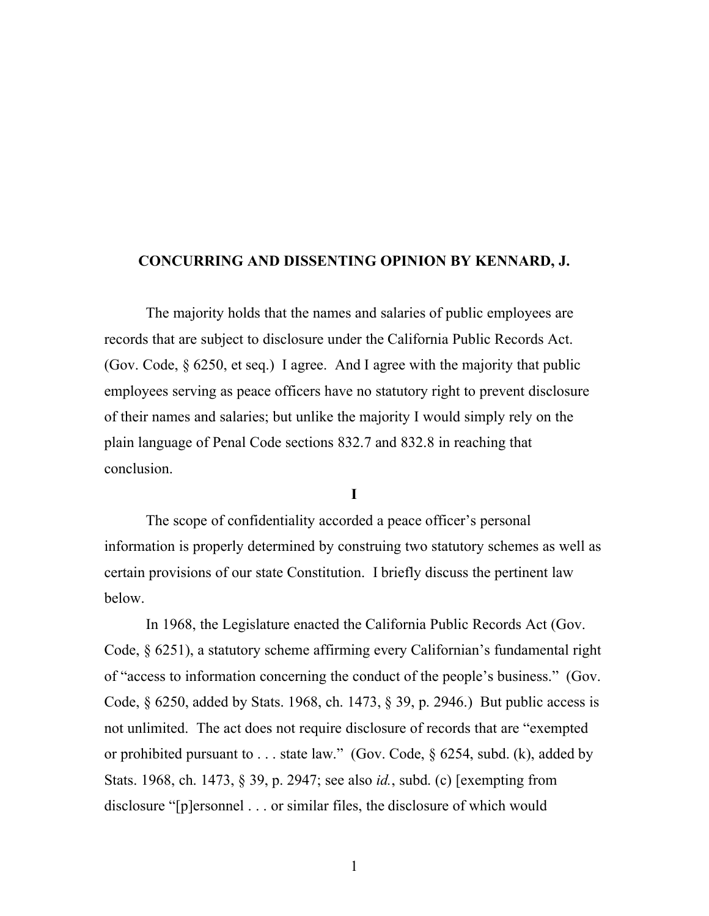**CONCURRING AND DISSENTING OPINION BY KENNARD, J.**

The majority holds that the names and salaries of public employees are records that are subject to disclosure under the California Public Records Act. (Gov. Code, § 6250, et seq.) I agree. And I agree with the majority that public employees serving as peace officers have no statutory right to prevent disclosure of their names and salaries; but unlike the majority I would simply rely on the plain language of Penal Code sections 832.7 and 832.8 in reaching that conclusion.

**I**

The scope of confidentiality accorded a peace officer's personal information is properly determined by construing two statutory schemes as well as certain provisions of our state Constitution. I briefly discuss the pertinent law below.

In 1968, the Legislature enacted the California Public Records Act (Gov. Code, § 6251), a statutory scheme affirming every Californian's fundamental right of "access to information concerning the conduct of the people's business." (Gov. Code, § 6250, added by Stats. 1968, ch. 1473, § 39, p. 2946.) But public access is not unlimited. The act does not require disclosure of records that are "exempted or prohibited pursuant to . . . state law." (Gov. Code, § 6254, subd. (k), added by Stats. 1968, ch. 1473, § 39, p. 2947; see also *id.*, subd. (c) [exempting from disclosure "[p]ersonnel . . . or similar files, the disclosure of which would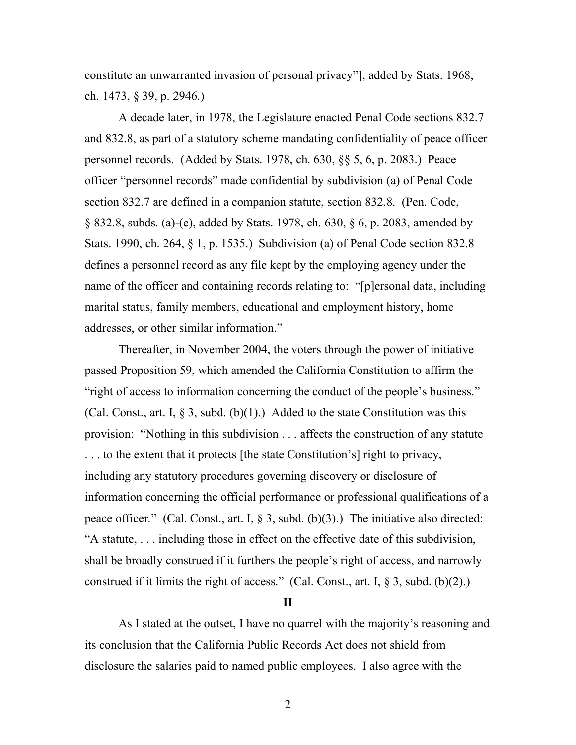constitute an unwarranted invasion of personal privacy"], added by Stats. 1968, ch. 1473, § 39, p. 2946.)

A decade later, in 1978, the Legislature enacted Penal Code sections 832.7 and 832.8, as part of a statutory scheme mandating confidentiality of peace officer personnel records. (Added by Stats. 1978, ch. 630, §§ 5, 6, p. 2083.) Peace officer "personnel records" made confidential by subdivision (a) of Penal Code section 832.7 are defined in a companion statute, section 832.8. (Pen. Code, § 832.8, subds. (a)-(e), added by Stats. 1978, ch. 630, § 6, p. 2083, amended by Stats. 1990, ch. 264, § 1, p. 1535.) Subdivision (a) of Penal Code section 832.8 defines a personnel record as any file kept by the employing agency under the name of the officer and containing records relating to: "[p]ersonal data, including marital status, family members, educational and employment history, home addresses, or other similar information."

Thereafter, in November 2004, the voters through the power of initiative passed Proposition 59, which amended the California Constitution to affirm the "right of access to information concerning the conduct of the people's business." (Cal. Const., art. I, § 3, subd. (b)(1).) Added to the state Constitution was this provision: "Nothing in this subdivision . . . affects the construction of any statute . . . to the extent that it protects [the state Constitution's] right to privacy, including any statutory procedures governing discovery or disclosure of information concerning the official performance or professional qualifications of a peace officer." (Cal. Const., art. I, § 3, subd. (b)(3).) The initiative also directed: "A statute, . . . including those in effect on the effective date of this subdivision, shall be broadly construed if it furthers the people's right of access, and narrowly construed if it limits the right of access." (Cal. Const., art. I, § 3, subd. (b)(2).)

## II

As I stated at the outset, I have no quarrel with the majority's reasoning and its conclusion that the California Public Records Act does not shield from disclosure the salaries paid to named public employees. I also agree with the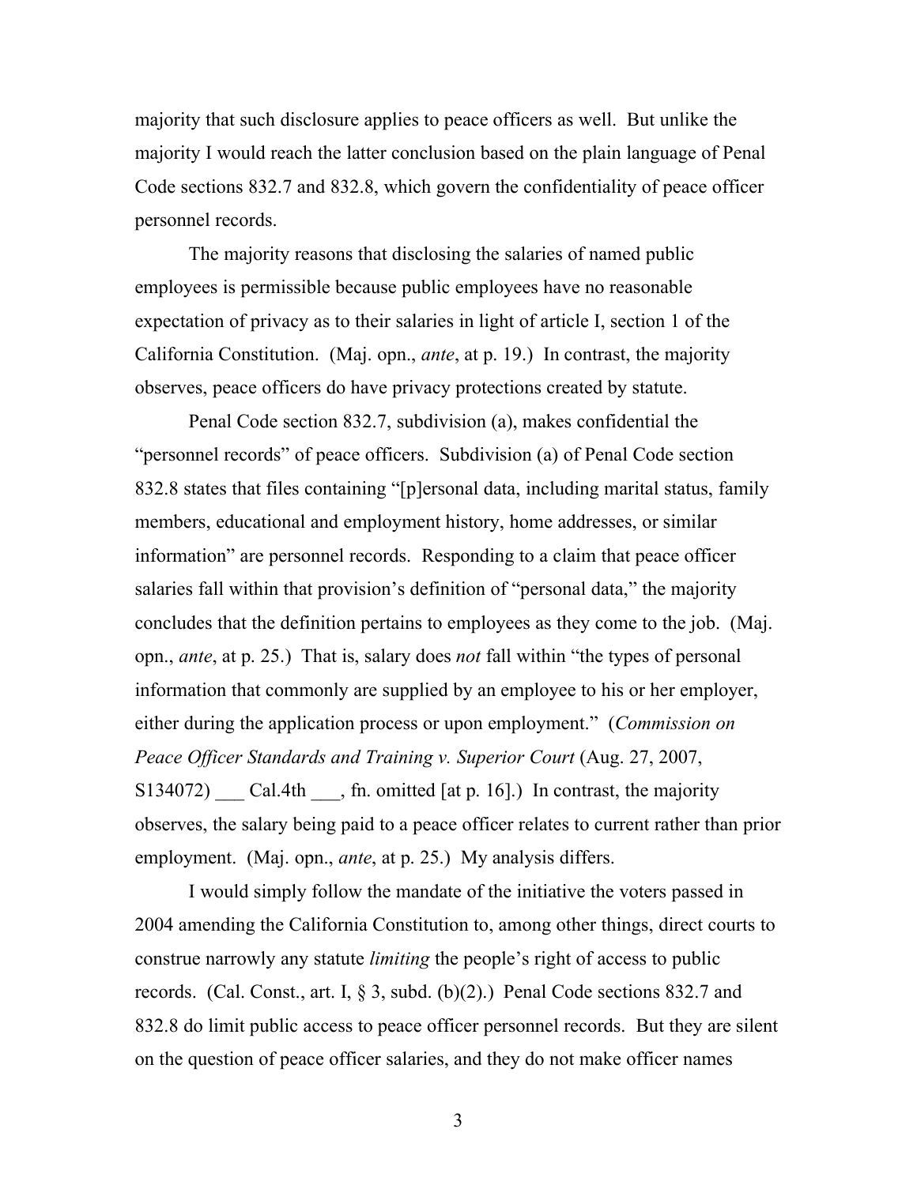majority that such disclosure applies to peace officers as well. But unlike the majority I would reach the latter conclusion based on the plain language of Penal Code sections 832.7 and 832.8, which govern the confidentiality of peace officer personnel records.

The majority reasons that disclosing the salaries of named public employees is permissible because public employees have no reasonable expectation of privacy as to their salaries in light of article I, section 1 of the California Constitution. (Maj. opn., *ante*, at p. 19.) In contrast, the majority observes, peace officers do have privacy protections created by statute.

Penal Code section 832.7, subdivision (a), makes confidential the "personnel records" of peace officers. Subdivision (a) of Penal Code section 832.8 states that files containing "[p]ersonal data, including marital status, family members, educational and employment history, home addresses, or similar information" are personnel records. Responding to a claim that peace officer salaries fall within that provision's definition of "personal data," the majority concludes that the definition pertains to employees as they come to the job. (Maj. opn., *ante*, at p. 25.) That is, salary does *not* fall within "the types of personal information that commonly are supplied by an employee to his or her employer, either during the application process or upon employment." (*Commission on Peace Officer Standards and Training v. Superior Court* (Aug. 27, 2007, S134072) ___ Cal.4th ___, fn. omitted [at p. 16].) In contrast, the majority observes, the salary being paid to a peace officer relates to current rather than prior employment. (Maj. opn., *ante*, at p. 25.) My analysis differs.

I would simply follow the mandate of the initiative the voters passed in 2004 amending the California Constitution to, among other things, direct courts to construe narrowly any statute *limiting* the people's right of access to public records. (Cal. Const., art. I, § 3, subd. (b)(2).) Penal Code sections 832.7 and 832.8 do limit public access to peace officer personnel records. But they are silent on the question of peace officer salaries, and they do not make officer names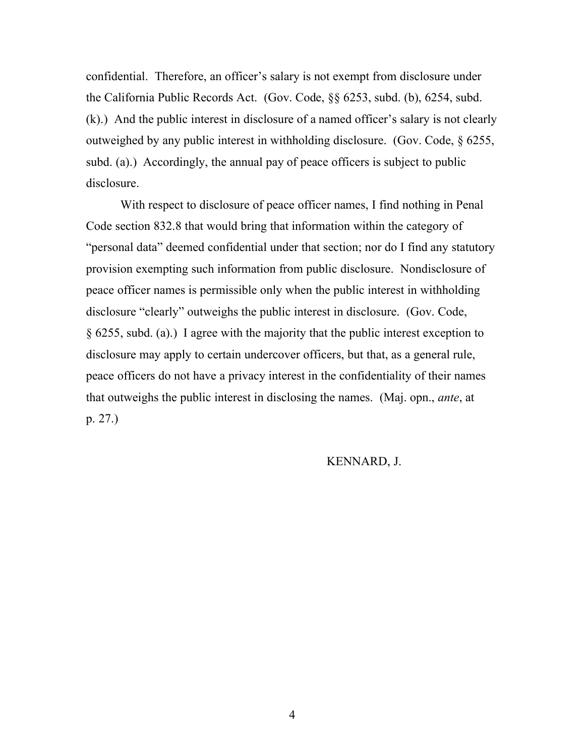confidential. Therefore, an officer's salary is not exempt from disclosure under the California Public Records Act. (Gov. Code, §§ 6253, subd. (b), 6254, subd. (k).) And the public interest in disclosure of a named officer's salary is not clearly outweighed by any public interest in withholding disclosure. (Gov. Code, § 6255, subd. (a).) Accordingly, the annual pay of peace officers is subject to public disclosure.

With respect to disclosure of peace officer names, I find nothing in Penal Code section 832.8 that would bring that information within the category of "personal data" deemed confidential under that section; nor do I find any statutory provision exempting such information from public disclosure. Nondisclosure of peace officer names is permissible only when the public interest in withholding disclosure "clearly" outweighs the public interest in disclosure. (Gov. Code, § 6255, subd. (a).) I agree with the majority that the public interest exception to disclosure may apply to certain undercover officers, but that, as a general rule, peace officers do not have a privacy interest in the confidentiality of their names that outweighs the public interest in disclosing the names. (Maj. opn., *ante*, at p. 27.)

KENNARD, J.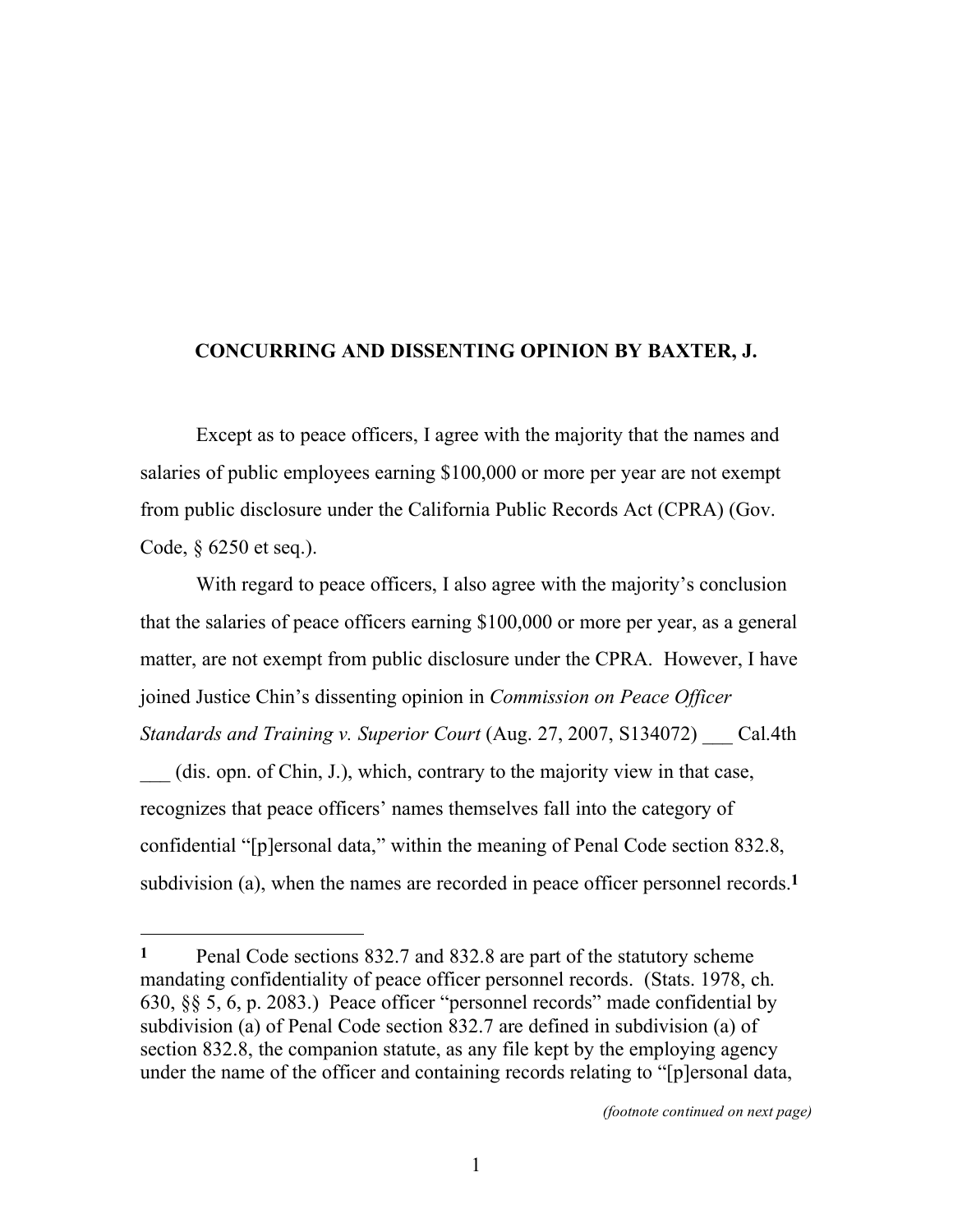**CONCURRING AND DISSENTING OPINION BY BAXTER, J.**

Except as to peace officers, I agree with the majority that the names and salaries of public employees earning $100,000 or more per year are not exempt from public disclosure under the California Public Records Act (CPRA) (Gov. Code, § 6250 et seq.).

With regard to peace officers, I also agree with the majority's conclusion that the salaries of peace officers earning $100,000 or more per year, as a general matter, are not exempt from public disclosure under the CPRA. However, I have joined Justice Chin's dissenting opinion in *Commission on Peace Officer Standards and Training v. Superior Court* (Aug. 27, 2007, S134072) ___ Cal.4th ___ (dis. opn. of Chin, J.), which, contrary to the majority view in that case, recognizes that peace officers' names themselves fall into the category of confidential "[p]ersonal data," within the meaning of Penal Code section 832.8, subdivision (a), when the names are recorded in peace officer personnel records.[1]

---

[1] Penal Code sections 832.7 and 832.8 are part of the statutory scheme mandating confidentiality of peace officer personnel records. (Stats. 1978, ch. 630, §§ 5, 6, p. 2083.) Peace officer "personnel records" made confidential by subdivision (a) of Penal Code section 832.7 are defined in subdivision (a) of section 832.8, the companion statute, as any file kept by the employing agency under the name of the officer and containing records relating to "[p]ersonal data,

*(footnote continued on next page)*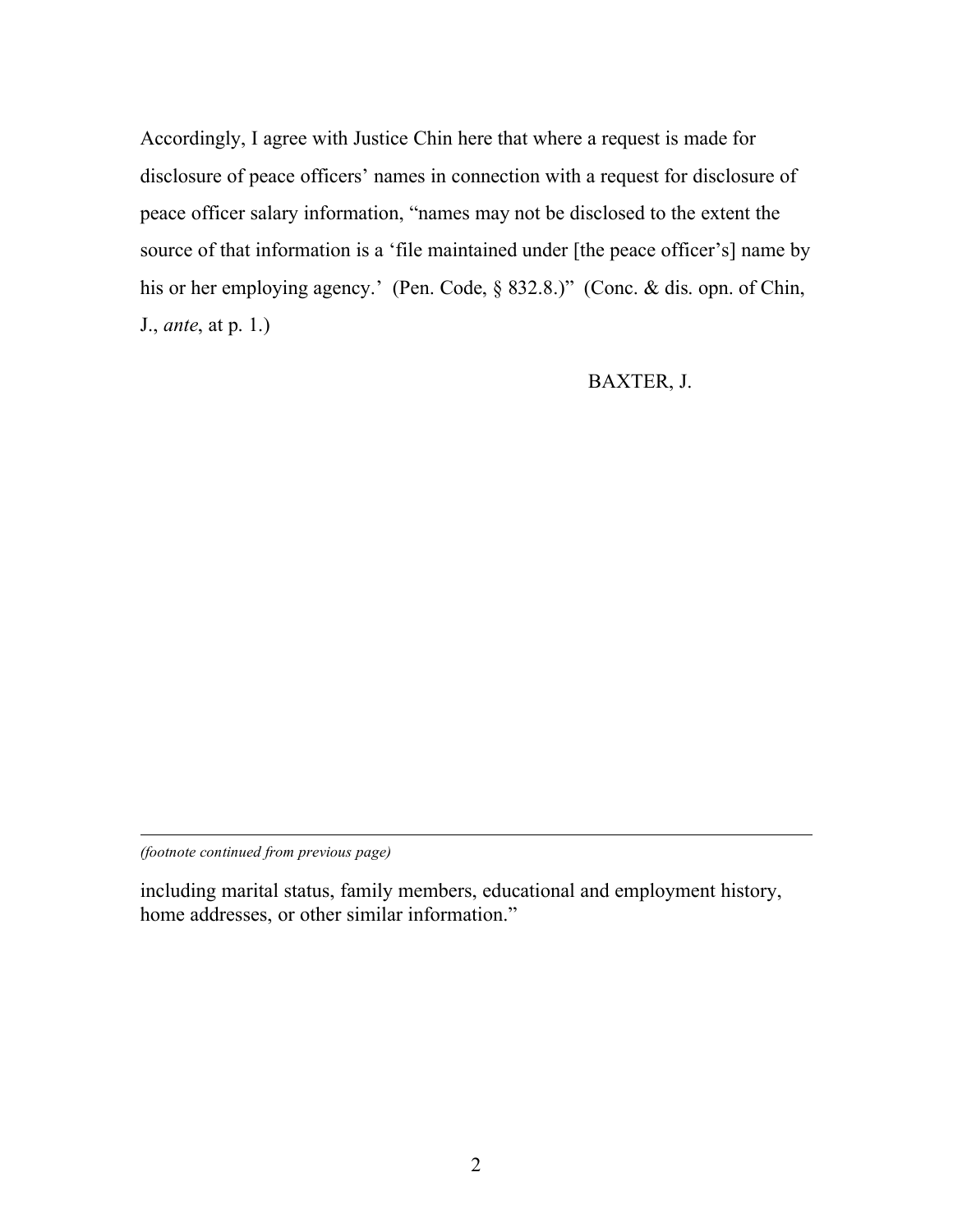Accordingly, I agree with Justice Chin here that where a request is made for disclosure of peace officers' names in connection with a request for disclosure of peace officer salary information, "names may not be disclosed to the extent the source of that information is a 'file maintained under [the peace officer's] name by his or her employing agency.' (Pen. Code, § 832.8.)" (Conc. & dis. opn. of Chin, J., *ante*, at p. 1.)

BAXTER, J.

---

*(footnote continued from previous page)*

including marital status, family members, educational and employment history, home addresses, or other similar information."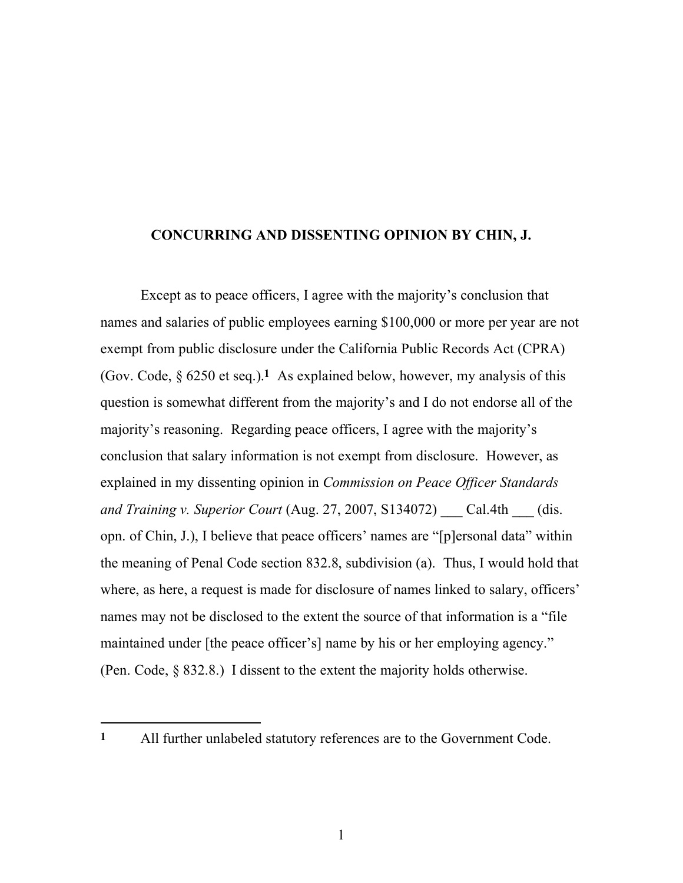**CONCURRING AND DISSENTING OPINION BY CHIN, J.**

Except as to peace officers, I agree with the majority's conclusion that names and salaries of public employees earning $100,000 or more per year are not exempt from public disclosure under the California Public Records Act (CPRA) (Gov. Code, § 6250 et seq.).[1] As explained below, however, my analysis of this question is somewhat different from the majority's and I do not endorse all of the majority's reasoning. Regarding peace officers, I agree with the majority's conclusion that salary information is not exempt from disclosure. However, as explained in my dissenting opinion in *Commission on Peace Officer Standards and Training v. Superior Court* (Aug. 27, 2007, S134072) ___ Cal.4th ___ (dis. opn. of Chin, J.), I believe that peace officers' names are "[p]ersonal data" within the meaning of Penal Code section 832.8, subdivision (a). Thus, I would hold that where, as here, a request is made for disclosure of names linked to salary, officers' names may not be disclosed to the extent the source of that information is a "file maintained under [the peace officer's] name by his or her employing agency." (Pen. Code, § 832.8.) I dissent to the extent the majority holds otherwise.

---

[1] All further unlabeled statutory references are to the Government Code.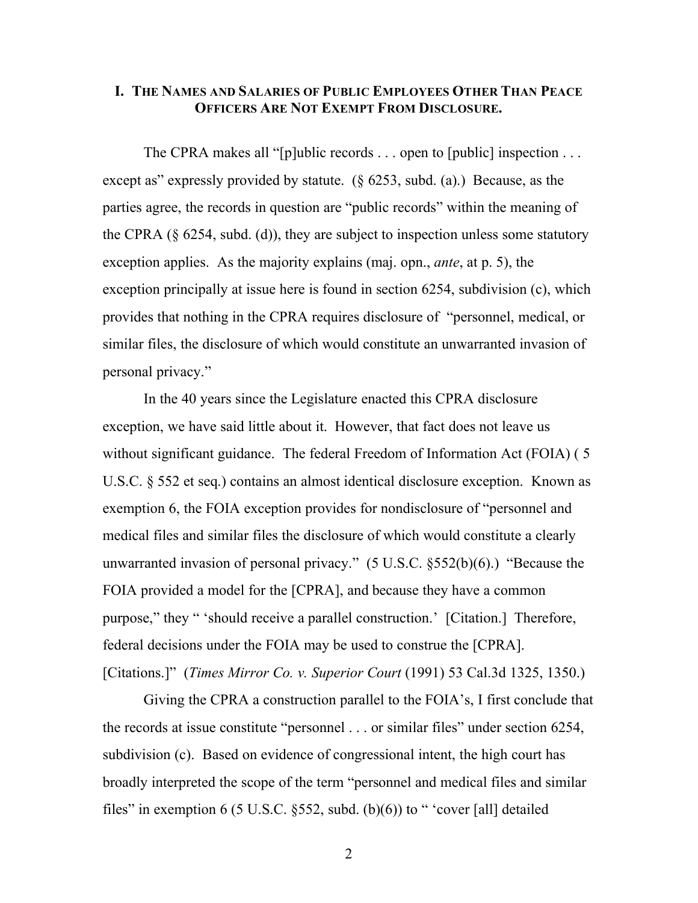## I. THE NAMES AND SALARIES OF PUBLIC EMPLOYEES OTHER THAN PEACE OFFICERS ARE NOT EXEMPT FROM DISCLOSURE.

The CPRA makes all "[p]ublic records . . . open to [public] inspection . . . except as" expressly provided by statute. (§ 6253, subd. (a).) Because, as the parties agree, the records in question are "public records" within the meaning of the CPRA (§ 6254, subd. (d)), they are subject to inspection unless some statutory exception applies. As the majority explains (maj. opn., *ante*, at p. 5), the exception principally at issue here is found in section 6254, subdivision (c), which provides that nothing in the CPRA requires disclosure of "personnel, medical, or similar files, the disclosure of which would constitute an unwarranted invasion of personal privacy."

In the 40 years since the Legislature enacted this CPRA disclosure exception, we have said little about it. However, that fact does not leave us without significant guidance. The federal Freedom of Information Act (FOIA) ( 5 U.S.C. § 552 et seq.) contains an almost identical disclosure exception. Known as exemption 6, the FOIA exception provides for nondisclosure of "personnel and medical files and similar files the disclosure of which would constitute a clearly unwarranted invasion of personal privacy." (5 U.S.C. §552(b)(6).) "Because the FOIA provided a model for the [CPRA], and because they have a common purpose," they " 'should receive a parallel construction.' [Citation.] Therefore, federal decisions under the FOIA may be used to construe the [CPRA]. [Citations.]" (*Times Mirror Co. v. Superior Court* (1991) 53 Cal.3d 1325, 1350.)

Giving the CPRA a construction parallel to the FOIA's, I first conclude that the records at issue constitute "personnel . . . or similar files" under section 6254, subdivision (c). Based on evidence of congressional intent, the high court has broadly interpreted the scope of the term "personnel and medical files and similar files" in exemption 6 (5 U.S.C. §552, subd. (b)(6)) to " 'cover [all] detailed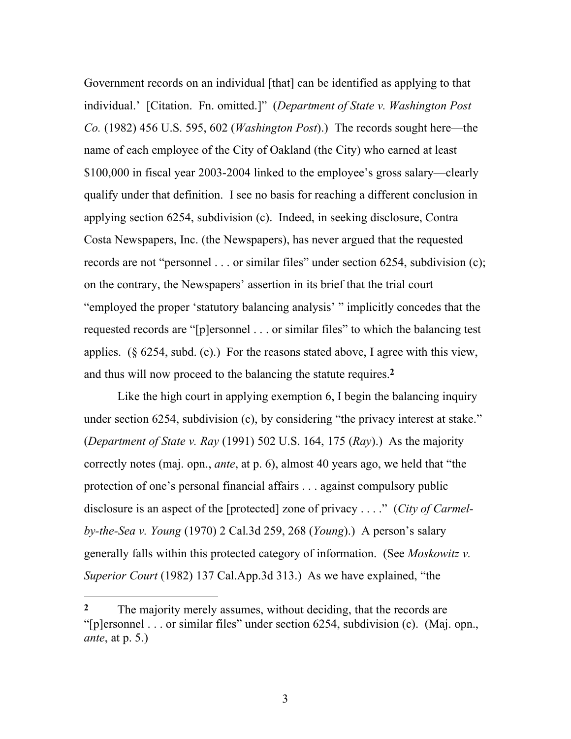Government records on an individual [that] can be identified as applying to that individual.' [Citation. Fn. omitted.]" (*Department of State v. Washington Post Co.* (1982) 456 U.S. 595, 602 (*Washington Post*).) The records sought here—the name of each employee of the City of Oakland (the City) who earned at least $100,000 in fiscal year 2003-2004 linked to the employee's gross salary—clearly qualify under that definition. I see no basis for reaching a different conclusion in applying section 6254, subdivision (c). Indeed, in seeking disclosure, Contra Costa Newspapers, Inc. (the Newspapers), has never argued that the requested records are not "personnel . . . or similar files" under section 6254, subdivision (c); on the contrary, the Newspapers' assertion in its brief that the trial court "employed the proper 'statutory balancing analysis' " implicitly concedes that the requested records are "[p]ersonnel . . . or similar files" to which the balancing test applies. (§ 6254, subd. (c).) For the reasons stated above, I agree with this view, and thus will now proceed to the balancing the statute requires.[2]

Like the high court in applying exemption 6, I begin the balancing inquiry under section 6254, subdivision (c), by considering "the privacy interest at stake." (*Department of State v. Ray* (1991) 502 U.S. 164, 175 (*Ray*).) As the majority correctly notes (maj. opn., *ante*, at p. 6), almost 40 years ago, we held that "the protection of one's personal financial affairs . . . against compulsory public disclosure is an aspect of the [protected] zone of privacy . . . ." (*City of Carmel-by-the-Sea v. Young* (1970) 2 Cal.3d 259, 268 (*Young*).) A person's salary generally falls within this protected category of information. (See *Moskowitz v. Superior Court* (1982) 137 Cal.App.3d 313.) As we have explained, "the

---

[2] The majority merely assumes, without deciding, that the records are "[p]ersonnel . . . or similar files" under section 6254, subdivision (c). (Maj. opn., *ante*, at p. 5.)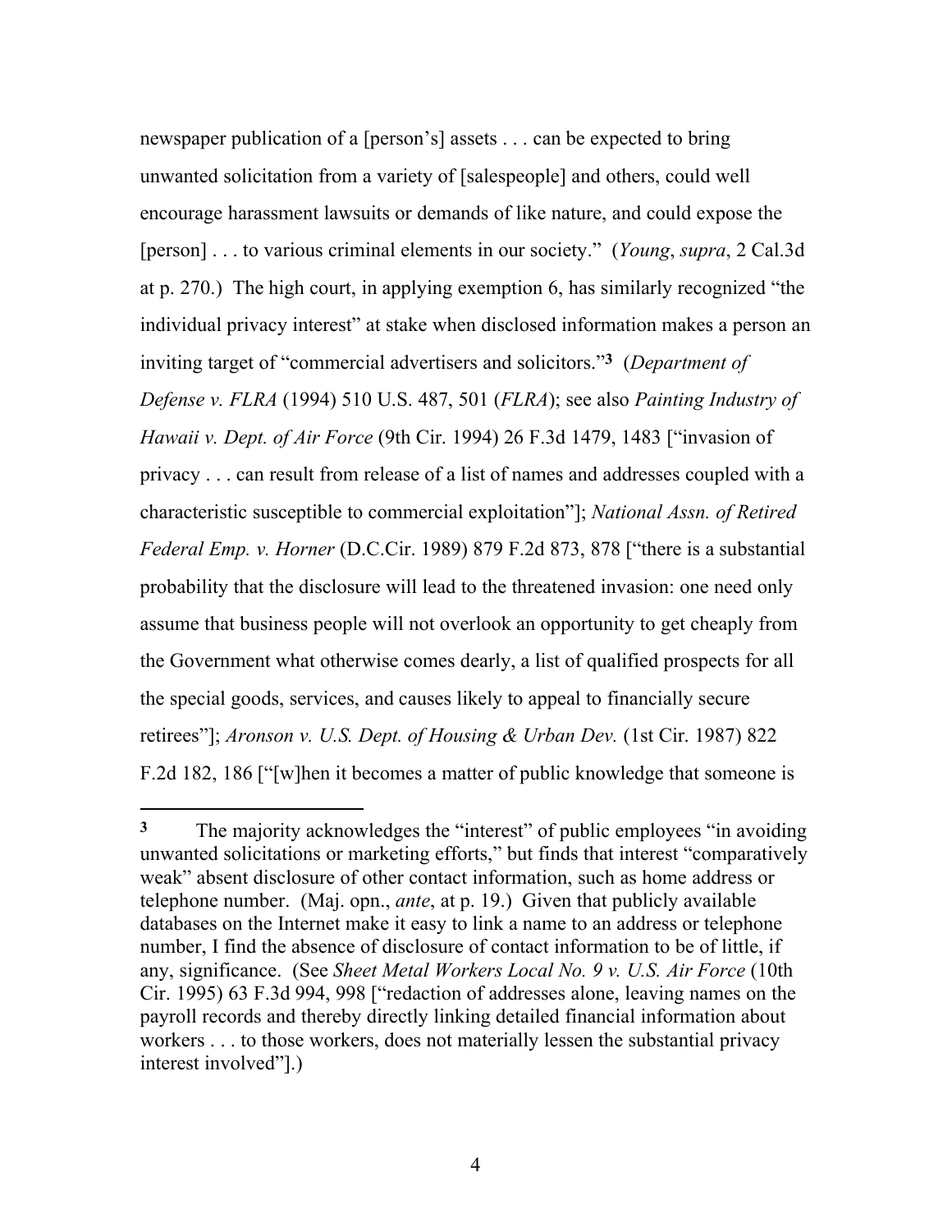newspaper publication of a [person's] assets . . . can be expected to bring unwanted solicitation from a variety of [salespeople] and others, could well encourage harassment lawsuits or demands of like nature, and could expose the [person] . . . to various criminal elements in our society." (*Young*, *supra*, 2 Cal.3d at p. 270.) The high court, in applying exemption 6, has similarly recognized "the individual privacy interest" at stake when disclosed information makes a person an inviting target of "commercial advertisers and solicitors."[3] (*Department of Defense v. FLRA* (1994) 510 U.S. 487, 501 (*FLRA*); see also *Painting Industry of Hawaii v. Dept. of Air Force* (9th Cir. 1994) 26 F.3d 1479, 1483 ["invasion of privacy . . . can result from release of a list of names and addresses coupled with a characteristic susceptible to commercial exploitation"]; *National Assn. of Retired Federal Emp. v. Horner* (D.C.Cir. 1989) 879 F.2d 873, 878 ["there is a substantial probability that the disclosure will lead to the threatened invasion: one need only assume that business people will not overlook an opportunity to get cheaply from the Government what otherwise comes dearly, a list of qualified prospects for all the special goods, services, and causes likely to appeal to financially secure retirees"]; *Aronson v. U.S. Dept. of Housing & Urban Dev.* (1st Cir. 1987) 822 F.2d 182, 186 ["[w]hen it becomes a matter of public knowledge that someone is

---

**3** The majority acknowledges the "interest" of public employees "in avoiding unwanted solicitations or marketing efforts," but finds that interest "comparatively weak" absent disclosure of other contact information, such as home address or telephone number. (Maj. opn., *ante*, at p. 19.) Given that publicly available databases on the Internet make it easy to link a name to an address or telephone number, I find the absence of disclosure of contact information to be of little, if any, significance. (See *Sheet Metal Workers Local No. 9 v. U.S. Air Force* (10th Cir. 1995) 63 F.3d 994, 998 ["redaction of addresses alone, leaving names on the payroll records and thereby directly linking detailed financial information about workers . . . to those workers, does not materially lessen the substantial privacy interest involved"].)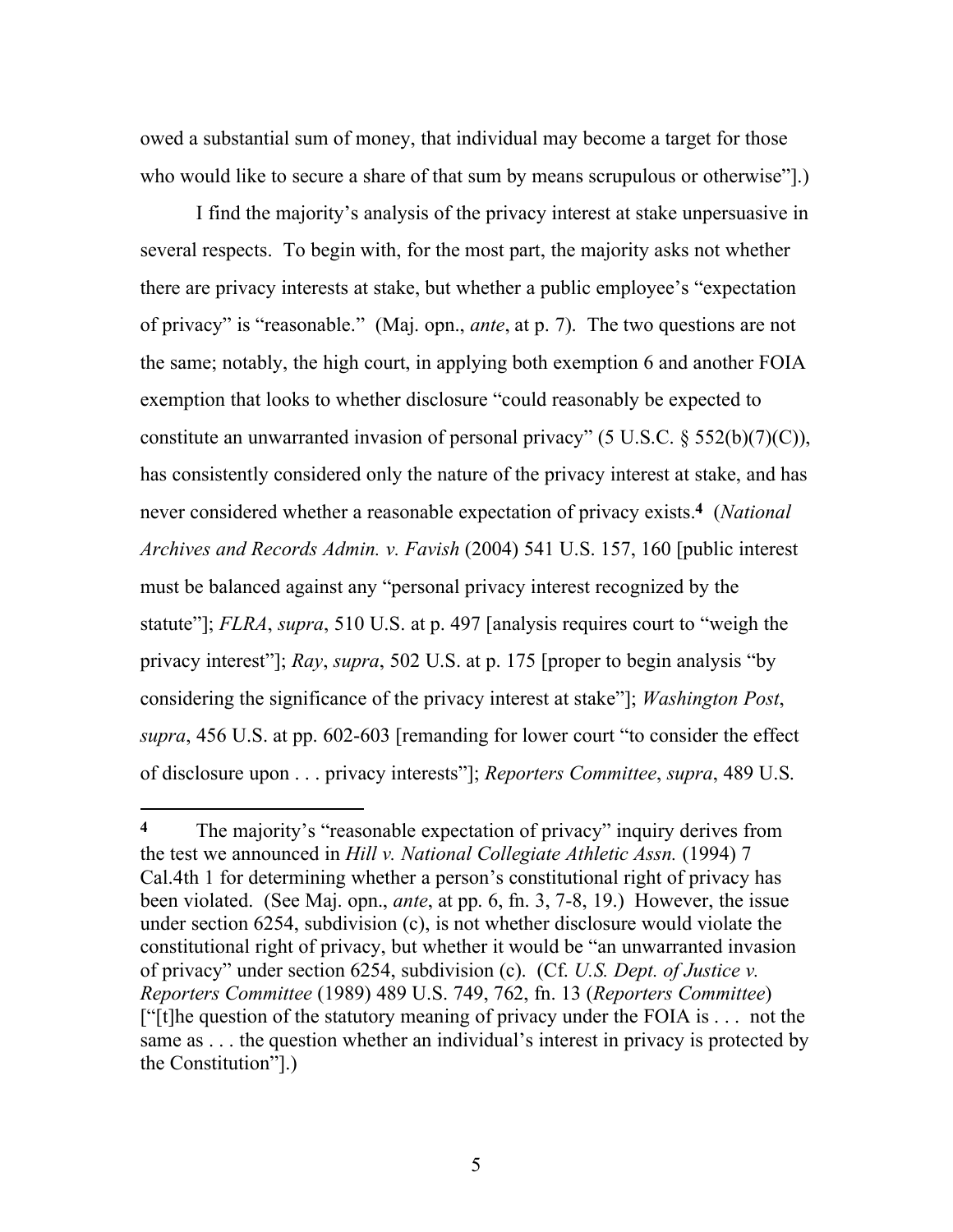owed a substantial sum of money, that individual may become a target for those who would like to secure a share of that sum by means scrupulous or otherwise"].)

I find the majority's analysis of the privacy interest at stake unpersuasive in several respects. To begin with, for the most part, the majority asks not whether there are privacy interests at stake, but whether a public employee's "expectation of privacy" is "reasonable." (Maj. opn., *ante*, at p. 7). The two questions are not the same; notably, the high court, in applying both exemption 6 and another FOIA exemption that looks to whether disclosure "could reasonably be expected to constitute an unwarranted invasion of personal privacy" (5 U.S.C. § 552(b)(7)(C)), has consistently considered only the nature of the privacy interest at stake, and has never considered whether a reasonable expectation of privacy exists.[4] (*National Archives and Records Admin. v. Favish* (2004) 541 U.S. 157, 160 [public interest must be balanced against any "personal privacy interest recognized by the statute"]; *FLRA*, *supra*, 510 U.S. at p. 497 [analysis requires court to "weigh the privacy interest"]; *Ray*, *supra*, 502 U.S. at p. 175 [proper to begin analysis "by considering the significance of the privacy interest at stake"]; *Washington Post*, *supra*, 456 U.S. at pp. 602-603 [remanding for lower court "to consider the effect of disclosure upon . . . privacy interests"]; *Reporters Committee*, *supra*, 489 U.S.

---

[4] The majority's "reasonable expectation of privacy" inquiry derives from the test we announced in *Hill v. National Collegiate Athletic Assn.* (1994) 7 Cal.4th 1 for determining whether a person's constitutional right of privacy has been violated. (See Maj. opn., *ante*, at pp. 6, fn. 3, 7-8, 19.) However, the issue under section 6254, subdivision (c), is not whether disclosure would violate the constitutional right of privacy, but whether it would be "an unwarranted invasion of privacy" under section 6254, subdivision (c). (Cf. *U.S. Dept. of Justice v. Reporters Committee* (1989) 489 U.S. 749, 762, fn. 13 (*Reporters Committee*) ["[t]he question of the statutory meaning of privacy under the FOIA is . . . not the same as . . . the question whether an individual's interest in privacy is protected by the Constitution"].)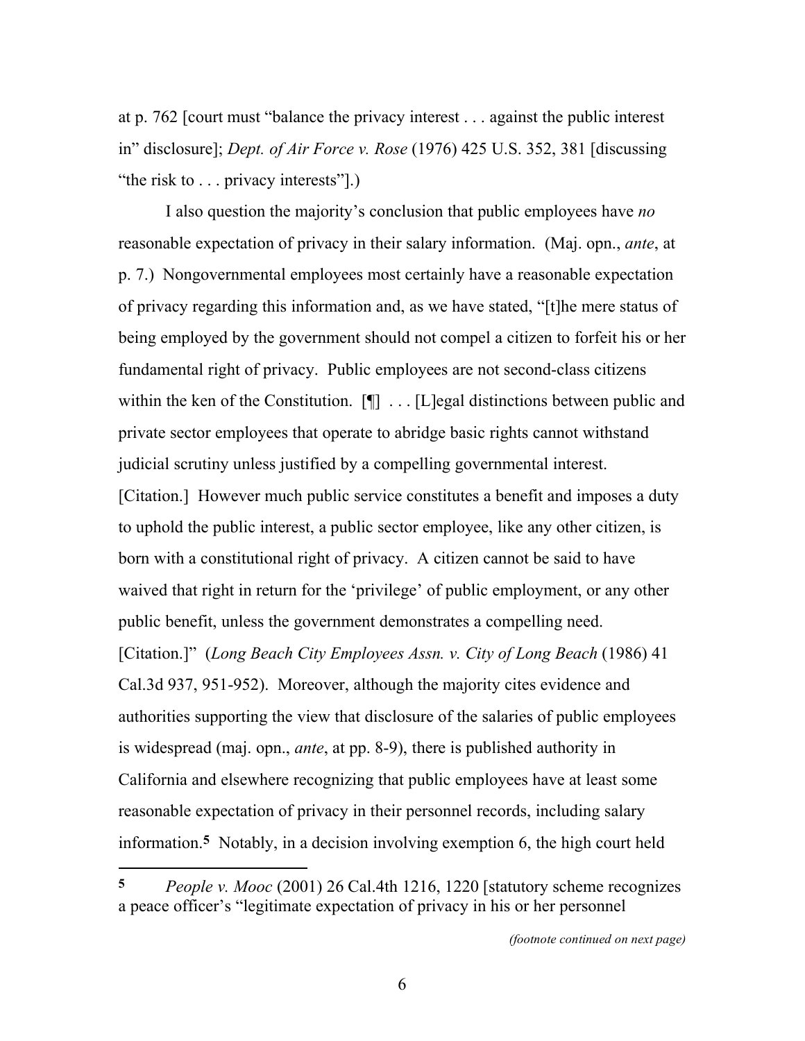at p. 762 [court must "balance the privacy interest . . . against the public interest in" disclosure]; *Dept. of Air Force v. Rose* (1976) 425 U.S. 352, 381 [discussing "the risk to . . . privacy interests"].)

I also question the majority's conclusion that public employees have *no* reasonable expectation of privacy in their salary information. (Maj. opn., *ante*, at p. 7.) Nongovernmental employees most certainly have a reasonable expectation of privacy regarding this information and, as we have stated, "[t]he mere status of being employed by the government should not compel a citizen to forfeit his or her fundamental right of privacy. Public employees are not second-class citizens within the ken of the Constitution. [¶] . . . [L]egal distinctions between public and private sector employees that operate to abridge basic rights cannot withstand judicial scrutiny unless justified by a compelling governmental interest. [Citation.] However much public service constitutes a benefit and imposes a duty to uphold the public interest, a public sector employee, like any other citizen, is born with a constitutional right of privacy. A citizen cannot be said to have waived that right in return for the 'privilege' of public employment, or any other public benefit, unless the government demonstrates a compelling need. [Citation.]" (*Long Beach City Employees Assn. v. City of Long Beach* (1986) 41 Cal.3d 937, 951-952). Moreover, although the majority cites evidence and authorities supporting the view that disclosure of the salaries of public employees is widespread (maj. opn., *ante*, at pp. 8-9), there is published authority in California and elsewhere recognizing that public employees have at least some reasonable expectation of privacy in their personnel records, including salary information.[5] Notably, in a decision involving exemption 6, the high court held

---

[5] *People v. Mooc* (2001) 26 Cal.4th 1216, 1220 [statutory scheme recognizes a peace officer's "legitimate expectation of privacy in his or her personnel

*(footnote continued on next page)*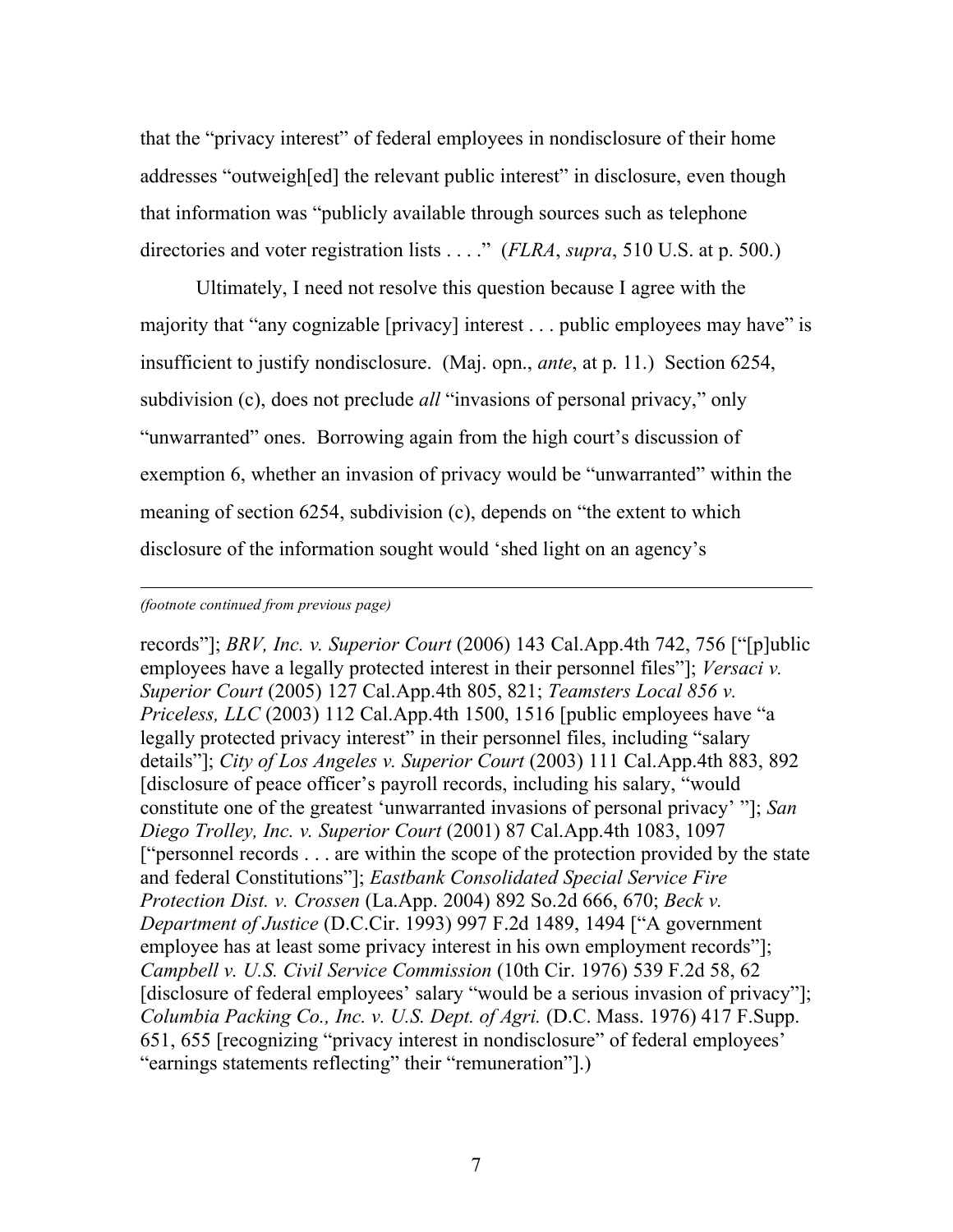that the "privacy interest" of federal employees in nondisclosure of their home addresses "outweigh[ed] the relevant public interest" in disclosure, even though that information was "publicly available through sources such as telephone directories and voter registration lists . . . ." (*FLRA*, *supra*, 510 U.S. at p. 500.)

Ultimately, I need not resolve this question because I agree with the majority that "any cognizable [privacy] interest . . . public employees may have" is insufficient to justify nondisclosure. (Maj. opn., *ante*, at p. 11.) Section 6254, subdivision (c), does not preclude *all* "invasions of personal privacy," only "unwarranted" ones. Borrowing again from the high court's discussion of exemption 6, whether an invasion of privacy would be "unwarranted" within the meaning of section 6254, subdivision (c), depends on "the extent to which disclosure of the information sought would 'shed light on an agency's

---

*(footnote continued from previous page)*

records"]; *BRV, Inc. v. Superior Court* (2006) 143 Cal.App.4th 742, 756 ["[p]ublic employees have a legally protected interest in their personnel files"]; *Versaci v. Superior Court* (2005) 127 Cal.App.4th 805, 821; *Teamsters Local 856 v. Priceless, LLC* (2003) 112 Cal.App.4th 1500, 1516 [public employees have "a legally protected privacy interest" in their personnel files, including "salary details"]; *City of Los Angeles v. Superior Court* (2003) 111 Cal.App.4th 883, 892 [disclosure of peace officer's payroll records, including his salary, "would constitute one of the greatest 'unwarranted invasions of personal privacy' "]; *San Diego Trolley, Inc. v. Superior Court* (2001) 87 Cal.App.4th 1083, 1097 ["personnel records . . . are within the scope of the protection provided by the state and federal Constitutions"]; *Eastbank Consolidated Special Service Fire Protection Dist. v. Crossen* (La.App. 2004) 892 So.2d 666, 670; *Beck v. Department of Justice* (D.C.Cir. 1993) 997 F.2d 1489, 1494 ["A government employee has at least some privacy interest in his own employment records"]; *Campbell v. U.S. Civil Service Commission* (10th Cir. 1976) 539 F.2d 58, 62 [disclosure of federal employees' salary "would be a serious invasion of privacy"]; *Columbia Packing Co., Inc. v. U.S. Dept. of Agri.* (D.C. Mass. 1976) 417 F.Supp. 651, 655 [recognizing "privacy interest in nondisclosure" of federal employees' "earnings statements reflecting" their "remuneration"].)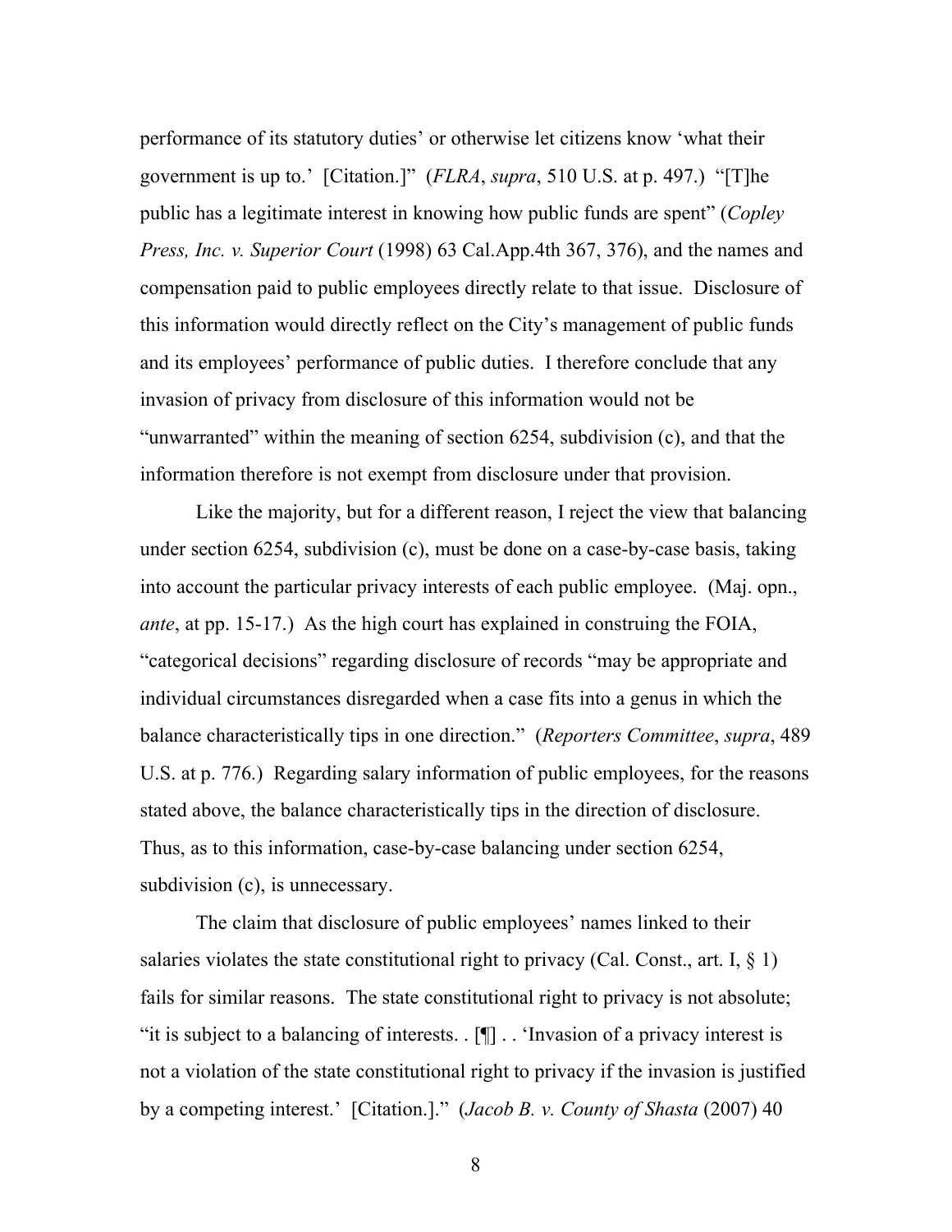performance of its statutory duties' or otherwise let citizens know 'what their government is up to.' [Citation.]" (*FLRA*, *supra*, 510 U.S. at p. 497.) "[T]he public has a legitimate interest in knowing how public funds are spent" (*Copley Press, Inc. v. Superior Court* (1998) 63 Cal.App.4th 367, 376), and the names and compensation paid to public employees directly relate to that issue. Disclosure of this information would directly reflect on the City's management of public funds and its employees' performance of public duties. I therefore conclude that any invasion of privacy from disclosure of this information would not be "unwarranted" within the meaning of section 6254, subdivision (c), and that the information therefore is not exempt from disclosure under that provision.

Like the majority, but for a different reason, I reject the view that balancing under section 6254, subdivision (c), must be done on a case-by-case basis, taking into account the particular privacy interests of each public employee. (Maj. opn., *ante*, at pp. 15-17.) As the high court has explained in construing the FOIA, "categorical decisions" regarding disclosure of records "may be appropriate and individual circumstances disregarded when a case fits into a genus in which the balance characteristically tips in one direction." (*Reporters Committee*, *supra*, 489 U.S. at p. 776.) Regarding salary information of public employees, for the reasons stated above, the balance characteristically tips in the direction of disclosure. Thus, as to this information, case-by-case balancing under section 6254, subdivision (c), is unnecessary.

The claim that disclosure of public employees' names linked to their salaries violates the state constitutional right to privacy (Cal. Const., art. I, § 1) fails for similar reasons. The state constitutional right to privacy is not absolute; "it is subject to a balancing of interests. . [¶] . . 'Invasion of a privacy interest is not a violation of the state constitutional right to privacy if the invasion is justified by a competing interest.' [Citation.]." (*Jacob B. v. County of Shasta* (2007) 40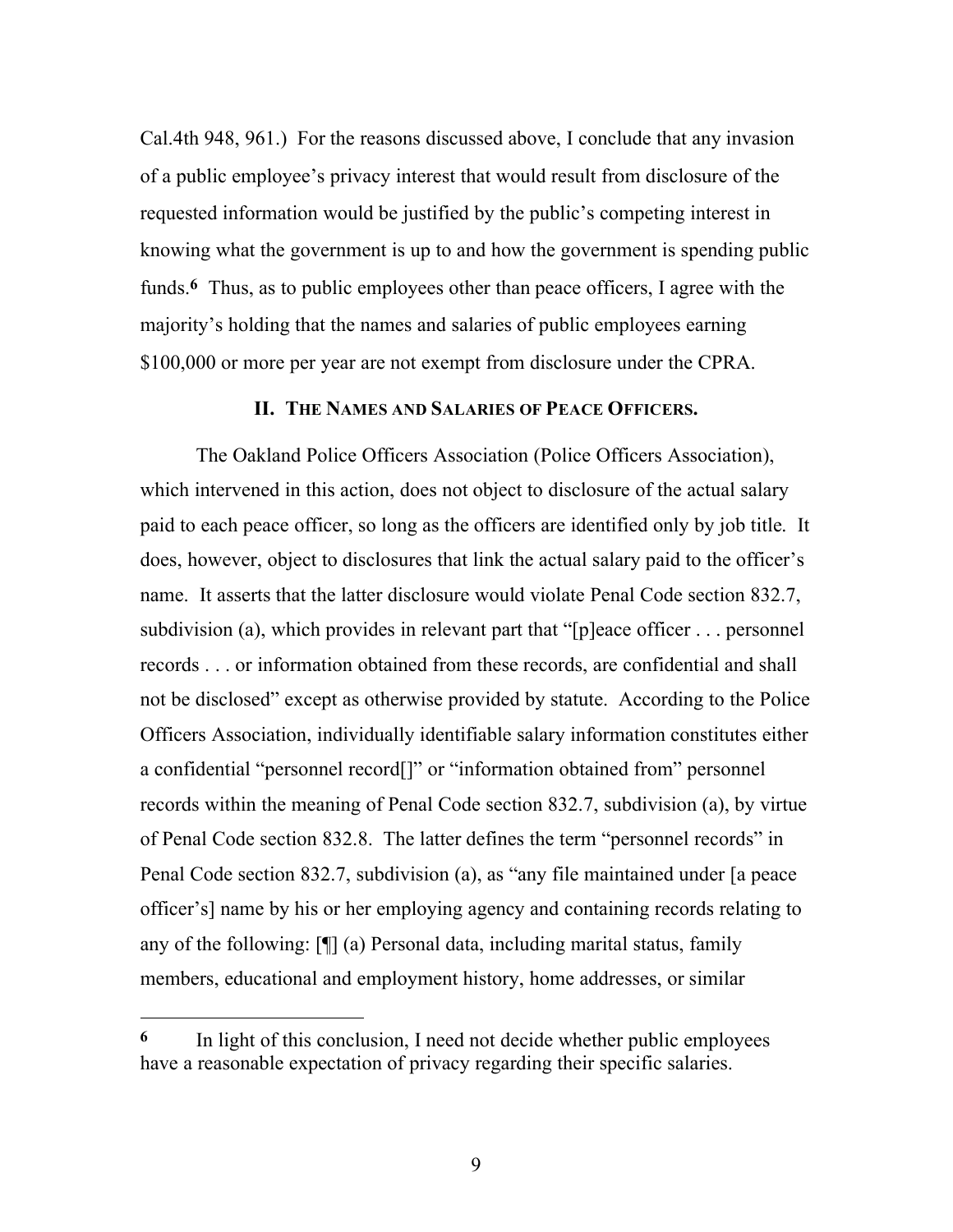Cal.4th 948, 961.) For the reasons discussed above, I conclude that any invasion of a public employee's privacy interest that would result from disclosure of the requested information would be justified by the public's competing interest in knowing what the government is up to and how the government is spending public funds.[6] Thus, as to public employees other than peace officers, I agree with the majority's holding that the names and salaries of public employees earning $100,000 or more per year are not exempt from disclosure under the CPRA.

## II. THE NAMES AND SALARIES OF PEACE OFFICERS.

The Oakland Police Officers Association (Police Officers Association), which intervened in this action, does not object to disclosure of the actual salary paid to each peace officer, so long as the officers are identified only by job title. It does, however, object to disclosures that link the actual salary paid to the officer's name. It asserts that the latter disclosure would violate Penal Code section 832.7, subdivision (a), which provides in relevant part that "[p]eace officer . . . personnel records . . . or information obtained from these records, are confidential and shall not be disclosed" except as otherwise provided by statute. According to the Police Officers Association, individually identifiable salary information constitutes either a confidential "personnel record[]" or "information obtained from" personnel records within the meaning of Penal Code section 832.7, subdivision (a), by virtue of Penal Code section 832.8. The latter defines the term "personnel records" in Penal Code section 832.7, subdivision (a), as "any file maintained under [a peace officer's] name by his or her employing agency and containing records relating to any of the following: [¶] (a) Personal data, including marital status, family members, educational and employment history, home addresses, or similar

---

[6] In light of this conclusion, I need not decide whether public employees have a reasonable expectation of privacy regarding their specific salaries.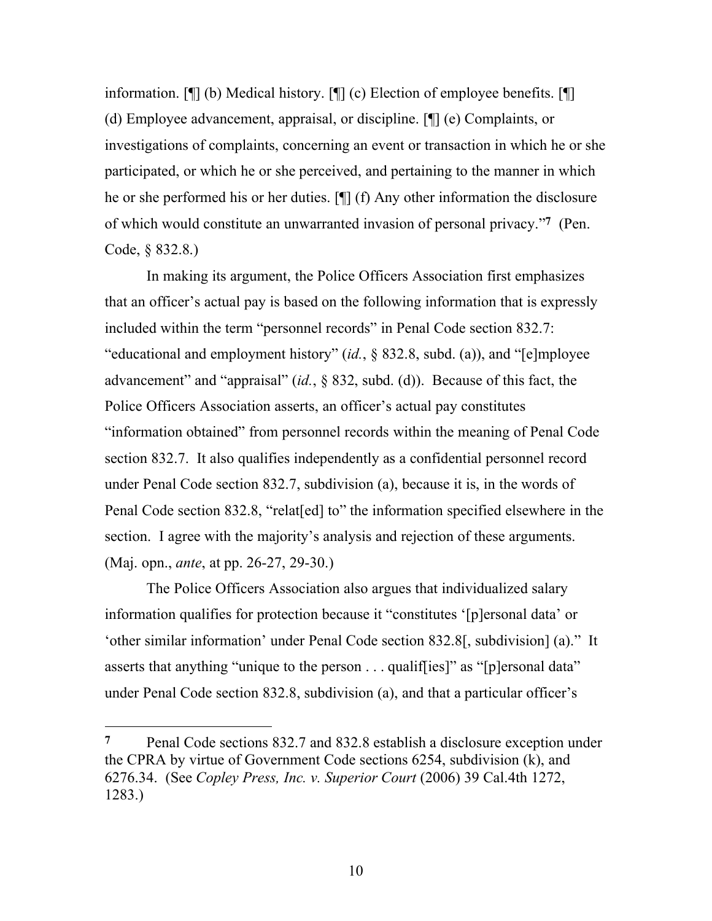information. [¶] (b) Medical history. [¶] (c) Election of employee benefits. [¶] (d) Employee advancement, appraisal, or discipline. [¶] (e) Complaints, or investigations of complaints, concerning an event or transaction in which he or she participated, or which he or she perceived, and pertaining to the manner in which he or she performed his or her duties. [¶] (f) Any other information the disclosure of which would constitute an unwarranted invasion of personal privacy."[7] (Pen. Code, § 832.8.)

In making its argument, the Police Officers Association first emphasizes that an officer's actual pay is based on the following information that is expressly included within the term "personnel records" in Penal Code section 832.7: "educational and employment history" (*id.*, § 832.8, subd. (a)), and "[e]mployee advancement" and "appraisal" (*id.*, § 832, subd. (d)). Because of this fact, the Police Officers Association asserts, an officer's actual pay constitutes "information obtained" from personnel records within the meaning of Penal Code section 832.7. It also qualifies independently as a confidential personnel record under Penal Code section 832.7, subdivision (a), because it is, in the words of Penal Code section 832.8, "relat[ed] to" the information specified elsewhere in the section. I agree with the majority's analysis and rejection of these arguments. (Maj. opn., *ante*, at pp. 26-27, 29-30.)

The Police Officers Association also argues that individualized salary information qualifies for protection because it "constitutes '[p]ersonal data' or 'other similar information' under Penal Code section 832.8[, subdivision] (a)." It asserts that anything "unique to the person . . . qualif[ies]" as "[p]ersonal data" under Penal Code section 832.8, subdivision (a), and that a particular officer's

---

[7] Penal Code sections 832.7 and 832.8 establish a disclosure exception under the CPRA by virtue of Government Code sections 6254, subdivision (k), and 6276.34. (See *Copley Press, Inc. v. Superior Court* (2006) 39 Cal.4th 1272, 1283.)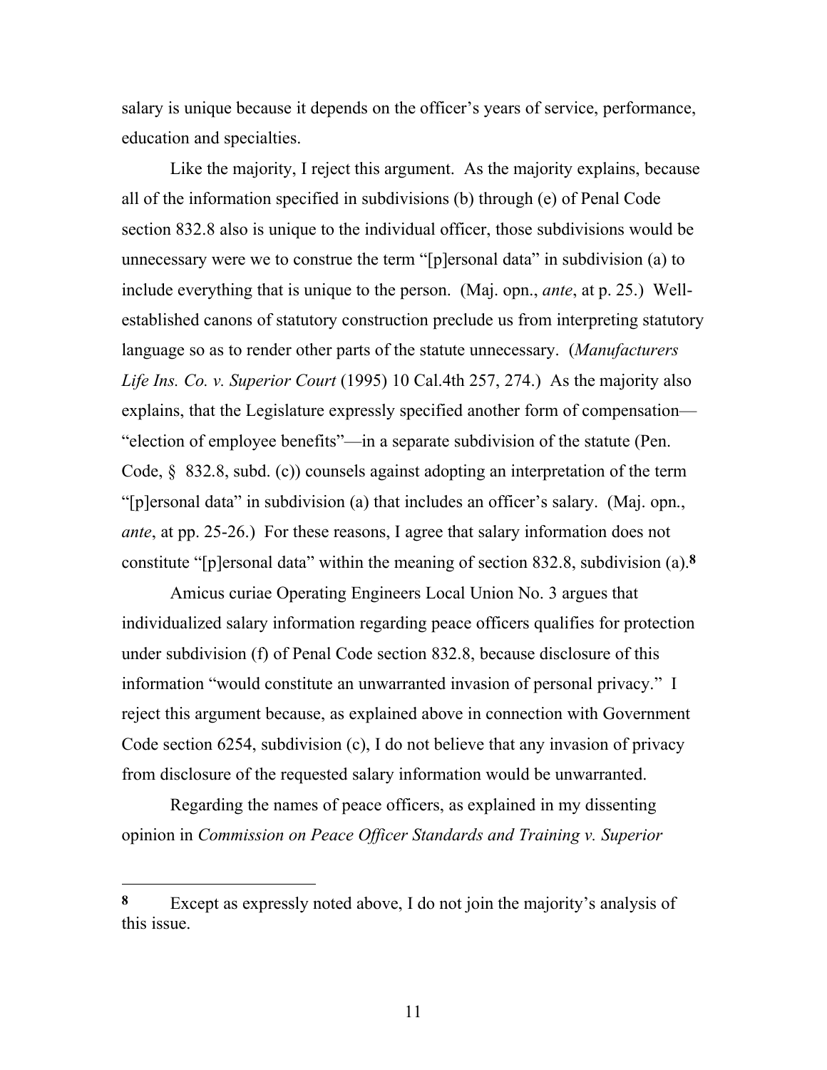salary is unique because it depends on the officer's years of service, performance, education and specialties.

Like the majority, I reject this argument. As the majority explains, because all of the information specified in subdivisions (b) through (e) of Penal Code section 832.8 also is unique to the individual officer, those subdivisions would be unnecessary were we to construe the term "[p]ersonal data" in subdivision (a) to include everything that is unique to the person. (Maj. opn., *ante*, at p. 25.) Well-established canons of statutory construction preclude us from interpreting statutory language so as to render other parts of the statute unnecessary. (*Manufacturers Life Ins. Co. v. Superior Court* (1995) 10 Cal.4th 257, 274.) As the majority also explains, that the Legislature expressly specified another form of compensation—"election of employee benefits"—in a separate subdivision of the statute (Pen. Code, § 832.8, subd. (c)) counsels against adopting an interpretation of the term "[p]ersonal data" in subdivision (a) that includes an officer's salary. (Maj. opn., *ante*, at pp. 25-26.) For these reasons, I agree that salary information does not constitute "[p]ersonal data" within the meaning of section 832.8, subdivision (a).[8]

Amicus curiae Operating Engineers Local Union No. 3 argues that individualized salary information regarding peace officers qualifies for protection under subdivision (f) of Penal Code section 832.8, because disclosure of this information "would constitute an unwarranted invasion of personal privacy." I reject this argument because, as explained above in connection with Government Code section 6254, subdivision (c), I do not believe that any invasion of privacy from disclosure of the requested salary information would be unwarranted.

Regarding the names of peace officers, as explained in my dissenting opinion in *Commission on Peace Officer Standards and Training v. Superior*

---

[8] Except as expressly noted above, I do not join the majority's analysis of this issue.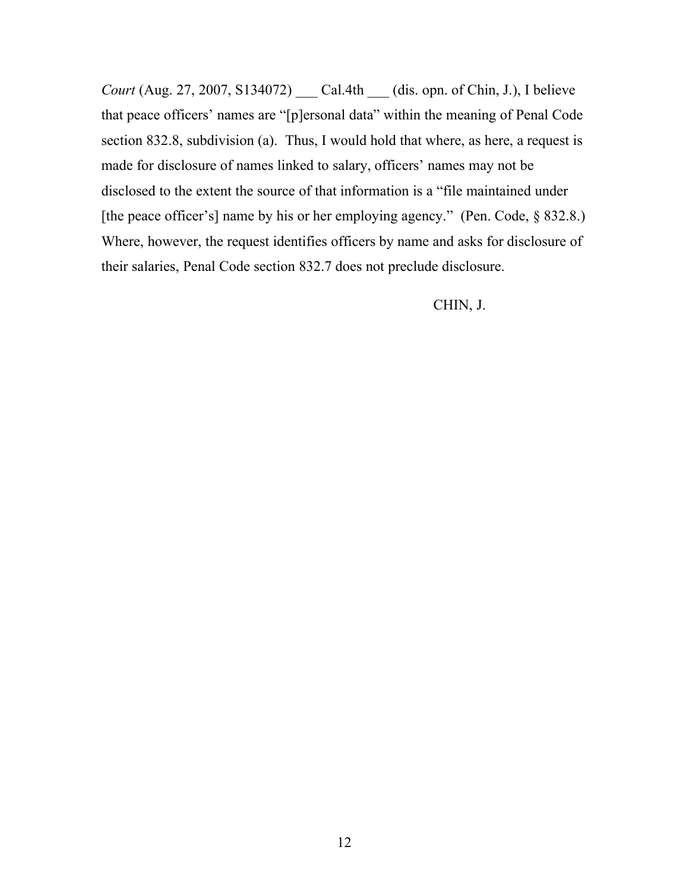*Court* (Aug. 27, 2007, S134072) ___ Cal.4th ___ (dis. opn. of Chin, J.), I believe that peace officers' names are "[p]ersonal data" within the meaning of Penal Code section 832.8, subdivision (a). Thus, I would hold that where, as here, a request is made for disclosure of names linked to salary, officers' names may not be disclosed to the extent the source of that information is a "file maintained under [the peace officer's] name by his or her employing agency." (Pen. Code, § 832.8.) Where, however, the request identifies officers by name and asks for disclosure of their salaries, Penal Code section 832.7 does not preclude disclosure.

CHIN, J.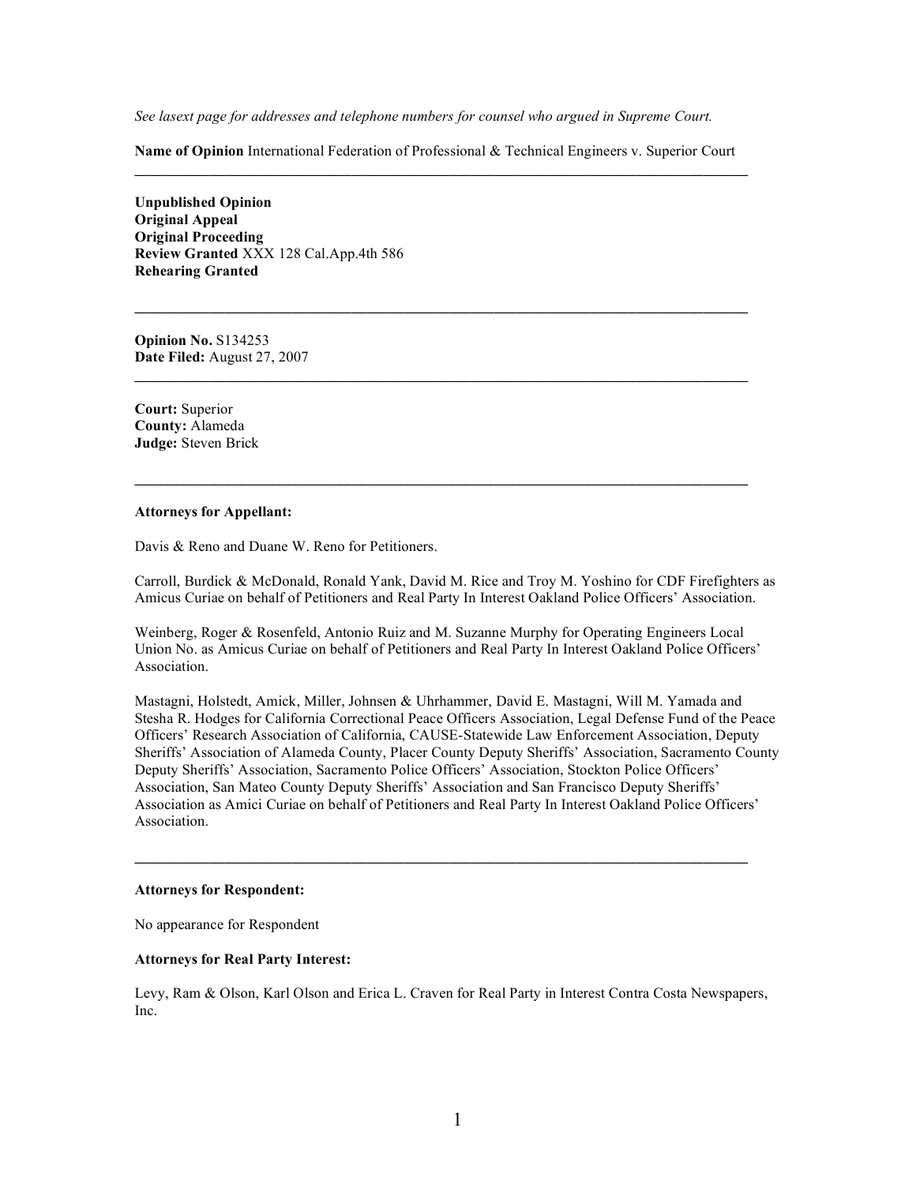*See lasext page for addresses and telephone numbers for counsel who argued in Supreme Court.*

**Name of Opinion** International Federation of Professional & Technical Engineers v. Superior Court

---

**Unpublished Opinion**
**Original Appeal**
**Original Proceeding**
**Review Granted** XXX 128 Cal.App.4th 586
**Rehearing Granted**

---

**Opinion No.** S134253
**Date Filed:** August 27, 2007

---

**Court:** Superior
**County:** Alameda
**Judge:** Steven Brick

---

**Attorneys for Appellant:**

Davis & Reno and Duane W. Reno for Petitioners.

Carroll, Burdick & McDonald, Ronald Yank, David M. Rice and Troy M. Yoshino for CDF Firefighters as Amicus Curiae on behalf of Petitioners and Real Party In Interest Oakland Police Officers' Association.

Weinberg, Roger & Rosenfeld, Antonio Ruiz and M. Suzanne Murphy for Operating Engineers Local Union No. as Amicus Curiae on behalf of Petitioners and Real Party In Interest Oakland Police Officers' Association.

Mastagni, Holstedt, Amick, Miller, Johnsen & Uhrhammer, David E. Mastagni, Will M. Yamada and Stesha R. Hodges for California Correctional Peace Officers Association, Legal Defense Fund of the Peace Officers' Research Association of California, CAUSE-Statewide Law Enforcement Association, Deputy Sheriffs' Association of Alameda County, Placer County Deputy Sheriffs' Association, Sacramento County Deputy Sheriffs' Association, Sacramento Police Officers' Association, Stockton Police Officers' Association, San Mateo County Deputy Sheriffs' Association and San Francisco Deputy Sheriffs' Association as Amici Curiae on behalf of Petitioners and Real Party In Interest Oakland Police Officers' Association.

---

**Attorneys for Respondent:**

No appearance for Respondent

**Attorneys for Real Party Interest:**

Levy, Ram & Olson, Karl Olson and Erica L. Craven for Real Party in Interest Contra Costa Newspapers, Inc.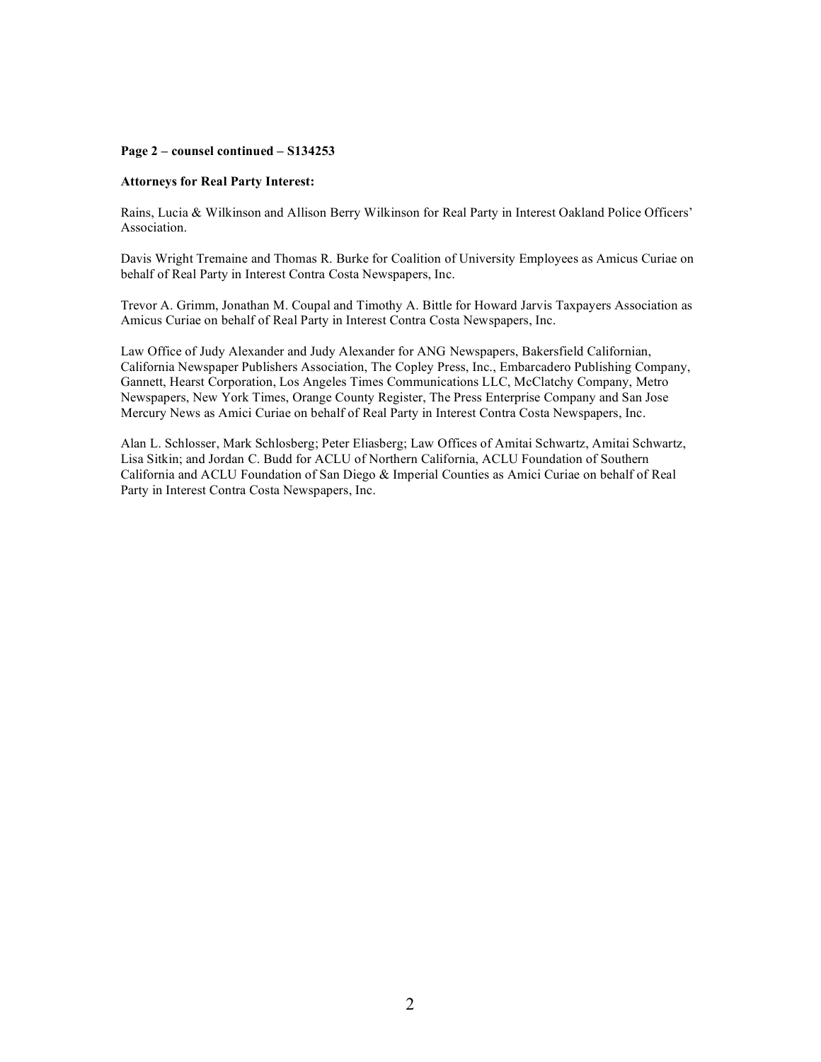**Page 2 – counsel continued – S134253**

**Attorneys for Real Party Interest:**

Rains, Lucia & Wilkinson and Allison Berry Wilkinson for Real Party in Interest Oakland Police Officers' Association.

Davis Wright Tremaine and Thomas R. Burke for Coalition of University Employees as Amicus Curiae on behalf of Real Party in Interest Contra Costa Newspapers, Inc.

Trevor A. Grimm, Jonathan M. Coupal and Timothy A. Bittle for Howard Jarvis Taxpayers Association as Amicus Curiae on behalf of Real Party in Interest Contra Costa Newspapers, Inc.

Law Office of Judy Alexander and Judy Alexander for ANG Newspapers, Bakersfield Californian, California Newspaper Publishers Association, The Copley Press, Inc., Embarcadero Publishing Company, Gannett, Hearst Corporation, Los Angeles Times Communications LLC, McClatchy Company, Metro Newspapers, New York Times, Orange County Register, The Press Enterprise Company and San Jose Mercury News as Amici Curiae on behalf of Real Party in Interest Contra Costa Newspapers, Inc.

Alan L. Schlosser, Mark Schlosberg; Peter Eliasberg; Law Offices of Amitai Schwartz, Amitai Schwartz, Lisa Sitkin; and Jordan C. Budd for ACLU of Northern California, ACLU Foundation of Southern California and ACLU Foundation of San Diego & Imperial Counties as Amici Curiae on behalf of Real Party in Interest Contra Costa Newspapers, Inc.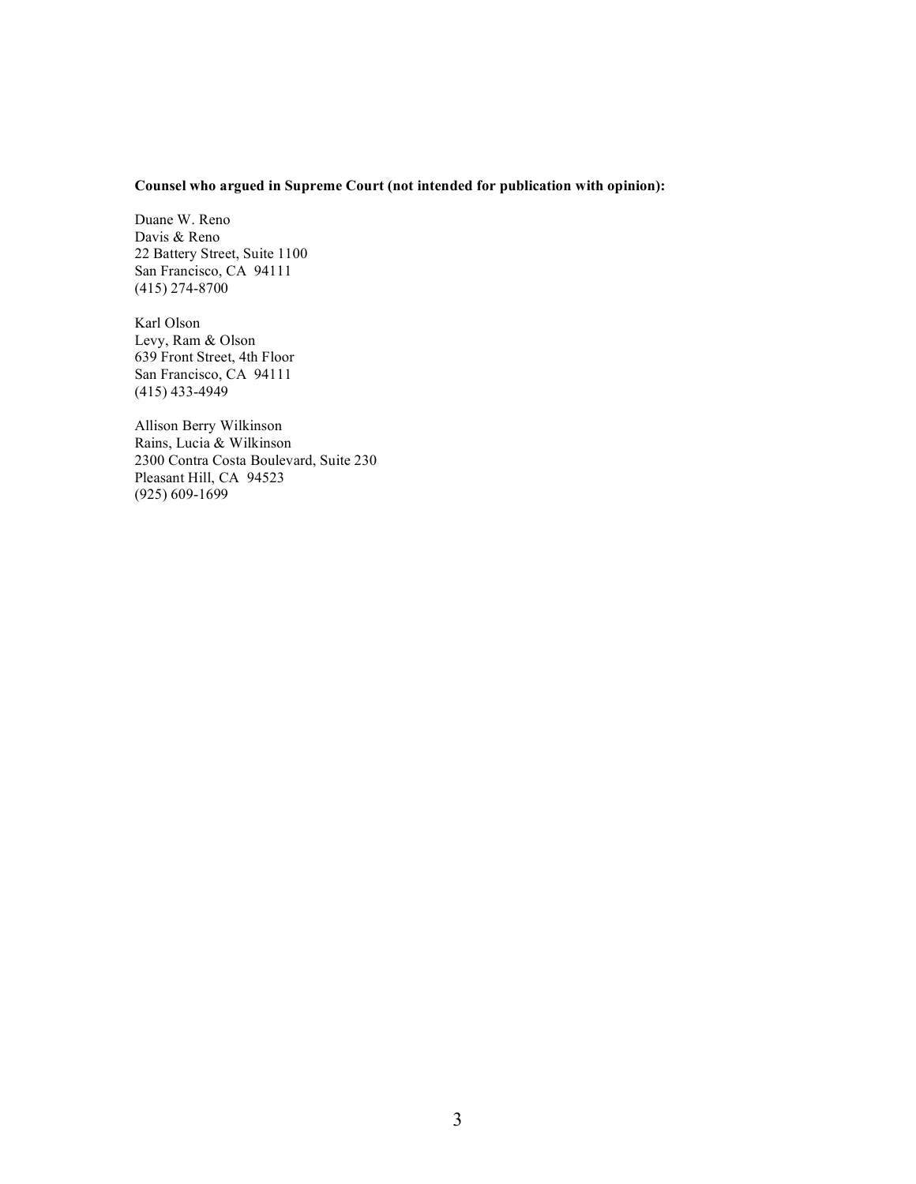**Counsel who argued in Supreme Court (not intended for publication with opinion):**

Duane W. Reno  
Davis & Reno  
22 Battery Street, Suite 1100  
San Francisco, CA 94111  
(415) 274-8700

Karl Olson  
Levy, Ram & Olson  
639 Front Street, 4th Floor  
San Francisco, CA 94111  
(415) 433-4949

Allison Berry Wilkinson  
Rains, Lucia & Wilkinson  
2300 Contra Costa Boulevard, Suite 230  
Pleasant Hill, CA 94523  
(925) 609-1699